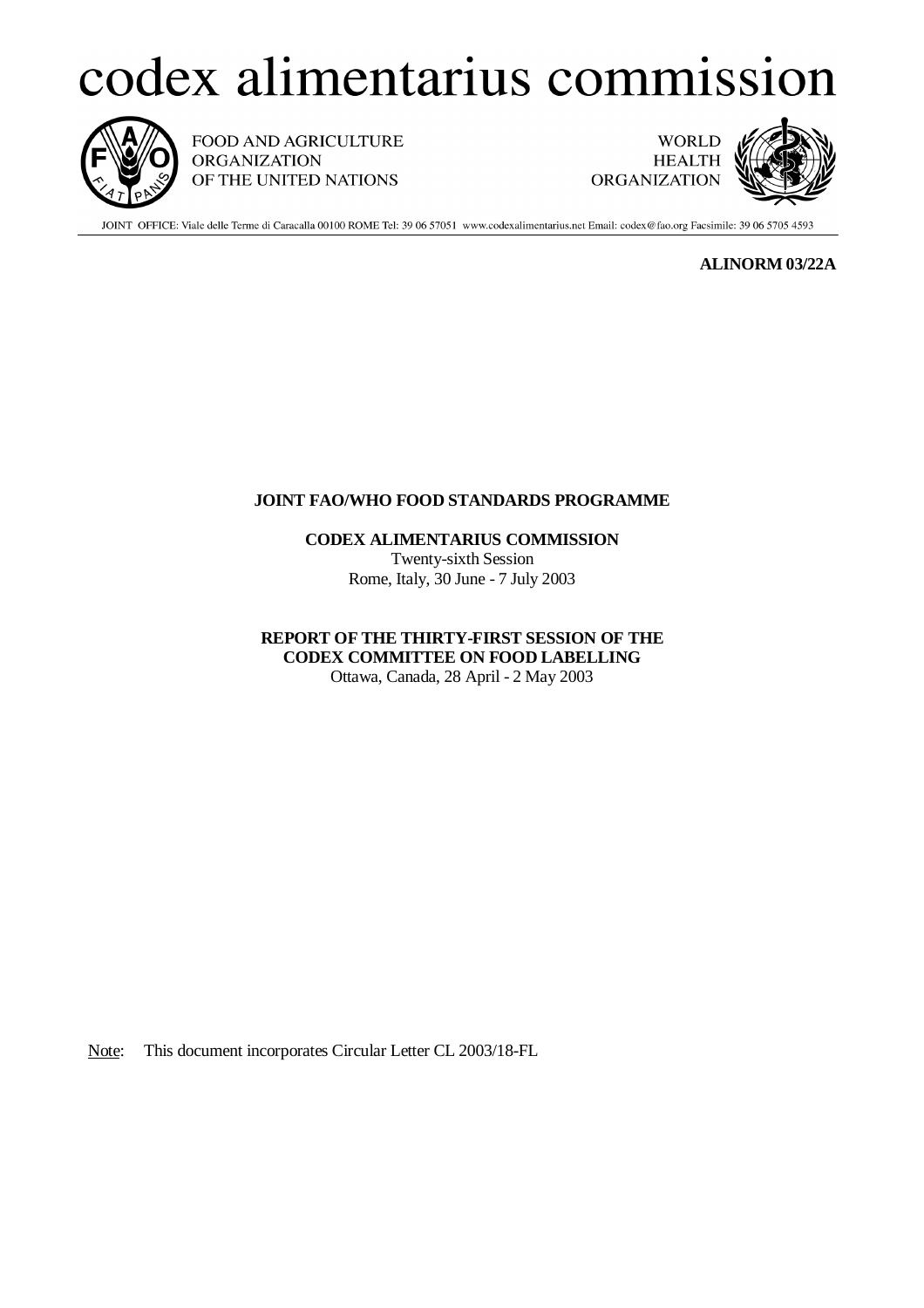# codex alimentarius commission

FOOD AND AGRICULTURE ORGANIZATION OF THE UNITED NATIONS

WORLD HEALTH ORGANIZATION

JOINT OFFICE: Viale delle Terme di Caracalla 00100 ROME Tel: 39 06 57051 www.codexalimentarius.net Email: codex@fao.org Facsimile: 39 06 5705 4593

**ALINORM 03/22A**

**JOINT FAO/WHO FOOD STANDARDS PROGRAMME**

**CODEX ALIMENTARIUS COMMISSION**
Twenty-sixth Session
Rome, Italy, 30 June - 7 July 2003

**REPORT OF THE THIRTY-FIRST SESSION OF THE CODEX COMMITTEE ON FOOD LABELLING**
Ottawa, Canada, 28 April - 2 May 2003

Note: This document incorporates Circular Letter CL 2003/18-FL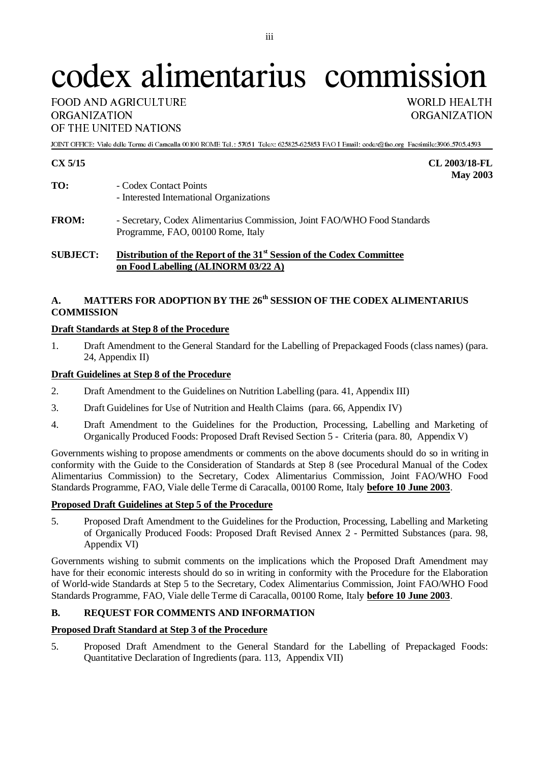# codex alimentarius commission

FOOD AND AGRICULTURE ORGANIZATION OF THE UNITED NATIONS

WORLD HEALTH ORGANIZATION

JOINT OFFICE: Viale delle Terme di Caracalla 00100 ROME Tel.: 57051 Telex: 625825-625853 FAO I Email: codex@fao.org Facsimile:3906.5705.4593

**CX 5/15**

**CL 2003/18-FL**
**May 2003**

**TO:** - Codex Contact Points
- Interested International Organizations

**FROM:** - Secretary, Codex Alimentarius Commission, Joint FAO/WHO Food Standards Programme, FAO, 00100 Rome, Italy

**SUBJECT:** **Distribution of the Report of the 31st Session of the Codex Committee on Food Labelling (ALINORM 03/22 A)**

## A. MATTERS FOR ADOPTION BY THE 26th SESSION OF THE CODEX ALIMENTARIUS COMMISSION

**Draft Standards at Step 8 of the Procedure**

1. Draft Amendment to the General Standard for the Labelling of Prepackaged Foods (class names) (para. 24, Appendix II)

**Draft Guidelines at Step 8 of the Procedure**

2. Draft Amendment to the Guidelines on Nutrition Labelling (para. 41, Appendix III)
3. Draft Guidelines for Use of Nutrition and Health Claims (para. 66, Appendix IV)
4. Draft Amendment to the Guidelines for the Production, Processing, Labelling and Marketing of Organically Produced Foods: Proposed Draft Revised Section 5 - Criteria (para. 80, Appendix V)

Governments wishing to propose amendments or comments on the above documents should do so in writing in conformity with the Guide to the Consideration of Standards at Step 8 (see Procedural Manual of the Codex Alimentarius Commission) to the Secretary, Codex Alimentarius Commission, Joint FAO/WHO Food Standards Programme, FAO, Viale delle Terme di Caracalla, 00100 Rome, Italy **before 10 June 2003**.

**Proposed Draft Guidelines at Step 5 of the Procedure**

5. Proposed Draft Amendment to the Guidelines for the Production, Processing, Labelling and Marketing of Organically Produced Foods: Proposed Draft Revised Annex 2 - Permitted Substances (para. 98, Appendix VI)

Governments wishing to submit comments on the implications which the Proposed Draft Amendment may have for their economic interests should do so in writing in conformity with the Procedure for the Elaboration of World-wide Standards at Step 5 to the Secretary, Codex Alimentarius Commission, Joint FAO/WHO Food Standards Programme, FAO, Viale delle Terme di Caracalla, 00100 Rome, Italy **before 10 June 2003**.

## B. REQUEST FOR COMMENTS AND INFORMATION

**Proposed Draft Standard at Step 3 of the Procedure**

5. Proposed Draft Amendment to the General Standard for the Labelling of Prepackaged Foods: Quantitative Declaration of Ingredients (para. 113, Appendix VII)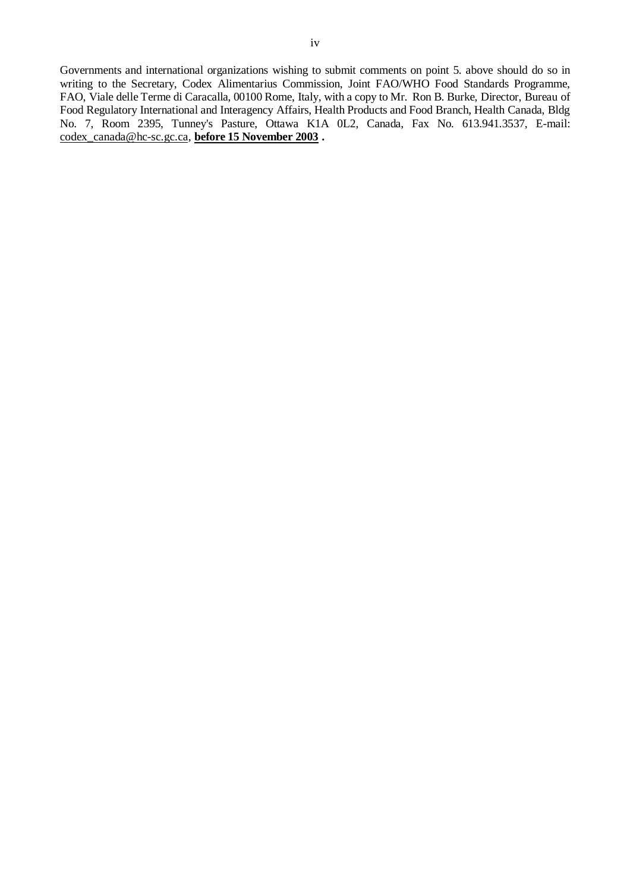Governments and international organizations wishing to submit comments on point 5. above should do so in writing to the Secretary, Codex Alimentarius Commission, Joint FAO/WHO Food Standards Programme, FAO, Viale delle Terme di Caracalla, 00100 Rome, Italy, with a copy to Mr. Ron B. Burke, Director, Bureau of Food Regulatory International and Interagency Affairs, Health Products and Food Branch, Health Canada, Bldg No. 7, Room 2395, Tunney's Pasture, Ottawa K1A 0L2, Canada, Fax No. 613.941.3537, E-mail: codex_canada@hc-sc.gc.ca, **before 15 November 2003** .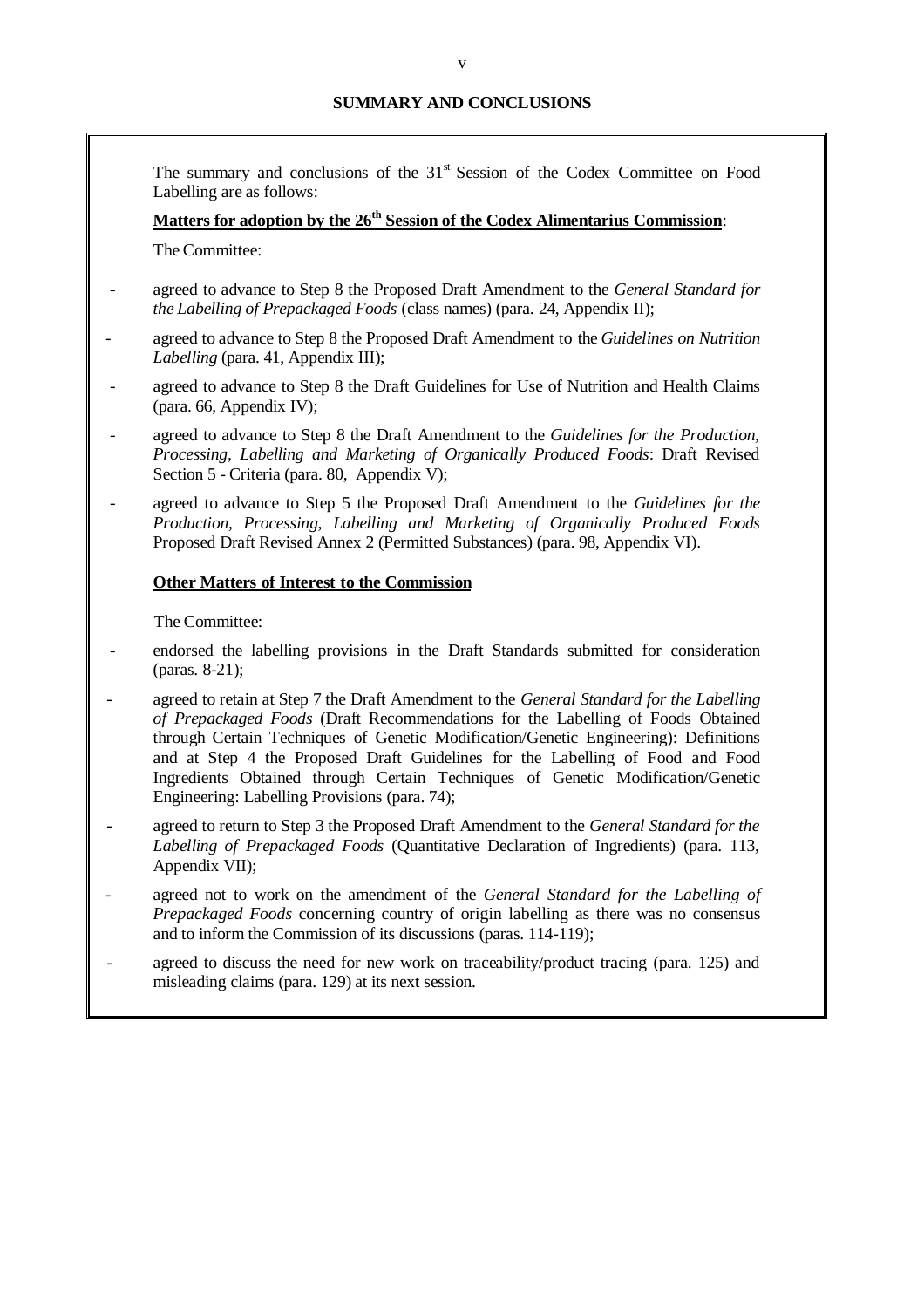## SUMMARY AND CONCLUSIONS

The summary and conclusions of the 31st Session of the Codex Committee on Food Labelling are as follows:

**Matters for adoption by the 26th Session of the Codex Alimentarius Commission**:

The Committee:

- agreed to advance to Step 8 the Proposed Draft Amendment to the *General Standard for the Labelling of Prepackaged Foods* (class names) (para. 24, Appendix II);
- agreed to advance to Step 8 the Proposed Draft Amendment to the *Guidelines on Nutrition Labelling* (para. 41, Appendix III);
- agreed to advance to Step 8 the Draft Guidelines for Use of Nutrition and Health Claims (para. 66, Appendix IV);
- agreed to advance to Step 8 the Draft Amendment to the *Guidelines for the Production, Processing, Labelling and Marketing of Organically Produced Foods*: Draft Revised Section 5 - Criteria (para. 80, Appendix V);
- agreed to advance to Step 5 the Proposed Draft Amendment to the *Guidelines for the Production, Processing, Labelling and Marketing of Organically Produced Foods* Proposed Draft Revised Annex 2 (Permitted Substances) (para. 98, Appendix VI).

**Other Matters of Interest to the Commission**

The Committee:

- endorsed the labelling provisions in the Draft Standards submitted for consideration (paras. 8-21);
- agreed to retain at Step 7 the Draft Amendment to the *General Standard for the Labelling of Prepackaged Foods* (Draft Recommendations for the Labelling of Foods Obtained through Certain Techniques of Genetic Modification/Genetic Engineering): Definitions and at Step 4 the Proposed Draft Guidelines for the Labelling of Food and Food Ingredients Obtained through Certain Techniques of Genetic Modification/Genetic Engineering: Labelling Provisions (para. 74);
- agreed to return to Step 3 the Proposed Draft Amendment to the *General Standard for the Labelling of Prepackaged Foods* (Quantitative Declaration of Ingredients) (para. 113, Appendix VII);
- agreed not to work on the amendment of the *General Standard for the Labelling of Prepackaged Foods* concerning country of origin labelling as there was no consensus and to inform the Commission of its discussions (paras. 114-119);
- agreed to discuss the need for new work on traceability/product tracing (para. 125) and misleading claims (para. 129) at its next session.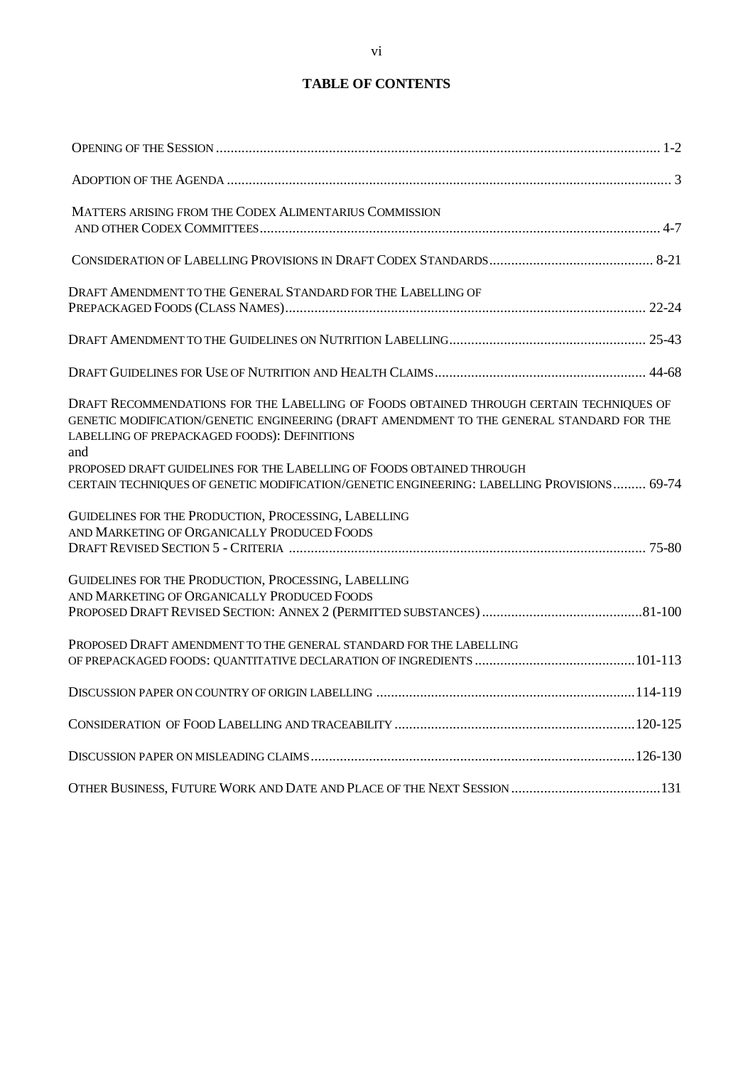# TABLE OF CONTENTS

| | |
|---|---|
| OPENING OF THE SESSION | 1-2 |
| ADOPTION OF THE AGENDA | 3 |
| MATTERS ARISING FROM THE CODEX ALIMENTARIUS COMMISSION AND OTHER CODEX COMMITTEES | 4-7 |
| CONSIDERATION OF LABELLING PROVISIONS IN DRAFT CODEX STANDARDS | 8-21 |
| DRAFT AMENDMENT TO THE GENERAL STANDARD FOR THE LABELLING OF PREPACKAGED FOODS (CLASS NAMES) | 22-24 |
| DRAFT AMENDMENT TO THE GUIDELINES ON NUTRITION LABELLING | 25-43 |
| DRAFT GUIDELINES FOR USE OF NUTRITION AND HEALTH CLAIMS | 44-68 |
| DRAFT RECOMMENDATIONS FOR THE LABELLING OF FOODS OBTAINED THROUGH CERTAIN TECHNIQUES OF GENETIC MODIFICATION/GENETIC ENGINEERING (DRAFT AMENDMENT TO THE GENERAL STANDARD FOR THE LABELLING OF PREPACKAGED FOODS): DEFINITIONS and PROPOSED DRAFT GUIDELINES FOR THE LABELLING OF FOODS OBTAINED THROUGH CERTAIN TECHNIQUES OF GENETIC MODIFICATION/GENETIC ENGINEERING: LABELLING PROVISIONS | 69-74 |
| GUIDELINES FOR THE PRODUCTION, PROCESSING, LABELLING AND MARKETING OF ORGANICALLY PRODUCED FOODS DRAFT REVISED SECTION 5 - CRITERIA | 75-80 |
| GUIDELINES FOR THE PRODUCTION, PROCESSING, LABELLING AND MARKETING OF ORGANICALLY PRODUCED FOODS PROPOSED DRAFT REVISED SECTION: ANNEX 2 (PERMITTED SUBSTANCES) | 81-100 |
| PROPOSED DRAFT AMENDMENT TO THE GENERAL STANDARD FOR THE LABELLING OF PREPACKAGED FOODS: QUANTITATIVE DECLARATION OF INGREDIENTS | 101-113 |
| DISCUSSION PAPER ON COUNTRY OF ORIGIN LABELLING | 114-119 |
| CONSIDERATION OF FOOD LABELLING AND TRACEABILITY | 120-125 |
| DISCUSSION PAPER ON MISLEADING CLAIMS | 126-130 |
| OTHER BUSINESS, FUTURE WORK AND DATE AND PLACE OF THE NEXT SESSION | 131 |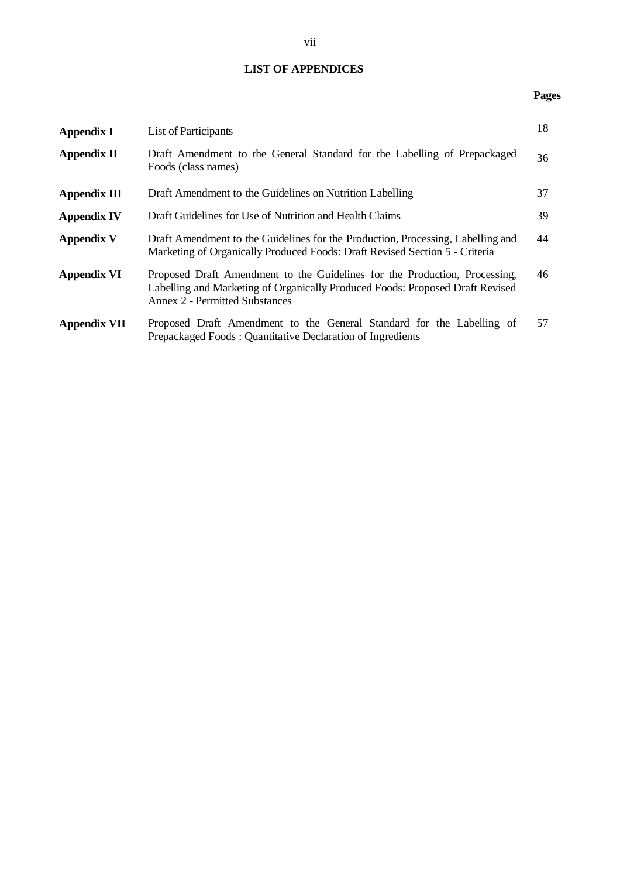## LIST OF APPENDICES

| | | Pages |
|---|---|---|
| **Appendix I** | List of Participants | 18 |
| **Appendix II** | Draft Amendment to the General Standard for the Labelling of Prepackaged Foods (class names) | 36 |
| **Appendix III** | Draft Amendment to the Guidelines on Nutrition Labelling | 37 |
| **Appendix IV** | Draft Guidelines for Use of Nutrition and Health Claims | 39 |
| **Appendix V** | Draft Amendment to the Guidelines for the Production, Processing, Labelling and Marketing of Organically Produced Foods: Draft Revised Section 5 - Criteria | 44 |
| **Appendix VI** | Proposed Draft Amendment to the Guidelines for the Production, Processing, Labelling and Marketing of Organically Produced Foods: Proposed Draft Revised Annex 2 - Permitted Substances | 46 |
| **Appendix VII** | Proposed Draft Amendment to the General Standard for the Labelling of Prepackaged Foods : Quantitative Declaration of Ingredients | 57 |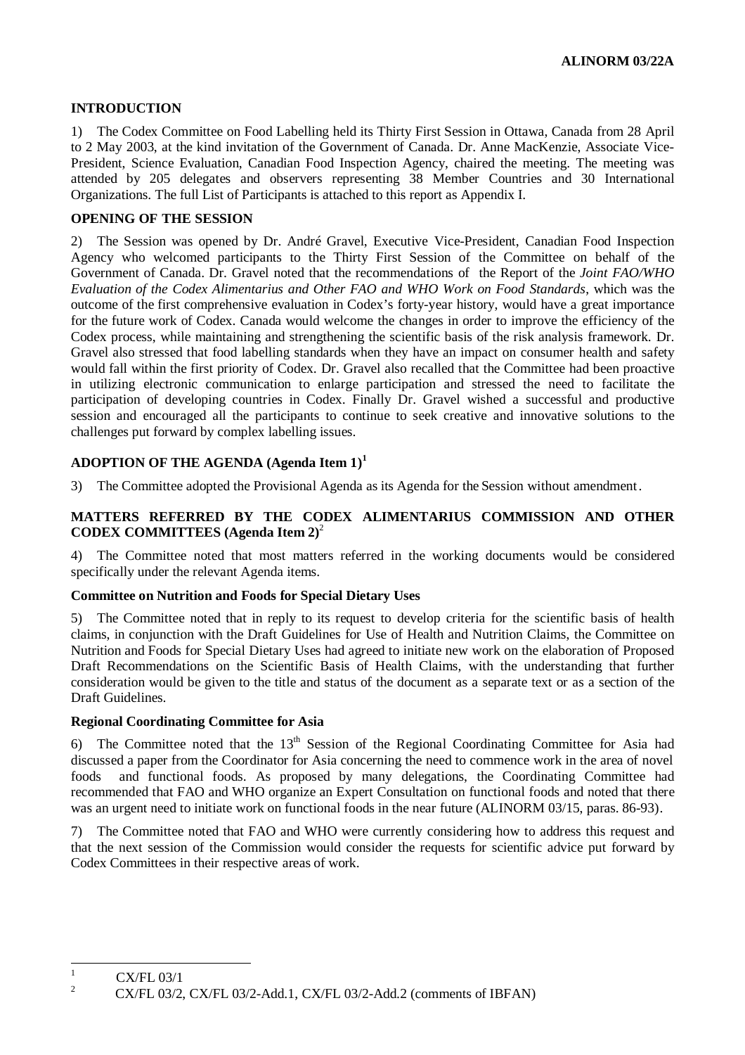## INTRODUCTION

1) The Codex Committee on Food Labelling held its Thirty First Session in Ottawa, Canada from 28 April to 2 May 2003, at the kind invitation of the Government of Canada. Dr. Anne MacKenzie, Associate Vice-President, Science Evaluation, Canadian Food Inspection Agency, chaired the meeting. The meeting was attended by 205 delegates and observers representing 38 Member Countries and 30 International Organizations. The full List of Participants is attached to this report as Appendix I.

## OPENING OF THE SESSION

2) The Session was opened by Dr. André Gravel, Executive Vice-President, Canadian Food Inspection Agency who welcomed participants to the Thirty First Session of the Committee on behalf of the Government of Canada. Dr. Gravel noted that the recommendations of the Report of the *Joint FAO/WHO Evaluation of the Codex Alimentarius and Other FAO and WHO Work on Food Standards*, which was the outcome of the first comprehensive evaluation in Codex's forty-year history, would have a great importance for the future work of Codex. Canada would welcome the changes in order to improve the efficiency of the Codex process, while maintaining and strengthening the scientific basis of the risk analysis framework. Dr. Gravel also stressed that food labelling standards when they have an impact on consumer health and safety would fall within the first priority of Codex. Dr. Gravel also recalled that the Committee had been proactive in utilizing electronic communication to enlarge participation and stressed the need to facilitate the participation of developing countries in Codex. Finally Dr. Gravel wished a successful and productive session and encouraged all the participants to continue to seek creative and innovative solutions to the challenges put forward by complex labelling issues.

## ADOPTION OF THE AGENDA (Agenda Item 1)[1]

3) The Committee adopted the Provisional Agenda as its Agenda for the Session without amendment.

## MATTERS REFERRED BY THE CODEX ALIMENTARIUS COMMISSION AND OTHER CODEX COMMITTEES (Agenda Item 2)[2]

4) The Committee noted that most matters referred in the working documents would be considered specifically under the relevant Agenda items.

### Committee on Nutrition and Foods for Special Dietary Uses

5) The Committee noted that in reply to its request to develop criteria for the scientific basis of health claims, in conjunction with the Draft Guidelines for Use of Health and Nutrition Claims, the Committee on Nutrition and Foods for Special Dietary Uses had agreed to initiate new work on the elaboration of Proposed Draft Recommendations on the Scientific Basis of Health Claims, with the understanding that further consideration would be given to the title and status of the document as a separate text or as a section of the Draft Guidelines.

### Regional Coordinating Committee for Asia

6) The Committee noted that the 13th Session of the Regional Coordinating Committee for Asia had discussed a paper from the Coordinator for Asia concerning the need to commence work in the area of novel foods and functional foods. As proposed by many delegations, the Coordinating Committee had recommended that FAO and WHO organize an Expert Consultation on functional foods and noted that there was an urgent need to initiate work on functional foods in the near future (ALINORM 03/15, paras. 86-93).

7) The Committee noted that FAO and WHO were currently considering how to address this request and that the next session of the Commission would consider the requests for scientific advice put forward by Codex Committees in their respective areas of work.

---

[1] CX/FL 03/1

[2] CX/FL 03/2, CX/FL 03/2-Add.1, CX/FL 03/2-Add.2 (comments of IBFAN)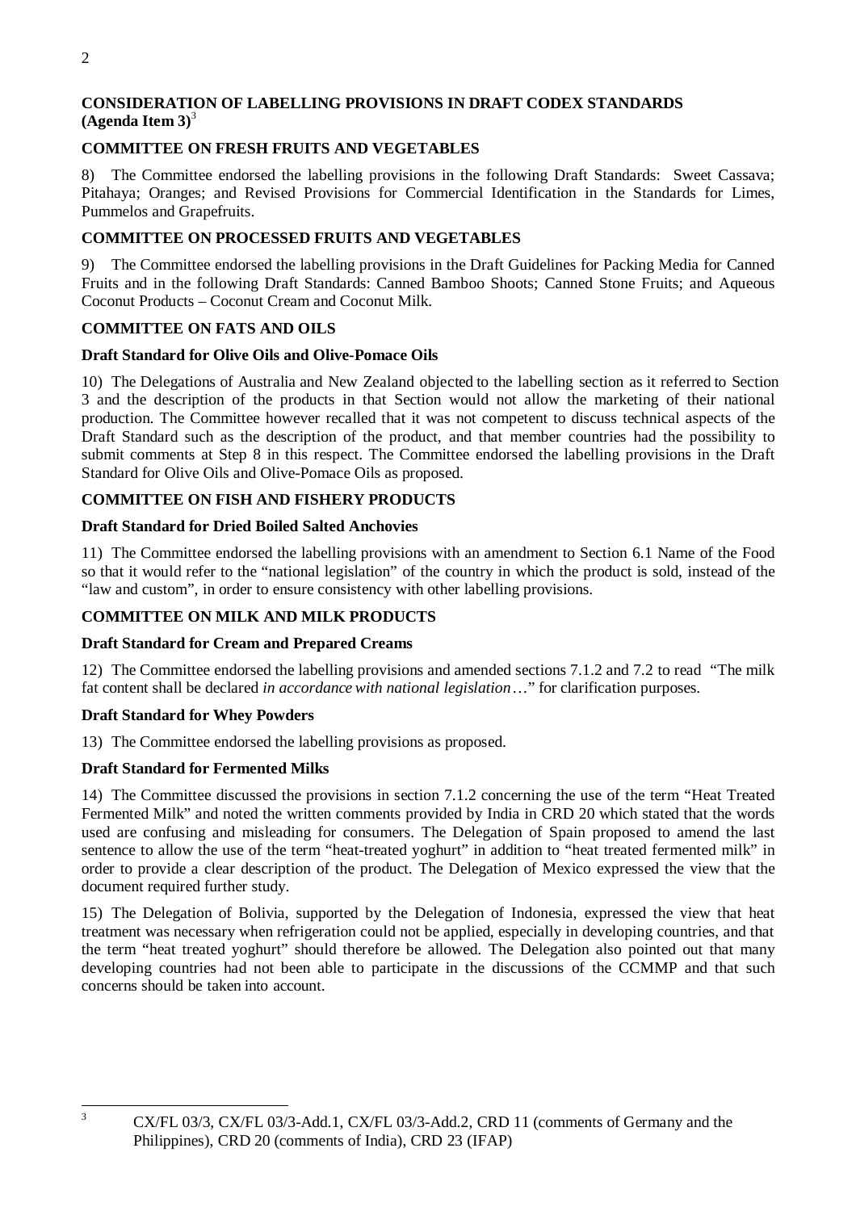## CONSIDERATION OF LABELLING PROVISIONS IN DRAFT CODEX STANDARDS (Agenda Item 3)[3]

### COMMITTEE ON FRESH FRUITS AND VEGETABLES

8) The Committee endorsed the labelling provisions in the following Draft Standards: Sweet Cassava; Pitahaya; Oranges; and Revised Provisions for Commercial Identification in the Standards for Limes, Pummelos and Grapefruits.

### COMMITTEE ON PROCESSED FRUITS AND VEGETABLES

9) The Committee endorsed the labelling provisions in the Draft Guidelines for Packing Media for Canned Fruits and in the following Draft Standards: Canned Bamboo Shoots; Canned Stone Fruits; and Aqueous Coconut Products – Coconut Cream and Coconut Milk.

### COMMITTEE ON FATS AND OILS

#### Draft Standard for Olive Oils and Olive-Pomace Oils

10) The Delegations of Australia and New Zealand objected to the labelling section as it referred to Section 3 and the description of the products in that Section would not allow the marketing of their national production. The Committee however recalled that it was not competent to discuss technical aspects of the Draft Standard such as the description of the product, and that member countries had the possibility to submit comments at Step 8 in this respect. The Committee endorsed the labelling provisions in the Draft Standard for Olive Oils and Olive-Pomace Oils as proposed.

### COMMITTEE ON FISH AND FISHERY PRODUCTS

#### Draft Standard for Dried Boiled Salted Anchovies

11) The Committee endorsed the labelling provisions with an amendment to Section 6.1 Name of the Food so that it would refer to the "national legislation" of the country in which the product is sold, instead of the "law and custom", in order to ensure consistency with other labelling provisions.

### COMMITTEE ON MILK AND MILK PRODUCTS

#### Draft Standard for Cream and Prepared Creams

12) The Committee endorsed the labelling provisions and amended sections 7.1.2 and 7.2 to read "The milk fat content shall be declared *in accordance with national legislation*…" for clarification purposes.

#### Draft Standard for Whey Powders

13) The Committee endorsed the labelling provisions as proposed.

#### Draft Standard for Fermented Milks

14) The Committee discussed the provisions in section 7.1.2 concerning the use of the term "Heat Treated Fermented Milk" and noted the written comments provided by India in CRD 20 which stated that the words used are confusing and misleading for consumers. The Delegation of Spain proposed to amend the last sentence to allow the use of the term "heat-treated yoghurt" in addition to "heat treated fermented milk" in order to provide a clear description of the product. The Delegation of Mexico expressed the view that the document required further study.

15) The Delegation of Bolivia, supported by the Delegation of Indonesia, expressed the view that heat treatment was necessary when refrigeration could not be applied, especially in developing countries, and that the term "heat treated yoghurt" should therefore be allowed. The Delegation also pointed out that many developing countries had not been able to participate in the discussions of the CCMMP and that such concerns should be taken into account.

---

[3] CX/FL 03/3, CX/FL 03/3-Add.1, CX/FL 03/3-Add.2, CRD 11 (comments of Germany and the Philippines), CRD 20 (comments of India), CRD 23 (IFAP)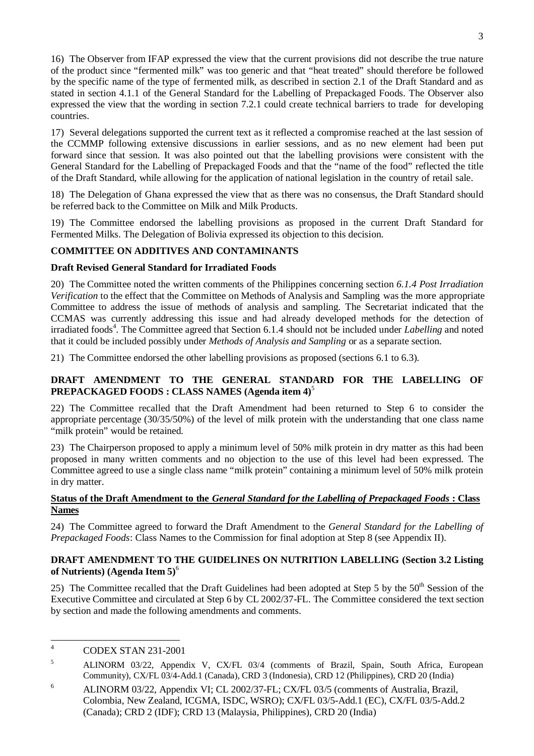16) The Observer from IFAP expressed the view that the current provisions did not describe the true nature of the product since "fermented milk" was too generic and that "heat treated" should therefore be followed by the specific name of the type of fermented milk, as described in section 2.1 of the Draft Standard and as stated in section 4.1.1 of the General Standard for the Labelling of Prepackaged Foods. The Observer also expressed the view that the wording in section 7.2.1 could create technical barriers to trade for developing countries.

17) Several delegations supported the current text as it reflected a compromise reached at the last session of the CCMMP following extensive discussions in earlier sessions, and as no new element had been put forward since that session. It was also pointed out that the labelling provisions were consistent with the General Standard for the Labelling of Prepackaged Foods and that the "name of the food" reflected the title of the Draft Standard, while allowing for the application of national legislation in the country of retail sale.

18) The Delegation of Ghana expressed the view that as there was no consensus, the Draft Standard should be referred back to the Committee on Milk and Milk Products.

19) The Committee endorsed the labelling provisions as proposed in the current Draft Standard for Fermented Milks. The Delegation of Bolivia expressed its objection to this decision.

**COMMITTEE ON ADDITIVES AND CONTAMINANTS**

**Draft Revised General Standard for Irradiated Foods**

20) The Committee noted the written comments of the Philippines concerning section *6.1.4 Post Irradiation Verification* to the effect that the Committee on Methods of Analysis and Sampling was the more appropriate Committee to address the issue of methods of analysis and sampling. The Secretariat indicated that the CCMAS was currently addressing this issue and had already developed methods for the detection of irradiated foods[4]. The Committee agreed that Section 6.1.4 should not be included under *Labelling* and noted that it could be included possibly under *Methods of Analysis and Sampling* or as a separate section.

21) The Committee endorsed the other labelling provisions as proposed (sections 6.1 to 6.3).

## DRAFT AMENDMENT TO THE GENERAL STANDARD FOR THE LABELLING OF PREPACKAGED FOODS : CLASS NAMES (Agenda item 4)[5]

22) The Committee recalled that the Draft Amendment had been returned to Step 6 to consider the appropriate percentage (30/35/50%) of the level of milk protein with the understanding that one class name "milk protein" would be retained.

23) The Chairperson proposed to apply a minimum level of 50% milk protein in dry matter as this had been proposed in many written comments and no objection to the use of this level had been expressed. The Committee agreed to use a single class name "milk protein" containing a minimum level of 50% milk protein in dry matter.

**Status of the Draft Amendment to the *General Standard for the Labelling of Prepackaged Foods* : Class Names**

24) The Committee agreed to forward the Draft Amendment to the *General Standard for the Labelling of Prepackaged Foods*: Class Names to the Commission for final adoption at Step 8 (see Appendix II).

## DRAFT AMENDMENT TO THE GUIDELINES ON NUTRITION LABELLING (Section 3.2 Listing of Nutrients) (Agenda Item 5)[6]

25) The Committee recalled that the Draft Guidelines had been adopted at Step 5 by the 50th Session of the Executive Committee and circulated at Step 6 by CL 2002/37-FL. The Committee considered the text section by section and made the following amendments and comments.

---

[4] CODEX STAN 231-2001

[5] ALINORM 03/22, Appendix V, CX/FL 03/4 (comments of Brazil, Spain, South Africa, European Community), CX/FL 03/4-Add.1 (Canada), CRD 3 (Indonesia), CRD 12 (Philippines), CRD 20 (India)

[6] ALINORM 03/22, Appendix VI; CL 2002/37-FL; CX/FL 03/5 (comments of Australia, Brazil, Colombia, New Zealand, ICGMA, ISDC, WSRO); CX/FL 03/5-Add.1 (EC), CX/FL 03/5-Add.2 (Canada); CRD 2 (IDF); CRD 13 (Malaysia, Philippines), CRD 20 (India)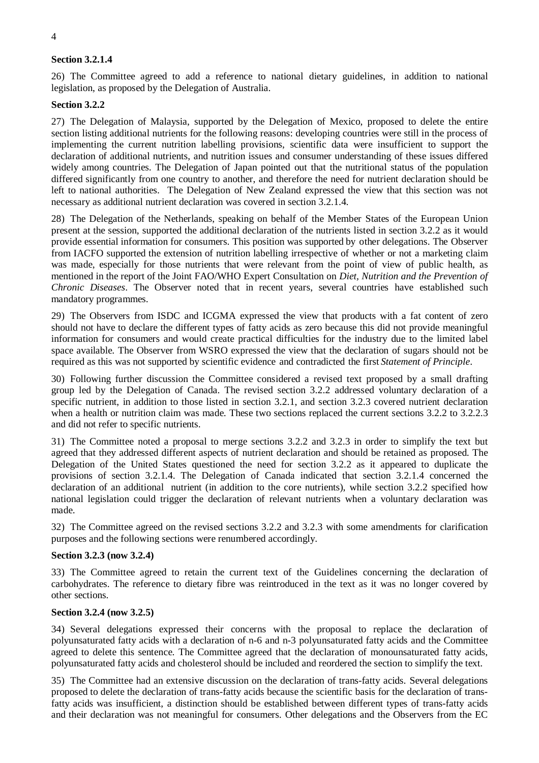**Section 3.2.1.4**

26) The Committee agreed to add a reference to national dietary guidelines, in addition to national legislation, as proposed by the Delegation of Australia.

**Section 3.2.2**

27) The Delegation of Malaysia, supported by the Delegation of Mexico, proposed to delete the entire section listing additional nutrients for the following reasons: developing countries were still in the process of implementing the current nutrition labelling provisions, scientific data were insufficient to support the declaration of additional nutrients, and nutrition issues and consumer understanding of these issues differed widely among countries. The Delegation of Japan pointed out that the nutritional status of the population differed significantly from one country to another, and therefore the need for nutrient declaration should be left to national authorities. The Delegation of New Zealand expressed the view that this section was not necessary as additional nutrient declaration was covered in section 3.2.1.4.

28) The Delegation of the Netherlands, speaking on behalf of the Member States of the European Union present at the session, supported the additional declaration of the nutrients listed in section 3.2.2 as it would provide essential information for consumers. This position was supported by other delegations. The Observer from IACFO supported the extension of nutrition labelling irrespective of whether or not a marketing claim was made, especially for those nutrients that were relevant from the point of view of public health, as mentioned in the report of the Joint FAO/WHO Expert Consultation on *Diet, Nutrition and the Prevention of Chronic Diseases*. The Observer noted that in recent years, several countries have established such mandatory programmes.

29) The Observers from ISDC and ICGMA expressed the view that products with a fat content of zero should not have to declare the different types of fatty acids as zero because this did not provide meaningful information for consumers and would create practical difficulties for the industry due to the limited label space available. The Observer from WSRO expressed the view that the declaration of sugars should not be required as this was not supported by scientific evidence and contradicted the first *Statement of Principle*.

30) Following further discussion the Committee considered a revised text proposed by a small drafting group led by the Delegation of Canada. The revised section 3.2.2 addressed voluntary declaration of a specific nutrient, in addition to those listed in section 3.2.1, and section 3.2.3 covered nutrient declaration when a health or nutrition claim was made. These two sections replaced the current sections 3.2.2 to 3.2.2.3 and did not refer to specific nutrients.

31) The Committee noted a proposal to merge sections 3.2.2 and 3.2.3 in order to simplify the text but agreed that they addressed different aspects of nutrient declaration and should be retained as proposed. The Delegation of the United States questioned the need for section 3.2.2 as it appeared to duplicate the provisions of section 3.2.1.4. The Delegation of Canada indicated that section 3.2.1.4 concerned the declaration of an additional nutrient (in addition to the core nutrients), while section 3.2.2 specified how national legislation could trigger the declaration of relevant nutrients when a voluntary declaration was made.

32) The Committee agreed on the revised sections 3.2.2 and 3.2.3 with some amendments for clarification purposes and the following sections were renumbered accordingly.

**Section 3.2.3 (now 3.2.4)**

33) The Committee agreed to retain the current text of the Guidelines concerning the declaration of carbohydrates. The reference to dietary fibre was reintroduced in the text as it was no longer covered by other sections.

**Section 3.2.4 (now 3.2.5)**

34) Several delegations expressed their concerns with the proposal to replace the declaration of polyunsaturated fatty acids with a declaration of n-6 and n-3 polyunsaturated fatty acids and the Committee agreed to delete this sentence. The Committee agreed that the declaration of monounsaturated fatty acids, polyunsaturated fatty acids and cholesterol should be included and reordered the section to simplify the text.

35) The Committee had an extensive discussion on the declaration of trans-fatty acids. Several delegations proposed to delete the declaration of trans-fatty acids because the scientific basis for the declaration of trans-fatty acids was insufficient, a distinction should be established between different types of trans-fatty acids and their declaration was not meaningful for consumers. Other delegations and the Observers from the EC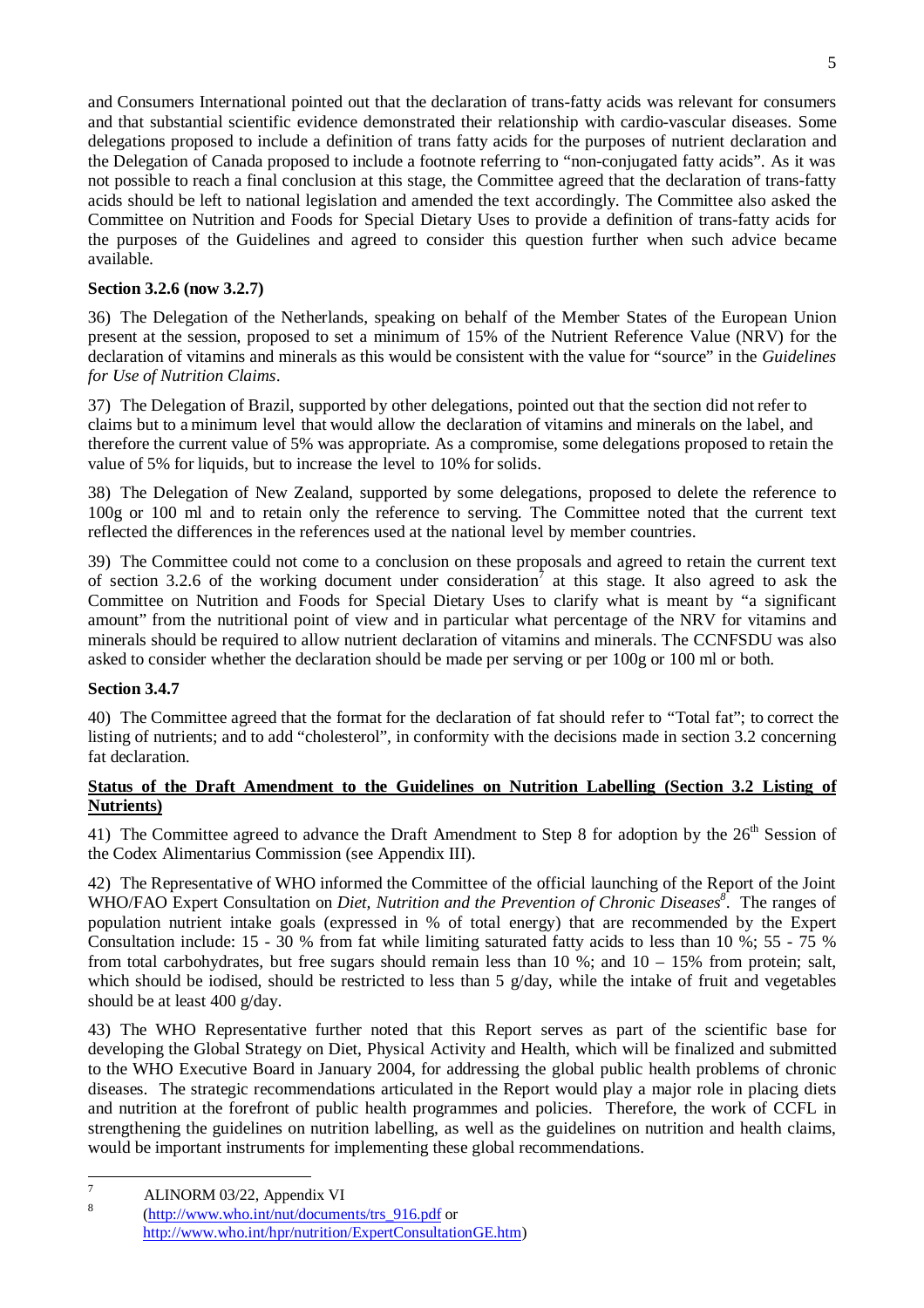and Consumers International pointed out that the declaration of trans-fatty acids was relevant for consumers and that substantial scientific evidence demonstrated their relationship with cardio-vascular diseases. Some delegations proposed to include a definition of trans fatty acids for the purposes of nutrient declaration and the Delegation of Canada proposed to include a footnote referring to "non-conjugated fatty acids". As it was not possible to reach a final conclusion at this stage, the Committee agreed that the declaration of trans-fatty acids should be left to national legislation and amended the text accordingly. The Committee also asked the Committee on Nutrition and Foods for Special Dietary Uses to provide a definition of trans-fatty acids for the purposes of the Guidelines and agreed to consider this question further when such advice became available.

**Section 3.2.6 (now 3.2.7)**

36) The Delegation of the Netherlands, speaking on behalf of the Member States of the European Union present at the session, proposed to set a minimum of 15% of the Nutrient Reference Value (NRV) for the declaration of vitamins and minerals as this would be consistent with the value for "source" in the *Guidelines for Use of Nutrition Claims*.

37) The Delegation of Brazil, supported by other delegations, pointed out that the section did not refer to claims but to a minimum level that would allow the declaration of vitamins and minerals on the label, and therefore the current value of 5% was appropriate. As a compromise, some delegations proposed to retain the value of 5% for liquids, but to increase the level to 10% for solids.

38) The Delegation of New Zealand, supported by some delegations, proposed to delete the reference to 100g or 100 ml and to retain only the reference to serving. The Committee noted that the current text reflected the differences in the references used at the national level by member countries.

39) The Committee could not come to a conclusion on these proposals and agreed to retain the current text of section 3.2.6 of the working document under consideration[7] at this stage. It also agreed to ask the Committee on Nutrition and Foods for Special Dietary Uses to clarify what is meant by "a significant amount" from the nutritional point of view and in particular what percentage of the NRV for vitamins and minerals should be required to allow nutrient declaration of vitamins and minerals. The CCNFSDU was also asked to consider whether the declaration should be made per serving or per 100g or 100 ml or both.

**Section 3.4.7**

40) The Committee agreed that the format for the declaration of fat should refer to "Total fat"; to correct the listing of nutrients; and to add "cholesterol", in conformity with the decisions made in section 3.2 concerning fat declaration.

**Status of the Draft Amendment to the Guidelines on Nutrition Labelling (Section 3.2 Listing of Nutrients)**

41) The Committee agreed to advance the Draft Amendment to Step 8 for adoption by the 26th Session of the Codex Alimentarius Commission (see Appendix III).

42) The Representative of WHO informed the Committee of the official launching of the Report of the Joint WHO/FAO Expert Consultation on *Diet, Nutrition and the Prevention of Chronic Diseases*[8]. The ranges of population nutrient intake goals (expressed in % of total energy) that are recommended by the Expert Consultation include: 15 - 30 % from fat while limiting saturated fatty acids to less than 10 %; 55 - 75 % from total carbohydrates, but free sugars should remain less than 10 %; and 10 – 15% from protein; salt, which should be iodised, should be restricted to less than 5 g/day, while the intake of fruit and vegetables should be at least 400 g/day.

43) The WHO Representative further noted that this Report serves as part of the scientific base for developing the Global Strategy on Diet, Physical Activity and Health, which will be finalized and submitted to the WHO Executive Board in January 2004, for addressing the global public health problems of chronic diseases. The strategic recommendations articulated in the Report would play a major role in placing diets and nutrition at the forefront of public health programmes and policies. Therefore, the work of CCFL in strengthening the guidelines on nutrition labelling, as well as the guidelines on nutrition and health claims, would be important instruments for implementing these global recommendations.

---

[7] ALINORM 03/22, Appendix VI

[8] (http://www.who.int/nut/documents/trs_916.pdf or http://www.who.int/hpr/nutrition/ExpertConsultationGE.htm)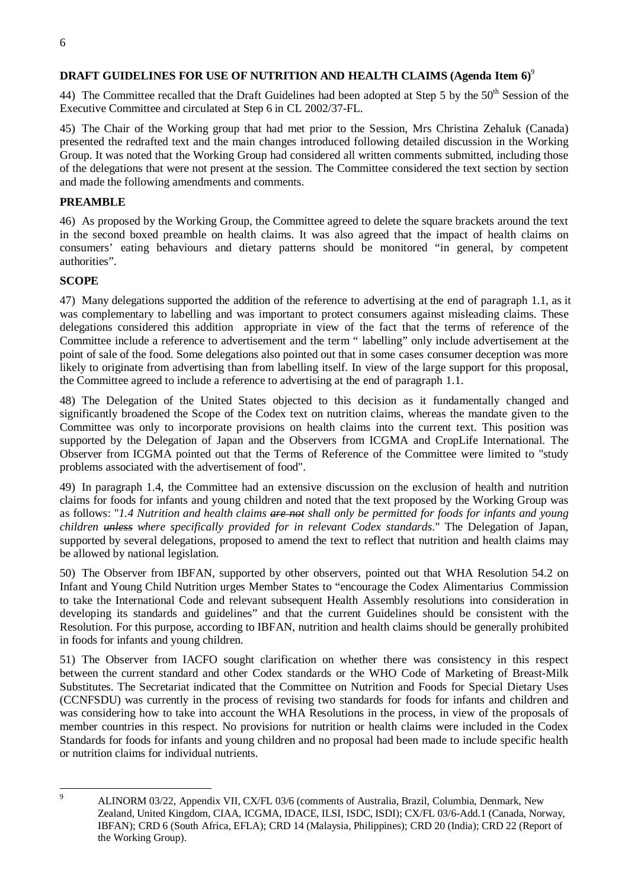## DRAFT GUIDELINES FOR USE OF NUTRITION AND HEALTH CLAIMS (Agenda Item 6)[9]

44) The Committee recalled that the Draft Guidelines had been adopted at Step 5 by the 50[th] Session of the Executive Committee and circulated at Step 6 in CL 2002/37-FL.

45) The Chair of the Working group that had met prior to the Session, Mrs Christina Zehaluk (Canada) presented the redrafted text and the main changes introduced following detailed discussion in the Working Group. It was noted that the Working Group had considered all written comments submitted, including those of the delegations that were not present at the session. The Committee considered the text section by section and made the following amendments and comments.

### PREAMBLE

46) As proposed by the Working Group, the Committee agreed to delete the square brackets around the text in the second boxed preamble on health claims. It was also agreed that the impact of health claims on consumers' eating behaviours and dietary patterns should be monitored "in general, by competent authorities".

### SCOPE

47) Many delegations supported the addition of the reference to advertising at the end of paragraph 1.1, as it was complementary to labelling and was important to protect consumers against misleading claims. These delegations considered this addition appropriate in view of the fact that the terms of reference of the Committee include a reference to advertisement and the term " labelling" only include advertisement at the point of sale of the food. Some delegations also pointed out that in some cases consumer deception was more likely to originate from advertising than from labelling itself. In view of the large support for this proposal, the Committee agreed to include a reference to advertising at the end of paragraph 1.1.

48) The Delegation of the United States objected to this decision as it fundamentally changed and significantly broadened the Scope of the Codex text on nutrition claims, whereas the mandate given to the Committee was only to incorporate provisions on health claims into the current text. This position was supported by the Delegation of Japan and the Observers from ICGMA and CropLife International. The Observer from ICGMA pointed out that the Terms of Reference of the Committee were limited to "study problems associated with the advertisement of food".

49) In paragraph 1.4, the Committee had an extensive discussion on the exclusion of health and nutrition claims for foods for infants and young children and noted that the text proposed by the Working Group was as follows: "*1.4 Nutrition and health claims ~~are not~~ shall only be permitted for foods for infants and young children ~~unless~~ where specifically provided for in relevant Codex standards*." The Delegation of Japan, supported by several delegations, proposed to amend the text to reflect that nutrition and health claims may be allowed by national legislation.

50) The Observer from IBFAN, supported by other observers, pointed out that WHA Resolution 54.2 on Infant and Young Child Nutrition urges Member States to "encourage the Codex Alimentarius Commission to take the International Code and relevant subsequent Health Assembly resolutions into consideration in developing its standards and guidelines" and that the current Guidelines should be consistent with the Resolution. For this purpose, according to IBFAN, nutrition and health claims should be generally prohibited in foods for infants and young children.

51) The Observer from IACFO sought clarification on whether there was consistency in this respect between the current standard and other Codex standards or the WHO Code of Marketing of Breast-Milk Substitutes. The Secretariat indicated that the Committee on Nutrition and Foods for Special Dietary Uses (CCNFSDU) was currently in the process of revising two standards for foods for infants and children and was considering how to take into account the WHA Resolutions in the process, in view of the proposals of member countries in this respect. No provisions for nutrition or health claims were included in the Codex Standards for foods for infants and young children and no proposal had been made to include specific health or nutrition claims for individual nutrients.

---

[9] ALINORM 03/22, Appendix VII, CX/FL 03/6 (comments of Australia, Brazil, Columbia, Denmark, New Zealand, United Kingdom, CIAA, ICGMA, IDACE, ILSI, ISDC, ISDI); CX/FL 03/6-Add.1 (Canada, Norway, IBFAN); CRD 6 (South Africa, EFLA); CRD 14 (Malaysia, Philippines); CRD 20 (India); CRD 22 (Report of the Working Group).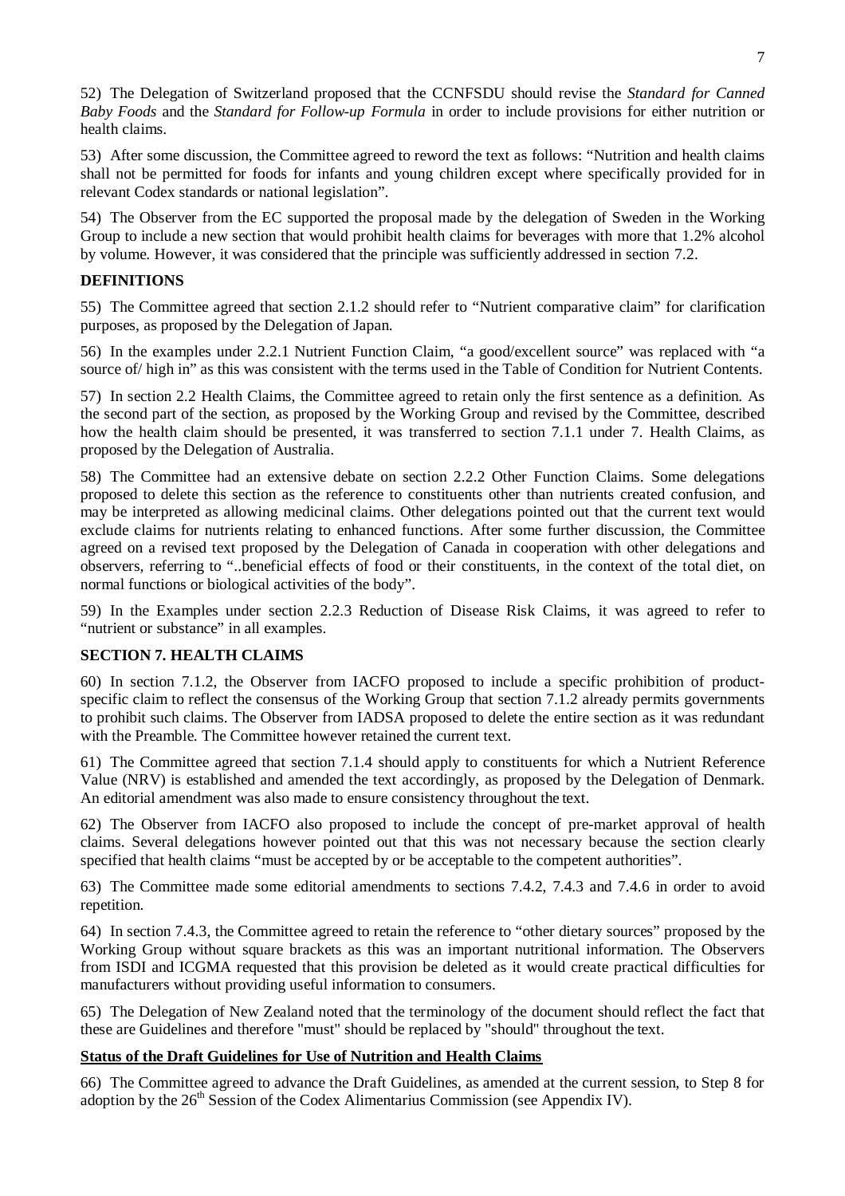52) The Delegation of Switzerland proposed that the CCNFSDU should revise the *Standard for Canned Baby Foods* and the *Standard for Follow-up Formula* in order to include provisions for either nutrition or health claims.

53) After some discussion, the Committee agreed to reword the text as follows: "Nutrition and health claims shall not be permitted for foods for infants and young children except where specifically provided for in relevant Codex standards or national legislation".

54) The Observer from the EC supported the proposal made by the delegation of Sweden in the Working Group to include a new section that would prohibit health claims for beverages with more that 1.2% alcohol by volume. However, it was considered that the principle was sufficiently addressed in section 7.2.

**DEFINITIONS**

55) The Committee agreed that section 2.1.2 should refer to "Nutrient comparative claim" for clarification purposes, as proposed by the Delegation of Japan.

56) In the examples under 2.2.1 Nutrient Function Claim, "a good/excellent source" was replaced with "a source of/ high in" as this was consistent with the terms used in the Table of Condition for Nutrient Contents.

57) In section 2.2 Health Claims, the Committee agreed to retain only the first sentence as a definition. As the second part of the section, as proposed by the Working Group and revised by the Committee, described how the health claim should be presented, it was transferred to section 7.1.1 under 7. Health Claims, as proposed by the Delegation of Australia.

58) The Committee had an extensive debate on section 2.2.2 Other Function Claims. Some delegations proposed to delete this section as the reference to constituents other than nutrients created confusion, and may be interpreted as allowing medicinal claims. Other delegations pointed out that the current text would exclude claims for nutrients relating to enhanced functions. After some further discussion, the Committee agreed on a revised text proposed by the Delegation of Canada in cooperation with other delegations and observers, referring to "..beneficial effects of food or their constituents, in the context of the total diet, on normal functions or biological activities of the body".

59) In the Examples under section 2.2.3 Reduction of Disease Risk Claims, it was agreed to refer to "nutrient or substance" in all examples.

**SECTION 7. HEALTH CLAIMS**

60) In section 7.1.2, the Observer from IACFO proposed to include a specific prohibition of product-specific claim to reflect the consensus of the Working Group that section 7.1.2 already permits governments to prohibit such claims. The Observer from IADSA proposed to delete the entire section as it was redundant with the Preamble. The Committee however retained the current text.

61) The Committee agreed that section 7.1.4 should apply to constituents for which a Nutrient Reference Value (NRV) is established and amended the text accordingly, as proposed by the Delegation of Denmark. An editorial amendment was also made to ensure consistency throughout the text.

62) The Observer from IACFO also proposed to include the concept of pre-market approval of health claims. Several delegations however pointed out that this was not necessary because the section clearly specified that health claims "must be accepted by or be acceptable to the competent authorities".

63) The Committee made some editorial amendments to sections 7.4.2, 7.4.3 and 7.4.6 in order to avoid repetition.

64) In section 7.4.3, the Committee agreed to retain the reference to "other dietary sources" proposed by the Working Group without square brackets as this was an important nutritional information. The Observers from ISDI and ICGMA requested that this provision be deleted as it would create practical difficulties for manufacturers without providing useful information to consumers.

65) The Delegation of New Zealand noted that the terminology of the document should reflect the fact that these are Guidelines and therefore "must" should be replaced by "should" throughout the text.

**Status of the Draft Guidelines for Use of Nutrition and Health Claims**

66) The Committee agreed to advance the Draft Guidelines, as amended at the current session, to Step 8 for adoption by the 26th Session of the Codex Alimentarius Commission (see Appendix IV).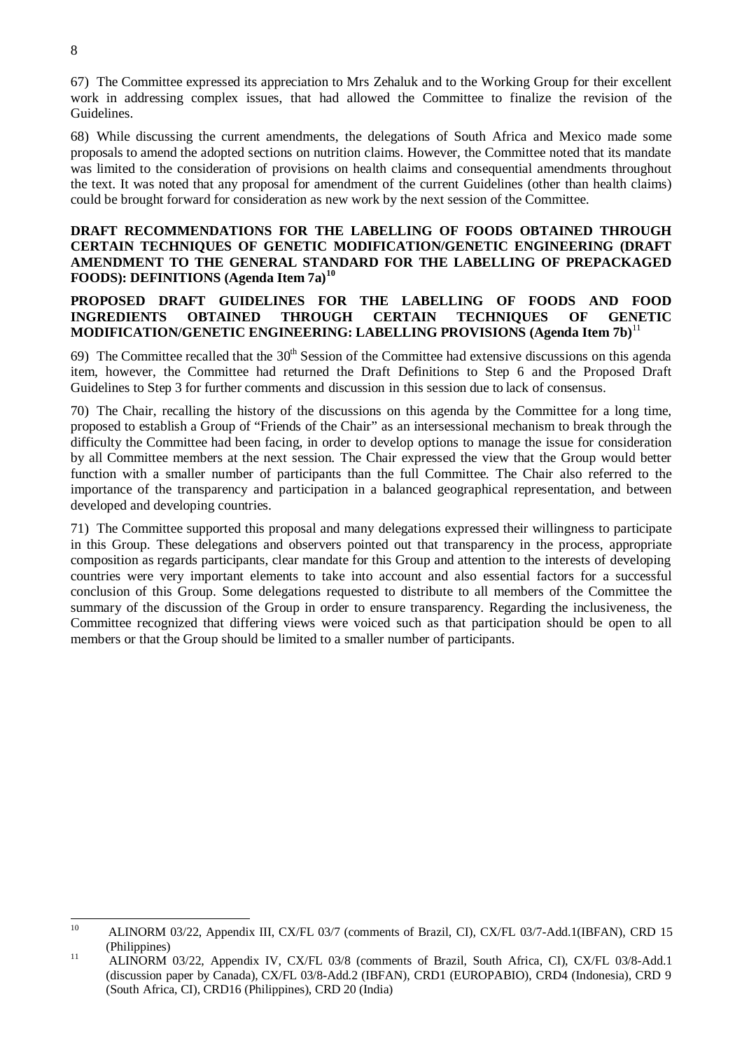67) The Committee expressed its appreciation to Mrs Zehaluk and to the Working Group for their excellent work in addressing complex issues, that had allowed the Committee to finalize the revision of the Guidelines.

68) While discussing the current amendments, the delegations of South Africa and Mexico made some proposals to amend the adopted sections on nutrition claims. However, the Committee noted that its mandate was limited to the consideration of provisions on health claims and consequential amendments throughout the text. It was noted that any proposal for amendment of the current Guidelines (other than health claims) could be brought forward for consideration as new work by the next session of the Committee.

**DRAFT RECOMMENDATIONS FOR THE LABELLING OF FOODS OBTAINED THROUGH CERTAIN TECHNIQUES OF GENETIC MODIFICATION/GENETIC ENGINEERING (DRAFT AMENDMENT TO THE GENERAL STANDARD FOR THE LABELLING OF PREPACKAGED FOODS): DEFINITIONS (Agenda Item 7a)**[10]

**PROPOSED DRAFT GUIDELINES FOR THE LABELLING OF FOODS AND FOOD INGREDIENTS OBTAINED THROUGH CERTAIN TECHNIQUES OF GENETIC MODIFICATION/GENETIC ENGINEERING: LABELLING PROVISIONS (Agenda Item 7b)**[11]

69) The Committee recalled that the 30th Session of the Committee had extensive discussions on this agenda item, however, the Committee had returned the Draft Definitions to Step 6 and the Proposed Draft Guidelines to Step 3 for further comments and discussion in this session due to lack of consensus.

70) The Chair, recalling the history of the discussions on this agenda by the Committee for a long time, proposed to establish a Group of "Friends of the Chair" as an intersessional mechanism to break through the difficulty the Committee had been facing, in order to develop options to manage the issue for consideration by all Committee members at the next session. The Chair expressed the view that the Group would better function with a smaller number of participants than the full Committee. The Chair also referred to the importance of the transparency and participation in a balanced geographical representation, and between developed and developing countries.

71) The Committee supported this proposal and many delegations expressed their willingness to participate in this Group. These delegations and observers pointed out that transparency in the process, appropriate composition as regards participants, clear mandate for this Group and attention to the interests of developing countries were very important elements to take into account and also essential factors for a successful conclusion of this Group. Some delegations requested to distribute to all members of the Committee the summary of the discussion of the Group in order to ensure transparency. Regarding the inclusiveness, the Committee recognized that differing views were voiced such as that participation should be open to all members or that the Group should be limited to a smaller number of participants.

---

[10] ALINORM 03/22, Appendix III, CX/FL 03/7 (comments of Brazil, CI), CX/FL 03/7-Add.1(IBFAN), CRD 15 (Philippines)

[11] ALINORM 03/22, Appendix IV, CX/FL 03/8 (comments of Brazil, South Africa, CI), CX/FL 03/8-Add.1 (discussion paper by Canada), CX/FL 03/8-Add.2 (IBFAN), CRD1 (EUROPABIO), CRD4 (Indonesia), CRD 9 (South Africa, CI), CRD16 (Philippines), CRD 20 (India)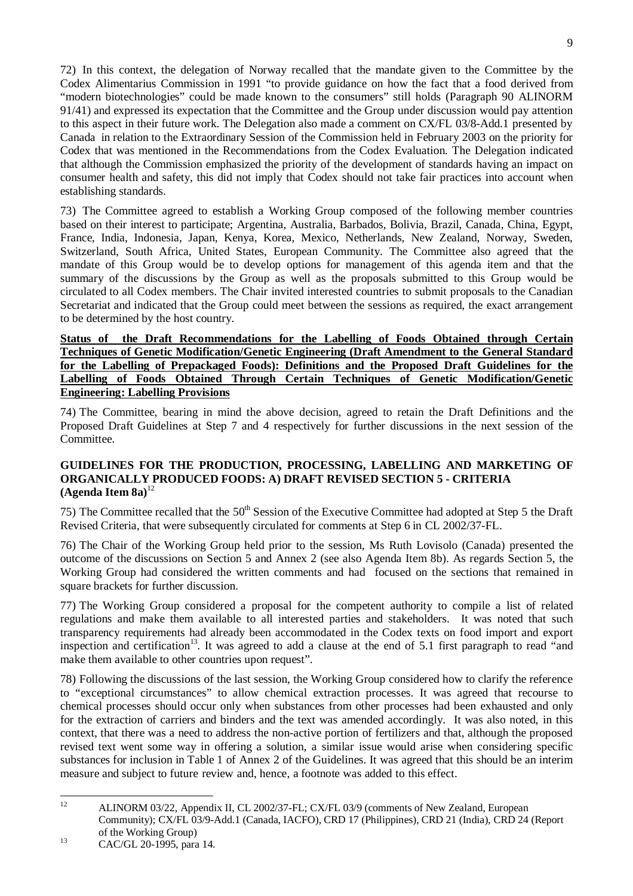72) In this context, the delegation of Norway recalled that the mandate given to the Committee by the Codex Alimentarius Commission in 1991 "to provide guidance on how the fact that a food derived from "modern biotechnologies" could be made known to the consumers" still holds (Paragraph 90 ALINORM 91/41) and expressed its expectation that the Committee and the Group under discussion would pay attention to this aspect in their future work. The Delegation also made a comment on CX/FL 03/8-Add.1 presented by Canada in relation to the Extraordinary Session of the Commission held in February 2003 on the priority for Codex that was mentioned in the Recommendations from the Codex Evaluation. The Delegation indicated that although the Commission emphasized the priority of the development of standards having an impact on consumer health and safety, this did not imply that Codex should not take fair practices into account when establishing standards.

73) The Committee agreed to establish a Working Group composed of the following member countries based on their interest to participate; Argentina, Australia, Barbados, Bolivia, Brazil, Canada, China, Egypt, France, India, Indonesia, Japan, Kenya, Korea, Mexico, Netherlands, New Zealand, Norway, Sweden, Switzerland, South Africa, United States, European Community. The Committee also agreed that the mandate of this Group would be to develop options for management of this agenda item and that the summary of the discussions by the Group as well as the proposals submitted to this Group would be circulated to all Codex members. The Chair invited interested countries to submit proposals to the Canadian Secretariat and indicated that the Group could meet between the sessions as required, the exact arrangement to be determined by the host country.

**Status of the Draft Recommendations for the Labelling of Foods Obtained through Certain Techniques of Genetic Modification/Genetic Engineering (Draft Amendment to the General Standard for the Labelling of Prepackaged Foods): Definitions and the Proposed Draft Guidelines for the Labelling of Foods Obtained Through Certain Techniques of Genetic Modification/Genetic Engineering: Labelling Provisions**

74) The Committee, bearing in mind the above decision, agreed to retain the Draft Definitions and the Proposed Draft Guidelines at Step 7 and 4 respectively for further discussions in the next session of the Committee.

## GUIDELINES FOR THE PRODUCTION, PROCESSING, LABELLING AND MARKETING OF ORGANICALLY PRODUCED FOODS: A) DRAFT REVISED SECTION 5 - CRITERIA (Agenda Item 8a)[12]

75) The Committee recalled that the 50th Session of the Executive Committee had adopted at Step 5 the Draft Revised Criteria, that were subsequently circulated for comments at Step 6 in CL 2002/37-FL.

76) The Chair of the Working Group held prior to the session, Ms Ruth Lovisolo (Canada) presented the outcome of the discussions on Section 5 and Annex 2 (see also Agenda Item 8b). As regards Section 5, the Working Group had considered the written comments and had focused on the sections that remained in square brackets for further discussion.

77) The Working Group considered a proposal for the competent authority to compile a list of related regulations and make them available to all interested parties and stakeholders. It was noted that such transparency requirements had already been accommodated in the Codex texts on food import and export inspection and certification[13]. It was agreed to add a clause at the end of 5.1 first paragraph to read "and make them available to other countries upon request".

78) Following the discussions of the last session, the Working Group considered how to clarify the reference to "exceptional circumstances" to allow chemical extraction processes. It was agreed that recourse to chemical processes should occur only when substances from other processes had been exhausted and only for the extraction of carriers and binders and the text was amended accordingly. It was also noted, in this context, that there was a need to address the non-active portion of fertilizers and that, although the proposed revised text went some way in offering a solution, a similar issue would arise when considering specific substances for inclusion in Table 1 of Annex 2 of the Guidelines. It was agreed that this should be an interim measure and subject to future review and, hence, a footnote was added to this effect.

---

[12] ALINORM 03/22, Appendix II, CL 2002/37-FL; CX/FL 03/9 (comments of New Zealand, European Community); CX/FL 03/9-Add.1 (Canada, IACFO), CRD 17 (Philippines), CRD 21 (India), CRD 24 (Report of the Working Group)

[13] CAC/GL 20-1995, para 14.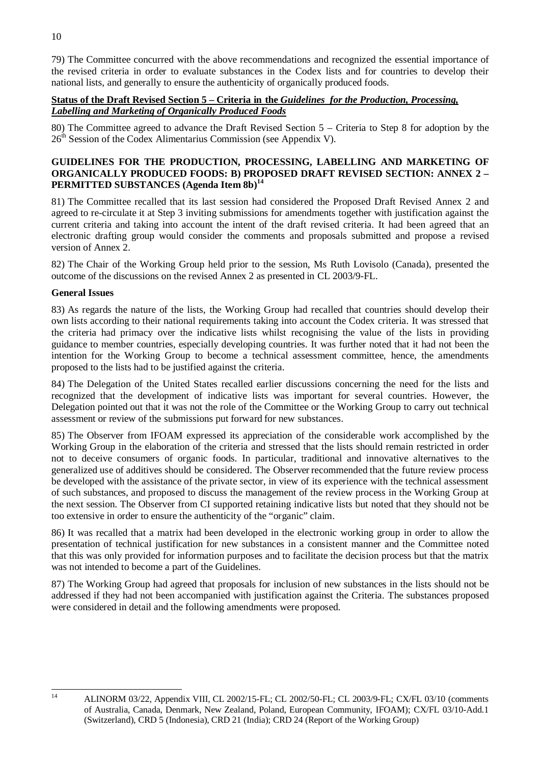79) The Committee concurred with the above recommendations and recognized the essential importance of the revised criteria in order to evaluate substances in the Codex lists and for countries to develop their national lists, and generally to ensure the authenticity of organically produced foods.

**Status of the Draft Revised Section 5 – Criteria in the *Guidelines for the Production, Processing, Labelling and Marketing of Organically Produced Foods***

80) The Committee agreed to advance the Draft Revised Section 5 – Criteria to Step 8 for adoption by the 26th Session of the Codex Alimentarius Commission (see Appendix V).

### GUIDELINES FOR THE PRODUCTION, PROCESSING, LABELLING AND MARKETING OF ORGANICALLY PRODUCED FOODS: B) PROPOSED DRAFT REVISED SECTION: ANNEX 2 – PERMITTED SUBSTANCES (Agenda Item 8b)[14]

81) The Committee recalled that its last session had considered the Proposed Draft Revised Annex 2 and agreed to re-circulate it at Step 3 inviting submissions for amendments together with justification against the current criteria and taking into account the intent of the draft revised criteria. It had been agreed that an electronic drafting group would consider the comments and proposals submitted and propose a revised version of Annex 2.

82) The Chair of the Working Group held prior to the session, Ms Ruth Lovisolo (Canada), presented the outcome of the discussions on the revised Annex 2 as presented in CL 2003/9-FL.

**General Issues**

83) As regards the nature of the lists, the Working Group had recalled that countries should develop their own lists according to their national requirements taking into account the Codex criteria. It was stressed that the criteria had primacy over the indicative lists whilst recognising the value of the lists in providing guidance to member countries, especially developing countries. It was further noted that it had not been the intention for the Working Group to become a technical assessment committee, hence, the amendments proposed to the lists had to be justified against the criteria.

84) The Delegation of the United States recalled earlier discussions concerning the need for the lists and recognized that the development of indicative lists was important for several countries. However, the Delegation pointed out that it was not the role of the Committee or the Working Group to carry out technical assessment or review of the submissions put forward for new substances.

85) The Observer from IFOAM expressed its appreciation of the considerable work accomplished by the Working Group in the elaboration of the criteria and stressed that the lists should remain restricted in order not to deceive consumers of organic foods. In particular, traditional and innovative alternatives to the generalized use of additives should be considered. The Observer recommended that the future review process be developed with the assistance of the private sector, in view of its experience with the technical assessment of such substances, and proposed to discuss the management of the review process in the Working Group at the next session. The Observer from CI supported retaining indicative lists but noted that they should not be too extensive in order to ensure the authenticity of the "organic" claim.

86) It was recalled that a matrix had been developed in the electronic working group in order to allow the presentation of technical justification for new substances in a consistent manner and the Committee noted that this was only provided for information purposes and to facilitate the decision process but that the matrix was not intended to become a part of the Guidelines.

87) The Working Group had agreed that proposals for inclusion of new substances in the lists should not be addressed if they had not been accompanied with justification against the Criteria. The substances proposed were considered in detail and the following amendments were proposed.

---

[14] ALINORM 03/22, Appendix VIII, CL 2002/15-FL; CL 2002/50-FL; CL 2003/9-FL; CX/FL 03/10 (comments of Australia, Canada, Denmark, New Zealand, Poland, European Community, IFOAM); CX/FL 03/10-Add.1 (Switzerland), CRD 5 (Indonesia), CRD 21 (India); CRD 24 (Report of the Working Group)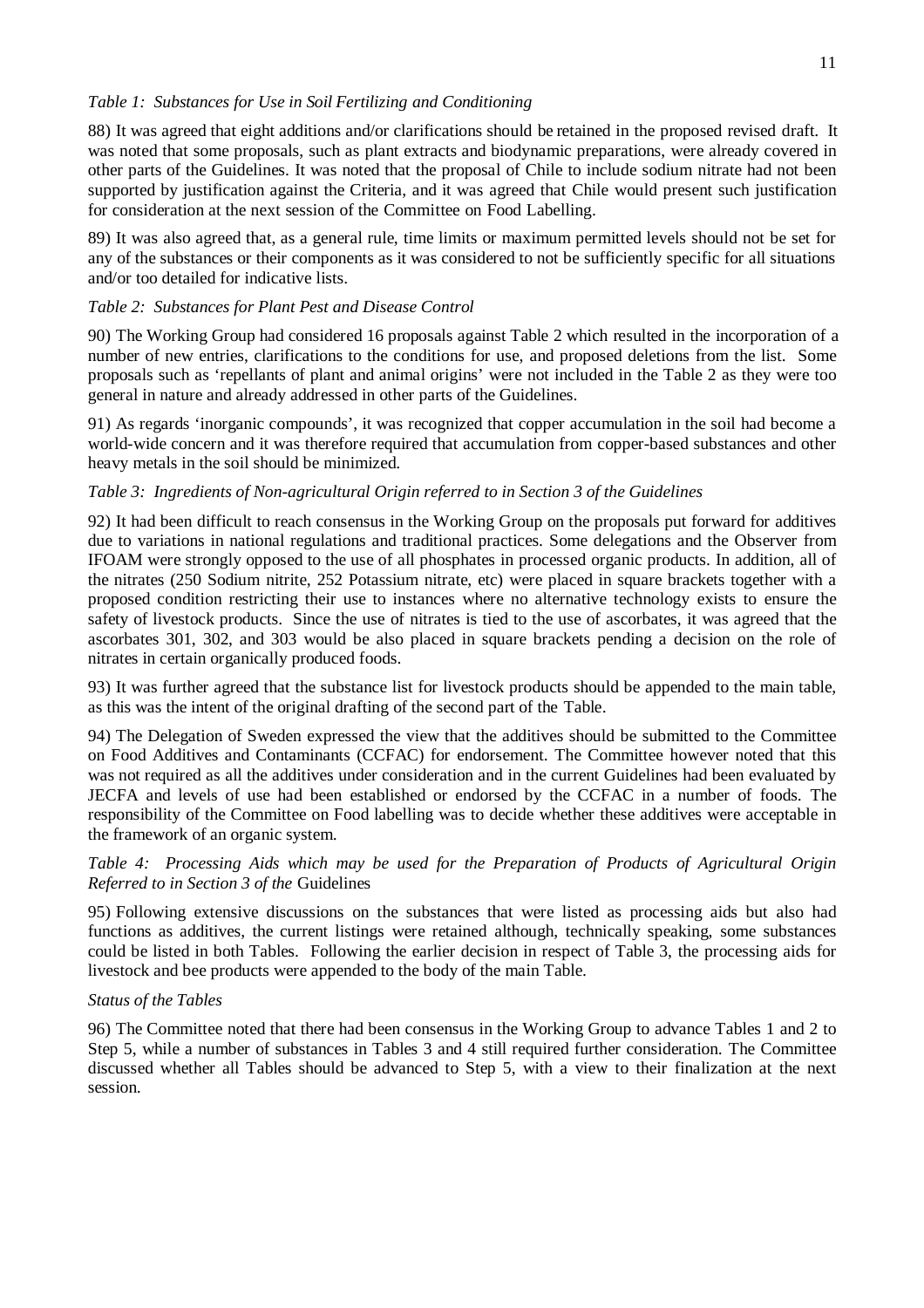*Table 1: Substances for Use in Soil Fertilizing and Conditioning*

88) It was agreed that eight additions and/or clarifications should be retained in the proposed revised draft. It was noted that some proposals, such as plant extracts and biodynamic preparations, were already covered in other parts of the Guidelines. It was noted that the proposal of Chile to include sodium nitrate had not been supported by justification against the Criteria, and it was agreed that Chile would present such justification for consideration at the next session of the Committee on Food Labelling.

89) It was also agreed that, as a general rule, time limits or maximum permitted levels should not be set for any of the substances or their components as it was considered to not be sufficiently specific for all situations and/or too detailed for indicative lists.

*Table 2: Substances for Plant Pest and Disease Control*

90) The Working Group had considered 16 proposals against Table 2 which resulted in the incorporation of a number of new entries, clarifications to the conditions for use, and proposed deletions from the list. Some proposals such as 'repellants of plant and animal origins' were not included in the Table 2 as they were too general in nature and already addressed in other parts of the Guidelines.

91) As regards 'inorganic compounds', it was recognized that copper accumulation in the soil had become a world-wide concern and it was therefore required that accumulation from copper-based substances and other heavy metals in the soil should be minimized.

*Table 3: Ingredients of Non-agricultural Origin referred to in Section 3 of the Guidelines*

92) It had been difficult to reach consensus in the Working Group on the proposals put forward for additives due to variations in national regulations and traditional practices. Some delegations and the Observer from IFOAM were strongly opposed to the use of all phosphates in processed organic products. In addition, all of the nitrates (250 Sodium nitrite, 252 Potassium nitrate, etc) were placed in square brackets together with a proposed condition restricting their use to instances where no alternative technology exists to ensure the safety of livestock products. Since the use of nitrates is tied to the use of ascorbates, it was agreed that the ascorbates 301, 302, and 303 would be also placed in square brackets pending a decision on the role of nitrates in certain organically produced foods.

93) It was further agreed that the substance list for livestock products should be appended to the main table, as this was the intent of the original drafting of the second part of the Table.

94) The Delegation of Sweden expressed the view that the additives should be submitted to the Committee on Food Additives and Contaminants (CCFAC) for endorsement. The Committee however noted that this was not required as all the additives under consideration and in the current Guidelines had been evaluated by JECFA and levels of use had been established or endorsed by the CCFAC in a number of foods. The responsibility of the Committee on Food labelling was to decide whether these additives were acceptable in the framework of an organic system.

*Table 4: Processing Aids which may be used for the Preparation of Products of Agricultural Origin Referred to in Section 3 of the* Guidelines

95) Following extensive discussions on the substances that were listed as processing aids but also had functions as additives, the current listings were retained although, technically speaking, some substances could be listed in both Tables. Following the earlier decision in respect of Table 3, the processing aids for livestock and bee products were appended to the body of the main Table.

*Status of the Tables*

96) The Committee noted that there had been consensus in the Working Group to advance Tables 1 and 2 to Step 5, while a number of substances in Tables 3 and 4 still required further consideration. The Committee discussed whether all Tables should be advanced to Step 5, with a view to their finalization at the next session.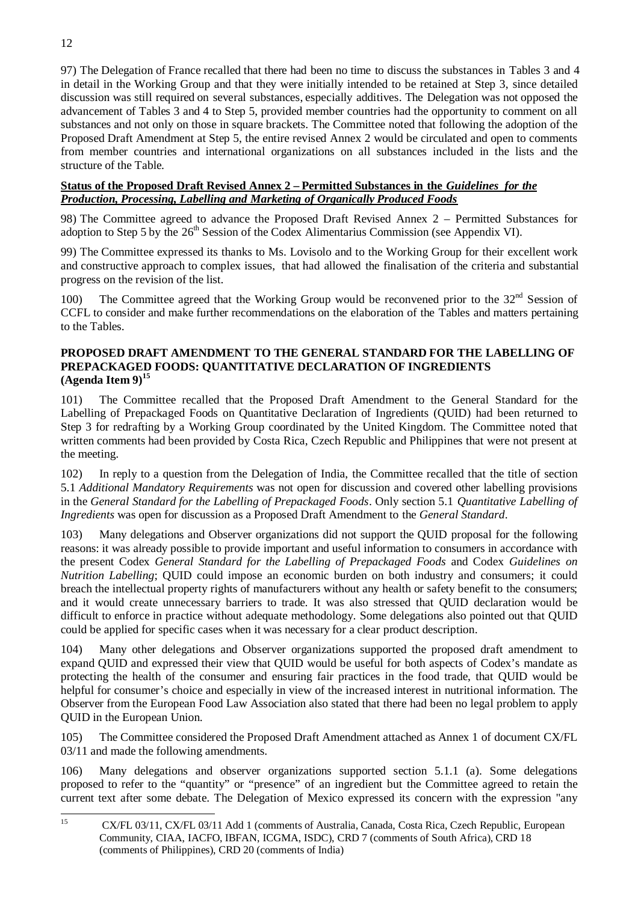97) The Delegation of France recalled that there had been no time to discuss the substances in Tables 3 and 4 in detail in the Working Group and that they were initially intended to be retained at Step 3, since detailed discussion was still required on several substances, especially additives. The Delegation was not opposed the advancement of Tables 3 and 4 to Step 5, provided member countries had the opportunity to comment on all substances and not only on those in square brackets. The Committee noted that following the adoption of the Proposed Draft Amendment at Step 5, the entire revised Annex 2 would be circulated and open to comments from member countries and international organizations on all substances included in the lists and the structure of the Table.

**Status of the Proposed Draft Revised Annex 2 – Permitted Substances in the *Guidelines for the Production, Processing, Labelling and Marketing of Organically Produced Foods***

98) The Committee agreed to advance the Proposed Draft Revised Annex 2 – Permitted Substances for adoption to Step 5 by the 26th Session of the Codex Alimentarius Commission (see Appendix VI).

99) The Committee expressed its thanks to Ms. Lovisolo and to the Working Group for their excellent work and constructive approach to complex issues, that had allowed the finalisation of the criteria and substantial progress on the revision of the list.

100) The Committee agreed that the Working Group would be reconvened prior to the 32nd Session of CCFL to consider and make further recommendations on the elaboration of the Tables and matters pertaining to the Tables.

**PROPOSED DRAFT AMENDMENT TO THE GENERAL STANDARD FOR THE LABELLING OF PREPACKAGED FOODS: QUANTITATIVE DECLARATION OF INGREDIENTS (Agenda Item 9)[15]**

101) The Committee recalled that the Proposed Draft Amendment to the General Standard for the Labelling of Prepackaged Foods on Quantitative Declaration of Ingredients (QUID) had been returned to Step 3 for redrafting by a Working Group coordinated by the United Kingdom. The Committee noted that written comments had been provided by Costa Rica, Czech Republic and Philippines that were not present at the meeting.

102) In reply to a question from the Delegation of India, the Committee recalled that the title of section 5.1 *Additional Mandatory Requirements* was not open for discussion and covered other labelling provisions in the *General Standard for the Labelling of Prepackaged Foods*. Only section 5.1 *Quantitative Labelling of Ingredients* was open for discussion as a Proposed Draft Amendment to the *General Standard*.

103) Many delegations and Observer organizations did not support the QUID proposal for the following reasons: it was already possible to provide important and useful information to consumers in accordance with the present Codex *General Standard for the Labelling of Prepackaged Foods* and Codex *Guidelines on Nutrition Labelling*; QUID could impose an economic burden on both industry and consumers; it could breach the intellectual property rights of manufacturers without any health or safety benefit to the consumers; and it would create unnecessary barriers to trade. It was also stressed that QUID declaration would be difficult to enforce in practice without adequate methodology. Some delegations also pointed out that QUID could be applied for specific cases when it was necessary for a clear product description.

104) Many other delegations and Observer organizations supported the proposed draft amendment to expand QUID and expressed their view that QUID would be useful for both aspects of Codex's mandate as protecting the health of the consumer and ensuring fair practices in the food trade, that QUID would be helpful for consumer's choice and especially in view of the increased interest in nutritional information. The Observer from the European Food Law Association also stated that there had been no legal problem to apply QUID in the European Union.

105) The Committee considered the Proposed Draft Amendment attached as Annex 1 of document CX/FL 03/11 and made the following amendments.

106) Many delegations and observer organizations supported section 5.1.1 (a). Some delegations proposed to refer to the "quantity" or "presence" of an ingredient but the Committee agreed to retain the current text after some debate. The Delegation of Mexico expressed its concern with the expression "any

---

[15] CX/FL 03/11, CX/FL 03/11 Add 1 (comments of Australia, Canada, Costa Rica, Czech Republic, European Community, CIAA, IACFO, IBFAN, ICGMA, ISDC), CRD 7 (comments of South Africa), CRD 18 (comments of Philippines), CRD 20 (comments of India)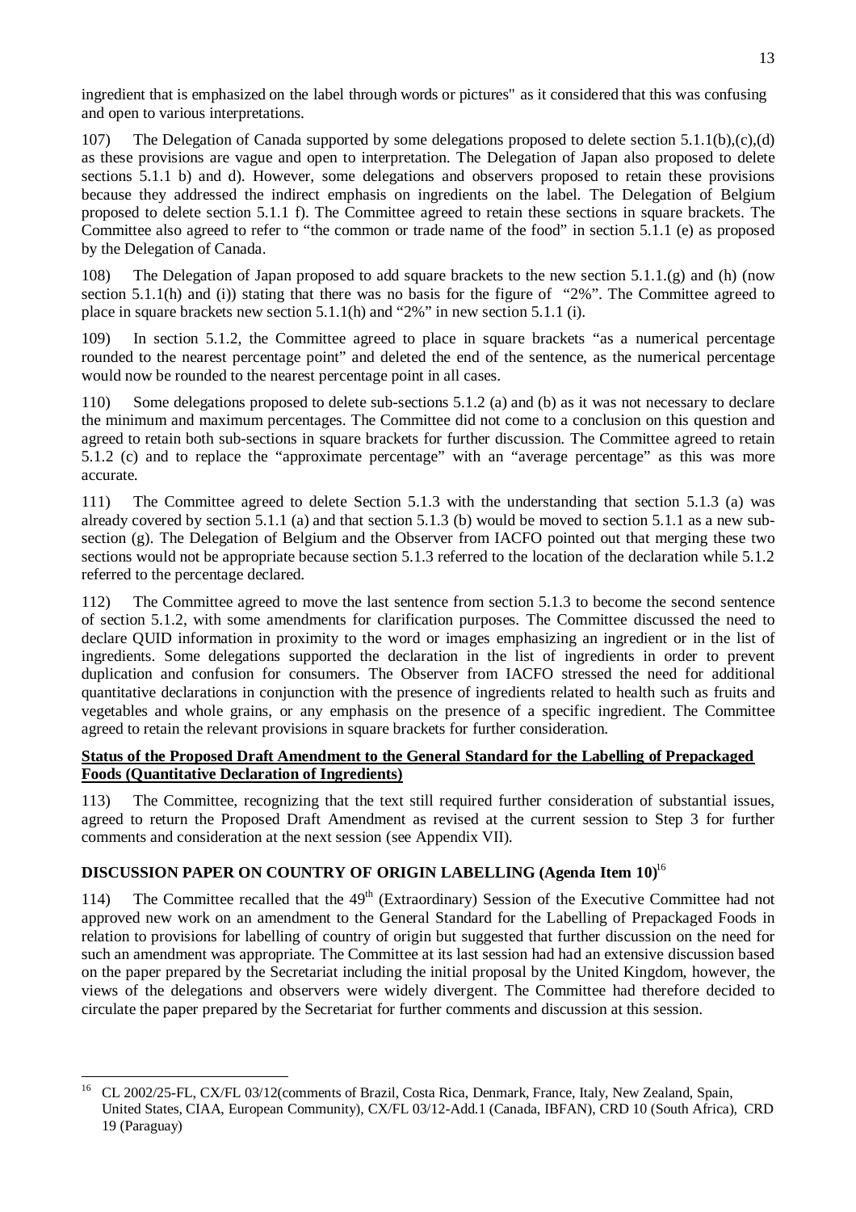ingredient that is emphasized on the label through words or pictures" as it considered that this was confusing and open to various interpretations.

107) The Delegation of Canada supported by some delegations proposed to delete section 5.1.1(b),(c),(d) as these provisions are vague and open to interpretation. The Delegation of Japan also proposed to delete sections 5.1.1 b) and d). However, some delegations and observers proposed to retain these provisions because they addressed the indirect emphasis on ingredients on the label. The Delegation of Belgium proposed to delete section 5.1.1 f). The Committee agreed to retain these sections in square brackets. The Committee also agreed to refer to "the common or trade name of the food" in section 5.1.1 (e) as proposed by the Delegation of Canada.

108) The Delegation of Japan proposed to add square brackets to the new section 5.1.1.(g) and (h) (now section 5.1.1(h) and (i)) stating that there was no basis for the figure of "2%". The Committee agreed to place in square brackets new section 5.1.1(h) and "2%" in new section 5.1.1 (i).

109) In section 5.1.2, the Committee agreed to place in square brackets "as a numerical percentage rounded to the nearest percentage point" and deleted the end of the sentence, as the numerical percentage would now be rounded to the nearest percentage point in all cases.

110) Some delegations proposed to delete sub-sections 5.1.2 (a) and (b) as it was not necessary to declare the minimum and maximum percentages. The Committee did not come to a conclusion on this question and agreed to retain both sub-sections in square brackets for further discussion. The Committee agreed to retain 5.1.2 (c) and to replace the "approximate percentage" with an "average percentage" as this was more accurate.

111) The Committee agreed to delete Section 5.1.3 with the understanding that section 5.1.3 (a) was already covered by section 5.1.1 (a) and that section 5.1.3 (b) would be moved to section 5.1.1 as a new sub-section (g). The Delegation of Belgium and the Observer from IACFO pointed out that merging these two sections would not be appropriate because section 5.1.3 referred to the location of the declaration while 5.1.2 referred to the percentage declared.

112) The Committee agreed to move the last sentence from section 5.1.3 to become the second sentence of section 5.1.2, with some amendments for clarification purposes. The Committee discussed the need to declare QUID information in proximity to the word or images emphasizing an ingredient or in the list of ingredients. Some delegations supported the declaration in the list of ingredients in order to prevent duplication and confusion for consumers. The Observer from IACFO stressed the need for additional quantitative declarations in conjunction with the presence of ingredients related to health such as fruits and vegetables and whole grains, or any emphasis on the presence of a specific ingredient. The Committee agreed to retain the relevant provisions in square brackets for further consideration.

**Status of the Proposed Draft Amendment to the General Standard for the Labelling of Prepackaged Foods (Quantitative Declaration of Ingredients)**

113) The Committee, recognizing that the text still required further consideration of substantial issues, agreed to return the Proposed Draft Amendment as revised at the current session to Step 3 for further comments and consideration at the next session (see Appendix VII).

## DISCUSSION PAPER ON COUNTRY OF ORIGIN LABELLING (Agenda Item 10)[16]

114) The Committee recalled that the 49th (Extraordinary) Session of the Executive Committee had not approved new work on an amendment to the General Standard for the Labelling of Prepackaged Foods in relation to provisions for labelling of country of origin but suggested that further discussion on the need for such an amendment was appropriate. The Committee at its last session had had an extensive discussion based on the paper prepared by the Secretariat including the initial proposal by the United Kingdom, however, the views of the delegations and observers were widely divergent. The Committee had therefore decided to circulate the paper prepared by the Secretariat for further comments and discussion at this session.

---

[16] CL 2002/25-FL, CX/FL 03/12(comments of Brazil, Costa Rica, Denmark, France, Italy, New Zealand, Spain, United States, CIAA, European Community), CX/FL 03/12-Add.1 (Canada, IBFAN), CRD 10 (South Africa), CRD 19 (Paraguay)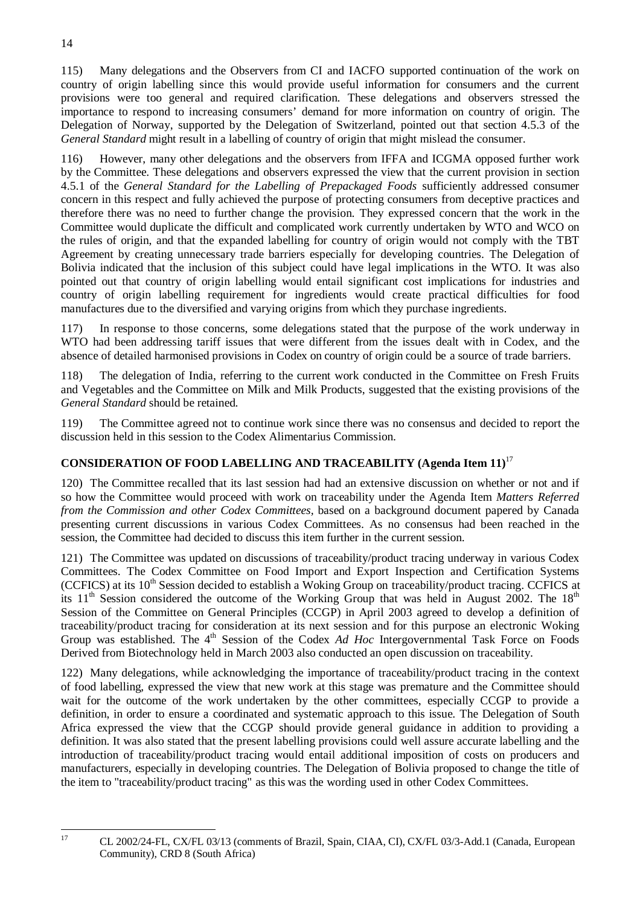115) Many delegations and the Observers from CI and IACFO supported continuation of the work on country of origin labelling since this would provide useful information for consumers and the current provisions were too general and required clarification. These delegations and observers stressed the importance to respond to increasing consumers' demand for more information on country of origin. The Delegation of Norway, supported by the Delegation of Switzerland, pointed out that section 4.5.3 of the *General Standard* might result in a labelling of country of origin that might mislead the consumer.

116) However, many other delegations and the observers from IFFA and ICGMA opposed further work by the Committee. These delegations and observers expressed the view that the current provision in section 4.5.1 of the *General Standard for the Labelling of Prepackaged Foods* sufficiently addressed consumer concern in this respect and fully achieved the purpose of protecting consumers from deceptive practices and therefore there was no need to further change the provision. They expressed concern that the work in the Committee would duplicate the difficult and complicated work currently undertaken by WTO and WCO on the rules of origin, and that the expanded labelling for country of origin would not comply with the TBT Agreement by creating unnecessary trade barriers especially for developing countries. The Delegation of Bolivia indicated that the inclusion of this subject could have legal implications in the WTO. It was also pointed out that country of origin labelling would entail significant cost implications for industries and country of origin labelling requirement for ingredients would create practical difficulties for food manufactures due to the diversified and varying origins from which they purchase ingredients.

117) In response to those concerns, some delegations stated that the purpose of the work underway in WTO had been addressing tariff issues that were different from the issues dealt with in Codex, and the absence of detailed harmonised provisions in Codex on country of origin could be a source of trade barriers.

118) The delegation of India, referring to the current work conducted in the Committee on Fresh Fruits and Vegetables and the Committee on Milk and Milk Products, suggested that the existing provisions of the *General Standard* should be retained.

119) The Committee agreed not to continue work since there was no consensus and decided to report the discussion held in this session to the Codex Alimentarius Commission.

## CONSIDERATION OF FOOD LABELLING AND TRACEABILITY (Agenda Item 11)[17]

120) The Committee recalled that its last session had had an extensive discussion on whether or not and if so how the Committee would proceed with work on traceability under the Agenda Item *Matters Referred from the Commission and other Codex Committees*, based on a background document papered by Canada presenting current discussions in various Codex Committees. As no consensus had been reached in the session, the Committee had decided to discuss this item further in the current session.

121) The Committee was updated on discussions of traceability/product tracing underway in various Codex Committees. The Codex Committee on Food Import and Export Inspection and Certification Systems (CCFICS) at its 10th Session decided to establish a Woking Group on traceability/product tracing. CCFICS at its 11th Session considered the outcome of the Working Group that was held in August 2002. The 18th Session of the Committee on General Principles (CCGP) in April 2003 agreed to develop a definition of traceability/product tracing for consideration at its next session and for this purpose an electronic Woking Group was established. The 4th Session of the Codex *Ad Hoc* Intergovernmental Task Force on Foods Derived from Biotechnology held in March 2003 also conducted an open discussion on traceability.

122) Many delegations, while acknowledging the importance of traceability/product tracing in the context of food labelling, expressed the view that new work at this stage was premature and the Committee should wait for the outcome of the work undertaken by the other committees, especially CCGP to provide a definition, in order to ensure a coordinated and systematic approach to this issue. The Delegation of South Africa expressed the view that the CCGP should provide general guidance in addition to providing a definition. It was also stated that the present labelling provisions could well assure accurate labelling and the introduction of traceability/product tracing would entail additional imposition of costs on producers and manufacturers, especially in developing countries. The Delegation of Bolivia proposed to change the title of the item to "traceability/product tracing" as this was the wording used in other Codex Committees.

---

[17] CL 2002/24-FL, CX/FL 03/13 (comments of Brazil, Spain, CIAA, CI), CX/FL 03/3-Add.1 (Canada, European Community), CRD 8 (South Africa)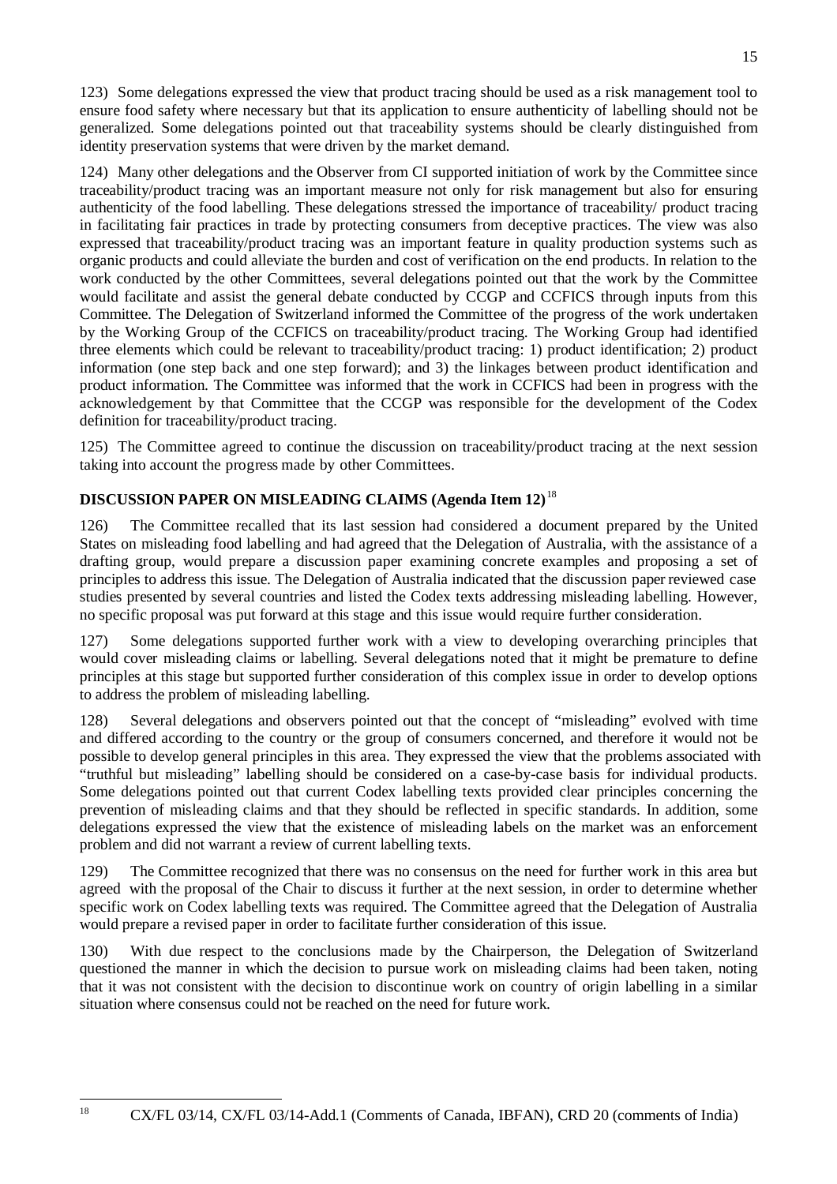123) Some delegations expressed the view that product tracing should be used as a risk management tool to ensure food safety where necessary but that its application to ensure authenticity of labelling should not be generalized. Some delegations pointed out that traceability systems should be clearly distinguished from identity preservation systems that were driven by the market demand.

124) Many other delegations and the Observer from CI supported initiation of work by the Committee since traceability/product tracing was an important measure not only for risk management but also for ensuring authenticity of the food labelling. These delegations stressed the importance of traceability/ product tracing in facilitating fair practices in trade by protecting consumers from deceptive practices. The view was also expressed that traceability/product tracing was an important feature in quality production systems such as organic products and could alleviate the burden and cost of verification on the end products. In relation to the work conducted by the other Committees, several delegations pointed out that the work by the Committee would facilitate and assist the general debate conducted by CCGP and CCFICS through inputs from this Committee. The Delegation of Switzerland informed the Committee of the progress of the work undertaken by the Working Group of the CCFICS on traceability/product tracing. The Working Group had identified three elements which could be relevant to traceability/product tracing: 1) product identification; 2) product information (one step back and one step forward); and 3) the linkages between product identification and product information. The Committee was informed that the work in CCFICS had been in progress with the acknowledgement by that Committee that the CCGP was responsible for the development of the Codex definition for traceability/product tracing.

125) The Committee agreed to continue the discussion on traceability/product tracing at the next session taking into account the progress made by other Committees.

## DISCUSSION PAPER ON MISLEADING CLAIMS (Agenda Item 12)[18]

126) The Committee recalled that its last session had considered a document prepared by the United States on misleading food labelling and had agreed that the Delegation of Australia, with the assistance of a drafting group, would prepare a discussion paper examining concrete examples and proposing a set of principles to address this issue. The Delegation of Australia indicated that the discussion paper reviewed case studies presented by several countries and listed the Codex texts addressing misleading labelling. However, no specific proposal was put forward at this stage and this issue would require further consideration.

127) Some delegations supported further work with a view to developing overarching principles that would cover misleading claims or labelling. Several delegations noted that it might be premature to define principles at this stage but supported further consideration of this complex issue in order to develop options to address the problem of misleading labelling.

128) Several delegations and observers pointed out that the concept of "misleading" evolved with time and differed according to the country or the group of consumers concerned, and therefore it would not be possible to develop general principles in this area. They expressed the view that the problems associated with "truthful but misleading" labelling should be considered on a case-by-case basis for individual products. Some delegations pointed out that current Codex labelling texts provided clear principles concerning the prevention of misleading claims and that they should be reflected in specific standards. In addition, some delegations expressed the view that the existence of misleading labels on the market was an enforcement problem and did not warrant a review of current labelling texts.

129) The Committee recognized that there was no consensus on the need for further work in this area but agreed with the proposal of the Chair to discuss it further at the next session, in order to determine whether specific work on Codex labelling texts was required. The Committee agreed that the Delegation of Australia would prepare a revised paper in order to facilitate further consideration of this issue.

130) With due respect to the conclusions made by the Chairperson, the Delegation of Switzerland questioned the manner in which the decision to pursue work on misleading claims had been taken, noting that it was not consistent with the decision to discontinue work on country of origin labelling in a similar situation where consensus could not be reached on the need for future work.

---

[18] CX/FL 03/14, CX/FL 03/14-Add.1 (Comments of Canada, IBFAN), CRD 20 (comments of India)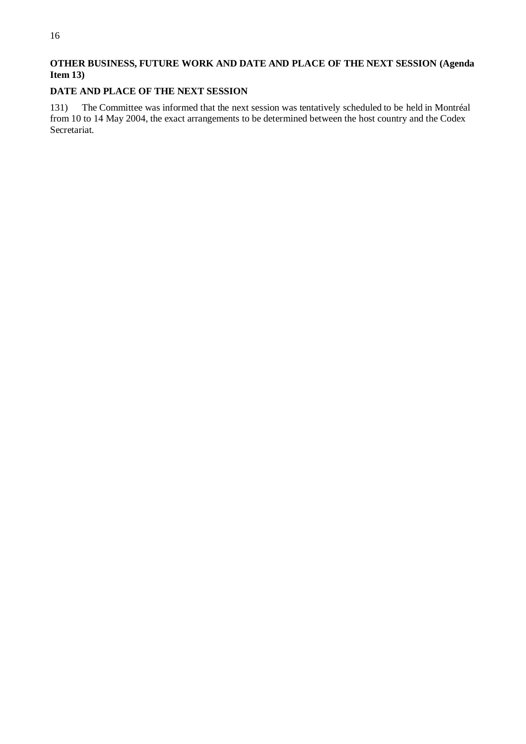## OTHER BUSINESS, FUTURE WORK AND DATE AND PLACE OF THE NEXT SESSION (Agenda Item 13)

### DATE AND PLACE OF THE NEXT SESSION

131) The Committee was informed that the next session was tentatively scheduled to be held in Montréal from 10 to 14 May 2004, the exact arrangements to be determined between the host country and the Codex Secretariat.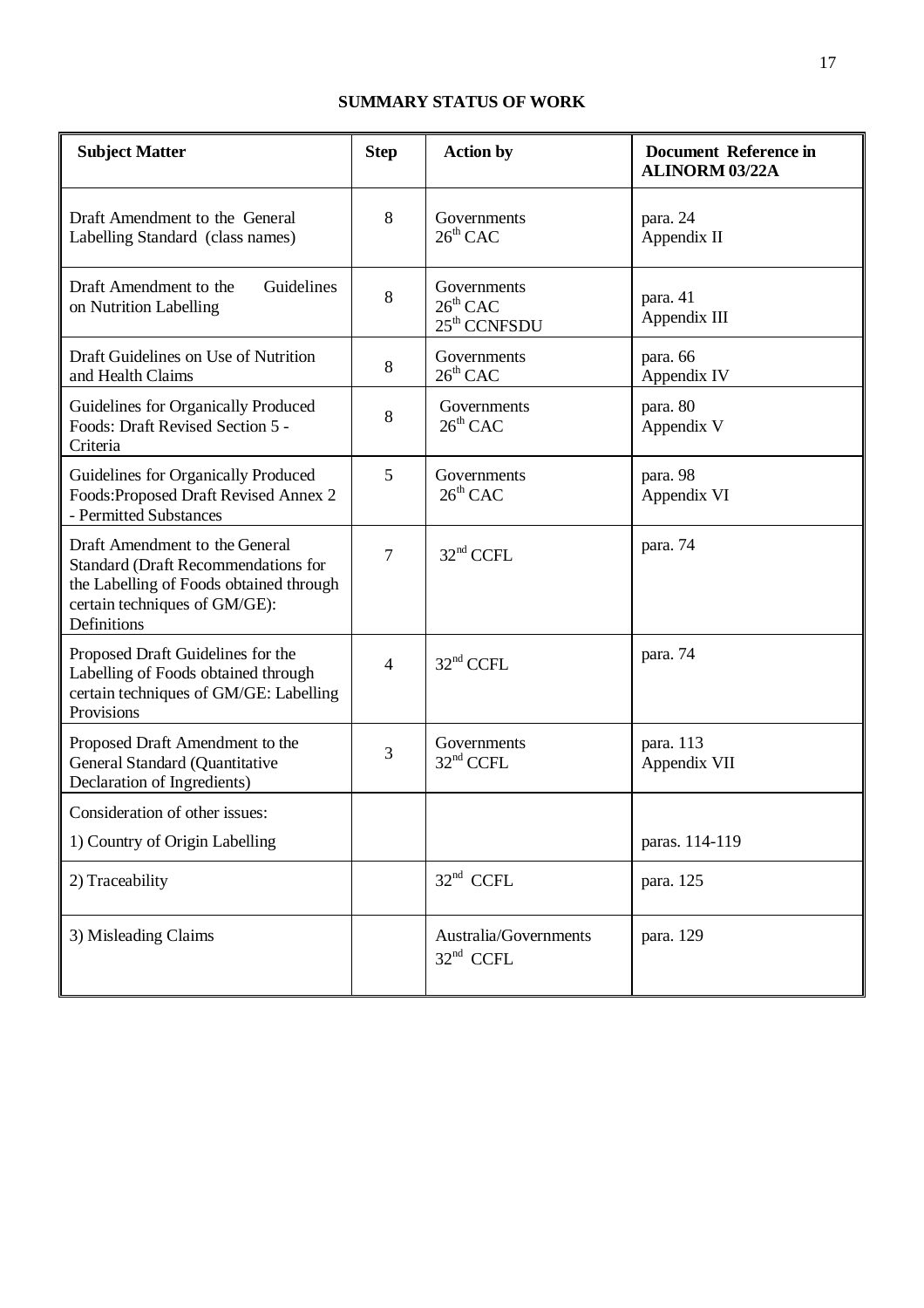## SUMMARY STATUS OF WORK

| Subject Matter | Step | Action by | Document Reference in ALINORM 03/22A |
|---|---|---|---|
| Draft Amendment to the General Labelling Standard (class names) | 8 | Governments<br>26th CAC | para. 24<br>Appendix II |
| Draft Amendment to the Guidelines on Nutrition Labelling | 8 | Governments<br>26th CAC<br>25th CCNFSDU | para. 41<br>Appendix III |
| Draft Guidelines on Use of Nutrition and Health Claims | 8 | Governments<br>26th CAC | para. 66<br>Appendix IV |
| Guidelines for Organically Produced Foods: Draft Revised Section 5 - Criteria | 8 | Governments<br>26th CAC | para. 80<br>Appendix V |
| Guidelines for Organically Produced Foods:Proposed Draft Revised Annex 2 - Permitted Substances | 5 | Governments<br>26th CAC | para. 98<br>Appendix VI |
| Draft Amendment to the General Standard (Draft Recommendations for the Labelling of Foods obtained through certain techniques of GM/GE): Definitions | 7 | 32nd CCFL | para. 74 |
| Proposed Draft Guidelines for the Labelling of Foods obtained through certain techniques of GM/GE: Labelling Provisions | 4 | 32nd CCFL | para. 74 |
| Proposed Draft Amendment to the General Standard (Quantitative Declaration of Ingredients) | 3 | Governments<br>32nd CCFL | para. 113<br>Appendix VII |
| Consideration of other issues:<br>1) Country of Origin Labelling | | | paras. 114-119 |
| 2) Traceability | | 32nd CCFL | para. 125 |
| 3) Misleading Claims | | Australia/Governments<br>32nd CCFL | para. 129 |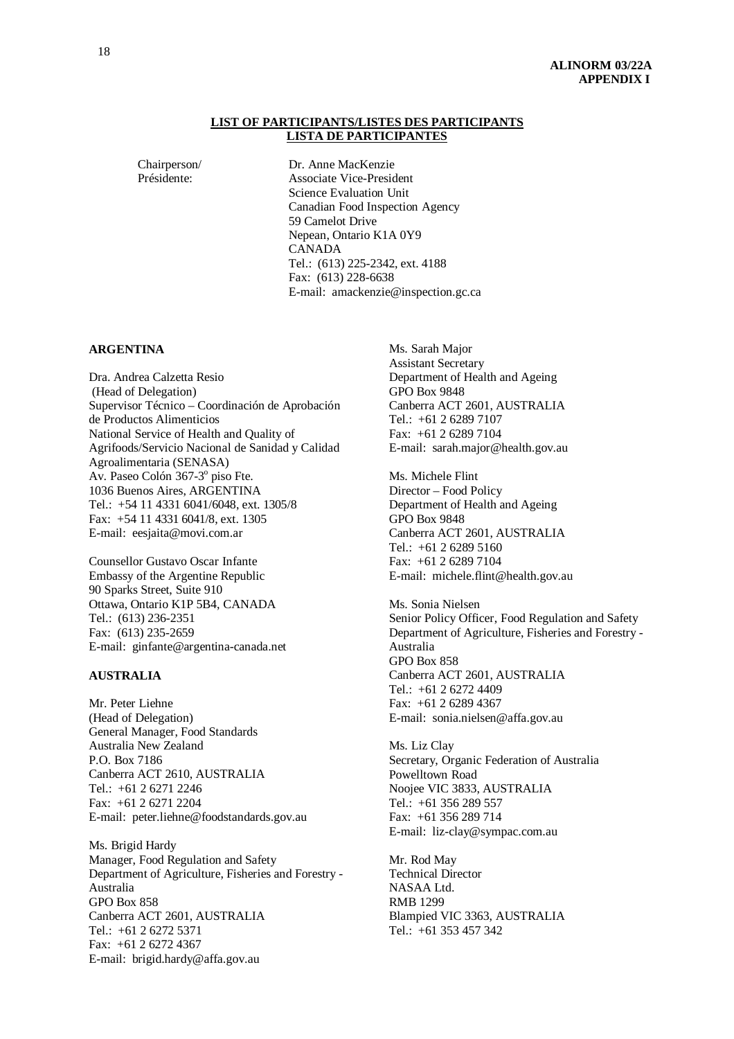**ALINORM 03/22A**
**APPENDIX I**

## LIST OF PARTICIPANTS/LISTES DES PARTICIPANTS
## LISTA DE PARTICIPANTES

Chairperson/
Présidente:

Dr. Anne MacKenzie
Associate Vice-President
Science Evaluation Unit
Canadian Food Inspection Agency
59 Camelot Drive
Nepean, Ontario K1A 0Y9
CANADA
Tel.: (613) 225-2342, ext. 4188
Fax: (613) 228-6638
E-mail: amackenzie@inspection.gc.ca

**ARGENTINA**

Dra. Andrea Calzetta Resio
(Head of Delegation)
Supervisor Técnico – Coordinación de Aprobación de Productos Alimenticios
National Service of Health and Quality of Agrifoods/Servicio Nacional de Sanidad y Calidad Agroalimentaria (SENASA)
Av. Paseo Colón 367-3º piso Fte.
1036 Buenos Aires, ARGENTINA
Tel.: +54 11 4331 6041/6048, ext. 1305/8
Fax: +54 11 4331 6041/8, ext. 1305
E-mail: eesjaita@movi.com.ar

Counsellor Gustavo Oscar Infante
Embassy of the Argentine Republic
90 Sparks Street, Suite 910
Ottawa, Ontario K1P 5B4, CANADA
Tel.: (613) 236-2351
Fax: (613) 235-2659
E-mail: ginfante@argentina-canada.net

**AUSTRALIA**

Mr. Peter Liehne
(Head of Delegation)
General Manager, Food Standards
Australia New Zealand
P.O. Box 7186
Canberra ACT 2610, AUSTRALIA
Tel.: +61 2 6271 2246
Fax: +61 2 6271 2204
E-mail: peter.liehne@foodstandards.gov.au

Ms. Brigid Hardy
Manager, Food Regulation and Safety
Department of Agriculture, Fisheries and Forestry - Australia
GPO Box 858
Canberra ACT 2601, AUSTRALIA
Tel.: +61 2 6272 5371
Fax: +61 2 6272 4367
E-mail: brigid.hardy@affa.gov.au

Ms. Sarah Major
Assistant Secretary
Department of Health and Ageing
GPO Box 9848
Canberra ACT 2601, AUSTRALIA
Tel.: +61 2 6289 7107
Fax: +61 2 6289 7104
E-mail: sarah.major@health.gov.au

Ms. Michele Flint
Director – Food Policy
Department of Health and Ageing
GPO Box 9848
Canberra ACT 2601, AUSTRALIA
Tel.: +61 2 6289 5160
Fax: +61 2 6289 7104
E-mail: michele.flint@health.gov.au

Ms. Sonia Nielsen
Senior Policy Officer, Food Regulation and Safety
Department of Agriculture, Fisheries and Forestry - Australia
GPO Box 858
Canberra ACT 2601, AUSTRALIA
Tel.: +61 2 6272 4409
Fax: +61 2 6289 4367
E-mail: sonia.nielsen@affa.gov.au

Ms. Liz Clay
Secretary, Organic Federation of Australia
Powelltown Road
Noojee VIC 3833, AUSTRALIA
Tel.: +61 356 289 557
Fax: +61 356 289 714
E-mail: liz-clay@sympac.com.au

Mr. Rod May
Technical Director
NASAA Ltd.
RMB 1299
Blampied VIC 3363, AUSTRALIA
Tel.: +61 353 457 342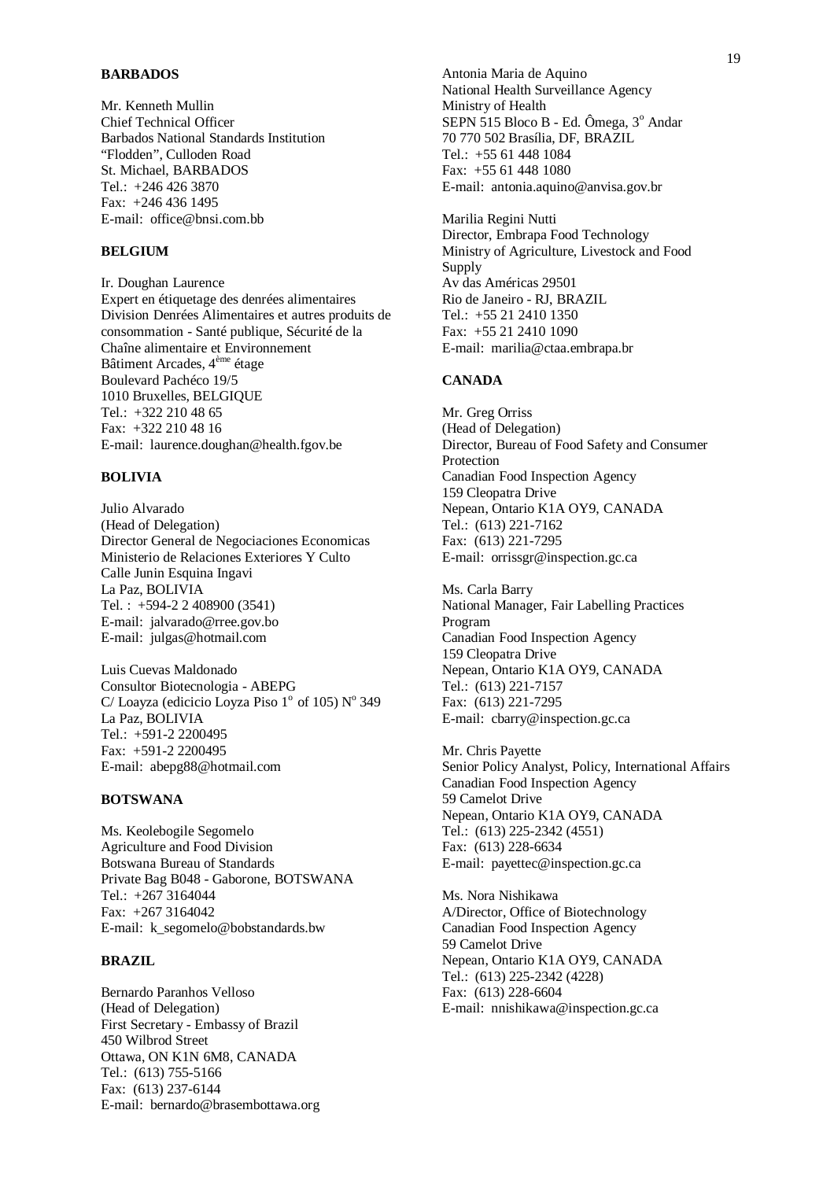**BARBADOS**

Mr. Kenneth Mullin
Chief Technical Officer
Barbados National Standards Institution
"Flodden", Culloden Road
St. Michael, BARBADOS
Tel.: +246 426 3870
Fax: +246 436 1495
E-mail: office@bnsi.com.bb

**BELGIUM**

Ir. Doughan Laurence
Expert en étiquetage des denrées alimentaires
Division Denrées Alimentaires et autres produits de consommation - Santé publique, Sécurité de la Chaîne alimentaire et Environnement
Bâtiment Arcades, 4ème étage
Boulevard Pachéco 19/5
1010 Bruxelles, BELGIQUE
Tel.: +322 210 48 65
Fax: +322 210 48 16
E-mail: laurence.doughan@health.fgov.be

**BOLIVIA**

Julio Alvarado
(Head of Delegation)
Director General de Negociaciones Economicas
Ministerio de Relaciones Exteriores Y Culto
Calle Junin Esquina Ingavi
La Paz, BOLIVIA
Tel. : +594-2 2 408900 (3541)
E-mail: jalvarado@rree.gov.bo
E-mail: julgas@hotmail.com

Luis Cuevas Maldonado
Consultor Biotecnologia - ABEPG
C/ Loayza (edicicio Loyza Piso 1º of 105) Nº 349
La Paz, BOLIVIA
Tel.: +591-2 2200495
Fax: +591-2 2200495
E-mail: abepg88@hotmail.com

**BOTSWANA**

Ms. Keolebogile Segomelo
Agriculture and Food Division
Botswana Bureau of Standards
Private Bag B048 - Gaborone, BOTSWANA
Tel.: +267 3164044
Fax: +267 3164042
E-mail: k_segomelo@bobstandards.bw

**BRAZIL**

Bernardo Paranhos Velloso
(Head of Delegation)
First Secretary - Embassy of Brazil
450 Wilbrod Street
Ottawa, ON K1N 6M8, CANADA
Tel.: (613) 755-5166
Fax: (613) 237-6144
E-mail: bernardo@brasembottawa.org

Antonia Maria de Aquino
National Health Surveillance Agency
Ministry of Health
SEPN 515 Bloco B - Ed. Ômega, 3º Andar
70 770 502 Brasília, DF, BRAZIL
Tel.: +55 61 448 1084
Fax: +55 61 448 1080
E-mail: antonia.aquino@anvisa.gov.br

Marilia Regini Nutti
Director, Embrapa Food Technology
Ministry of Agriculture, Livestock and Food Supply
Av das Américas 29501
Rio de Janeiro - RJ, BRAZIL
Tel.: +55 21 2410 1350
Fax: +55 21 2410 1090
E-mail: marilia@ctaa.embrapa.br

**CANADA**

Mr. Greg Orriss
(Head of Delegation)
Director, Bureau of Food Safety and Consumer Protection
Canadian Food Inspection Agency
159 Cleopatra Drive
Nepean, Ontario K1A OY9, CANADA
Tel.: (613) 221-7162
Fax: (613) 221-7295
E-mail: orrissgr@inspection.gc.ca

Ms. Carla Barry
National Manager, Fair Labelling Practices Program
Canadian Food Inspection Agency
159 Cleopatra Drive
Nepean, Ontario K1A OY9, CANADA
Tel.: (613) 221-7157
Fax: (613) 221-7295
E-mail: cbarry@inspection.gc.ca

Mr. Chris Payette
Senior Policy Analyst, Policy, International Affairs
Canadian Food Inspection Agency
59 Camelot Drive
Nepean, Ontario K1A OY9, CANADA
Tel.: (613) 225-2342 (4551)
Fax: (613) 228-6634
E-mail: payettec@inspection.gc.ca

Ms. Nora Nishikawa
A/Director, Office of Biotechnology
Canadian Food Inspection Agency
59 Camelot Drive
Nepean, Ontario K1A OY9, CANADA
Tel.: (613) 225-2342 (4228)
Fax: (613) 228-6604
E-mail: nnishikawa@inspection.gc.ca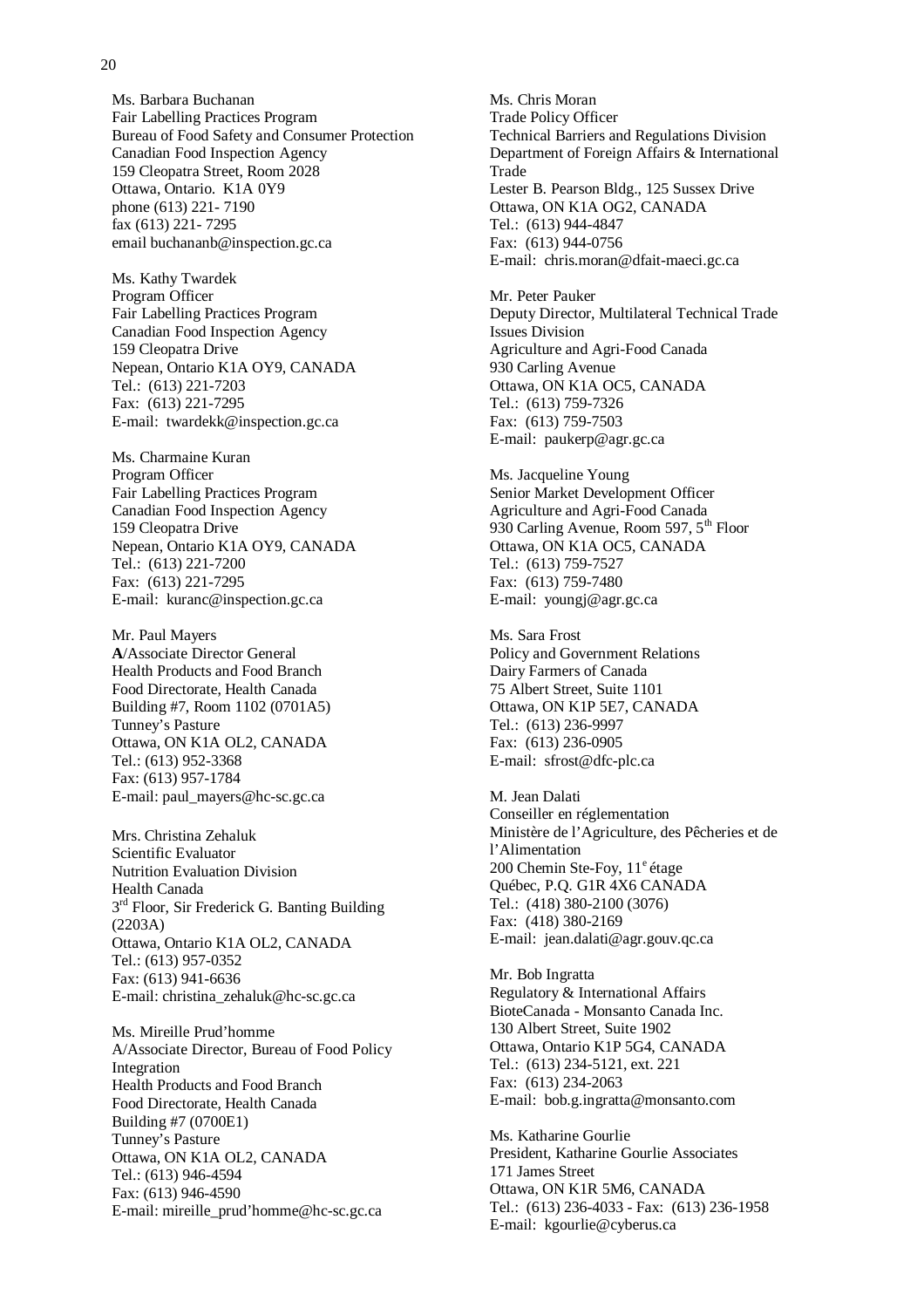Ms. Barbara Buchanan
Fair Labelling Practices Program
Bureau of Food Safety and Consumer Protection
Canadian Food Inspection Agency
159 Cleopatra Street, Room 2028
Ottawa, Ontario. K1A 0Y9
phone (613) 221- 7190
fax (613) 221- 7295
email buchananb@inspection.gc.ca

Ms. Kathy Twardek
Program Officer
Fair Labelling Practices Program
Canadian Food Inspection Agency
159 Cleopatra Drive
Nepean, Ontario K1A OY9, CANADA
Tel.: (613) 221-7203
Fax: (613) 221-7295
E-mail: twardekk@inspection.gc.ca

Ms. Charmaine Kuran
Program Officer
Fair Labelling Practices Program
Canadian Food Inspection Agency
159 Cleopatra Drive
Nepean, Ontario K1A OY9, CANADA
Tel.: (613) 221-7200
Fax: (613) 221-7295
E-mail: kuranc@inspection.gc.ca

Mr. Paul Mayers
**A**/Associate Director General
Health Products and Food Branch
Food Directorate, Health Canada
Building #7, Room 1102 (0701A5)
Tunney's Pasture
Ottawa, ON K1A OL2, CANADA
Tel.: (613) 952-3368
Fax: (613) 957-1784
E-mail: paul_mayers@hc-sc.gc.ca

Mrs. Christina Zehaluk
Scientific Evaluator
Nutrition Evaluation Division
Health Canada
3rd Floor, Sir Frederick G. Banting Building (2203A)
Ottawa, Ontario K1A OL2, CANADA
Tel.: (613) 957-0352
Fax: (613) 941-6636
E-mail: christina_zehaluk@hc-sc.gc.ca

Ms. Mireille Prud'homme
A/Associate Director, Bureau of Food Policy Integration
Health Products and Food Branch
Food Directorate, Health Canada
Building #7 (0700E1)
Tunney's Pasture
Ottawa, ON K1A OL2, CANADA
Tel.: (613) 946-4594
Fax: (613) 946-4590
E-mail: mireille_prud'homme@hc-sc.gc.ca

Ms. Chris Moran
Trade Policy Officer
Technical Barriers and Regulations Division
Department of Foreign Affairs & International Trade
Lester B. Pearson Bldg., 125 Sussex Drive
Ottawa, ON K1A OG2, CANADA
Tel.: (613) 944-4847
Fax: (613) 944-0756
E-mail: chris.moran@dfait-maeci.gc.ca

Mr. Peter Pauker
Deputy Director, Multilateral Technical Trade Issues Division
Agriculture and Agri-Food Canada
930 Carling Avenue
Ottawa, ON K1A OC5, CANADA
Tel.: (613) 759-7326
Fax: (613) 759-7503
E-mail: paukerp@agr.gc.ca

Ms. Jacqueline Young
Senior Market Development Officer
Agriculture and Agri-Food Canada
930 Carling Avenue, Room 597, 5th Floor
Ottawa, ON K1A OC5, CANADA
Tel.: (613) 759-7527
Fax: (613) 759-7480
E-mail: youngj@agr.gc.ca

Ms. Sara Frost
Policy and Government Relations
Dairy Farmers of Canada
75 Albert Street, Suite 1101
Ottawa, ON K1P 5E7, CANADA
Tel.: (613) 236-9997
Fax: (613) 236-0905
E-mail: sfrost@dfc-plc.ca

M. Jean Dalati
Conseiller en réglementation
Ministère de l'Agriculture, des Pêcheries et de l'Alimentation
200 Chemin Ste-Foy, 11e étage
Québec, P.Q. G1R 4X6 CANADA
Tel.: (418) 380-2100 (3076)
Fax: (418) 380-2169
E-mail: jean.dalati@agr.gouv.qc.ca

Mr. Bob Ingratta
Regulatory & International Affairs
BioteCanada - Monsanto Canada Inc.
130 Albert Street, Suite 1902
Ottawa, Ontario K1P 5G4, CANADA
Tel.: (613) 234-5121, ext. 221
Fax: (613) 234-2063
E-mail: bob.g.ingratta@monsanto.com

Ms. Katharine Gourlie
President, Katharine Gourlie Associates
171 James Street
Ottawa, ON K1R 5M6, CANADA
Tel.: (613) 236-4033 - Fax: (613) 236-1958
E-mail: kgourlie@cyberus.ca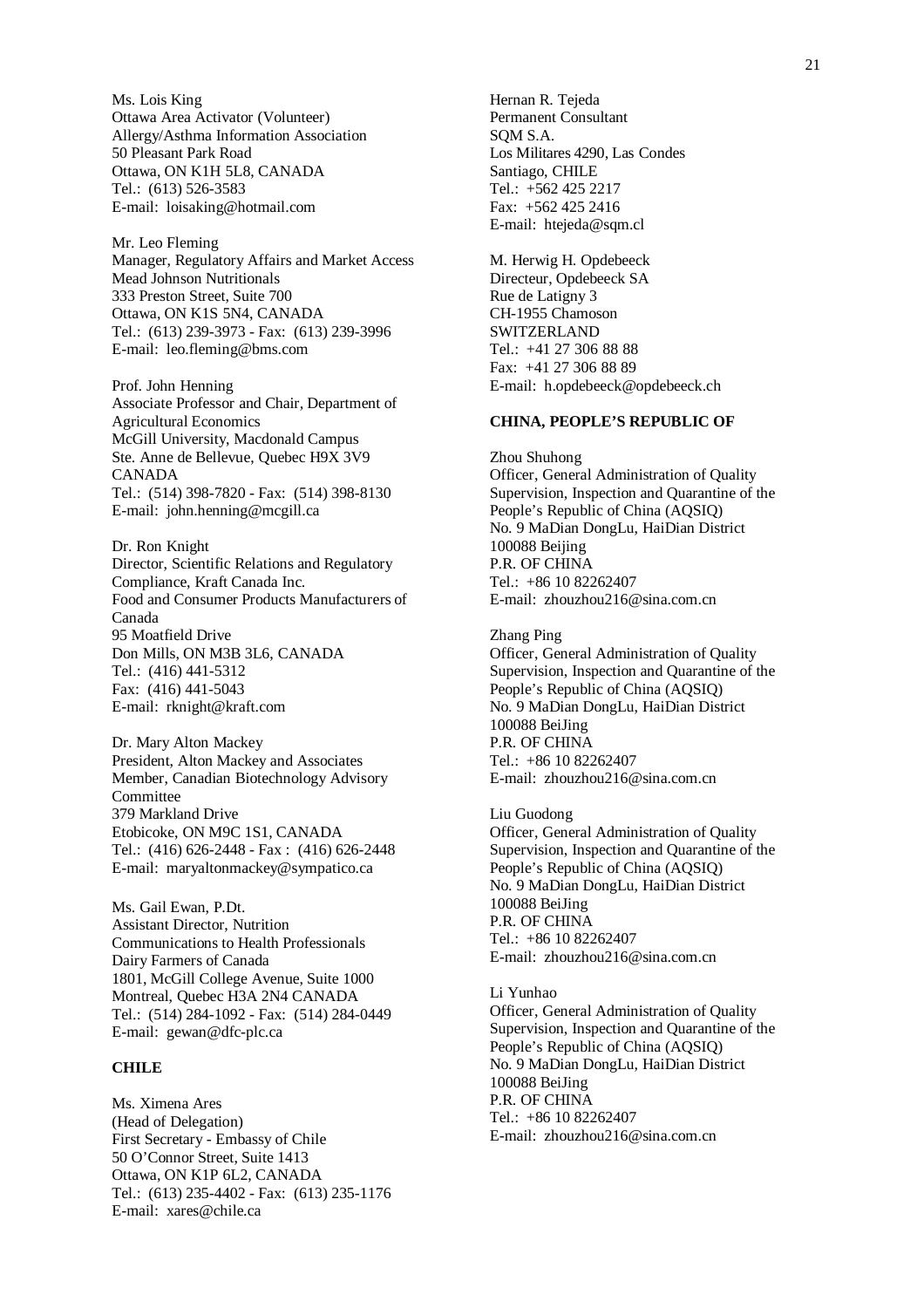Ms. Lois King
Ottawa Area Activator (Volunteer)
Allergy/Asthma Information Association
50 Pleasant Park Road
Ottawa, ON K1H 5L8, CANADA
Tel.: (613) 526-3583
E-mail: loisaking@hotmail.com

Mr. Leo Fleming
Manager, Regulatory Affairs and Market Access
Mead Johnson Nutritionals
333 Preston Street, Suite 700
Ottawa, ON K1S 5N4, CANADA
Tel.: (613) 239-3973 - Fax: (613) 239-3996
E-mail: leo.fleming@bms.com

Prof. John Henning
Associate Professor and Chair, Department of Agricultural Economics
McGill University, Macdonald Campus
Ste. Anne de Bellevue, Quebec H9X 3V9
CANADA
Tel.: (514) 398-7820 - Fax: (514) 398-8130
E-mail: john.henning@mcgill.ca

Dr. Ron Knight
Director, Scientific Relations and Regulatory Compliance, Kraft Canada Inc.
Food and Consumer Products Manufacturers of Canada
95 Moatfield Drive
Don Mills, ON M3B 3L6, CANADA
Tel.: (416) 441-5312
Fax: (416) 441-5043
E-mail: rknight@kraft.com

Dr. Mary Alton Mackey
President, Alton Mackey and Associates
Member, Canadian Biotechnology Advisory Committee
379 Markland Drive
Etobicoke, ON M9C 1S1, CANADA
Tel.: (416) 626-2448 - Fax : (416) 626-2448
E-mail: maryaltonmackey@sympatico.ca

Ms. Gail Ewan, P.Dt.
Assistant Director, Nutrition
Communications to Health Professionals
Dairy Farmers of Canada
1801, McGill College Avenue, Suite 1000
Montreal, Quebec H3A 2N4 CANADA
Tel.: (514) 284-1092 - Fax: (514) 284-0449
E-mail: gewan@dfc-plc.ca

**CHILE**

Ms. Ximena Ares
(Head of Delegation)
First Secretary - Embassy of Chile
50 O'Connor Street, Suite 1413
Ottawa, ON K1P 6L2, CANADA
Tel.: (613) 235-4402 - Fax: (613) 235-1176
E-mail: xares@chile.ca

Hernan R. Tejeda
Permanent Consultant
SQM S.A.
Los Militares 4290, Las Condes
Santiago, CHILE
Tel.: +562 425 2217
Fax: +562 425 2416
E-mail: htejeda@sqm.cl

M. Herwig H. Opdebeeck
Directeur, Opdebeeck SA
Rue de Latigny 3
CH-1955 Chamoson
SWITZERLAND
Tel.: +41 27 306 88 88
Fax: +41 27 306 88 89
E-mail: h.opdebeeck@opdebeeck.ch

**CHINA, PEOPLE'S REPUBLIC OF**

Zhou Shuhong
Officer, General Administration of Quality Supervision, Inspection and Quarantine of the People's Republic of China (AQSIQ)
No. 9 MaDian DongLu, HaiDian District
100088 Beijing
P.R. OF CHINA
Tel.: +86 10 82262407
E-mail: zhouzhou216@sina.com.cn

Zhang Ping
Officer, General Administration of Quality Supervision, Inspection and Quarantine of the People's Republic of China (AQSIQ)
No. 9 MaDian DongLu, HaiDian District
100088 BeiJing
P.R. OF CHINA
Tel.: +86 10 82262407
E-mail: zhouzhou216@sina.com.cn

Liu Guodong
Officer, General Administration of Quality Supervision, Inspection and Quarantine of the People's Republic of China (AQSIQ)
No. 9 MaDian DongLu, HaiDian District
100088 BeiJing
P.R. OF CHINA
Tel.: +86 10 82262407
E-mail: zhouzhou216@sina.com.cn

Li Yunhao
Officer, General Administration of Quality Supervision, Inspection and Quarantine of the People's Republic of China (AQSIQ)
No. 9 MaDian DongLu, HaiDian District
100088 BeiJing
P.R. OF CHINA
Tel.: +86 10 82262407
E-mail: zhouzhou216@sina.com.cn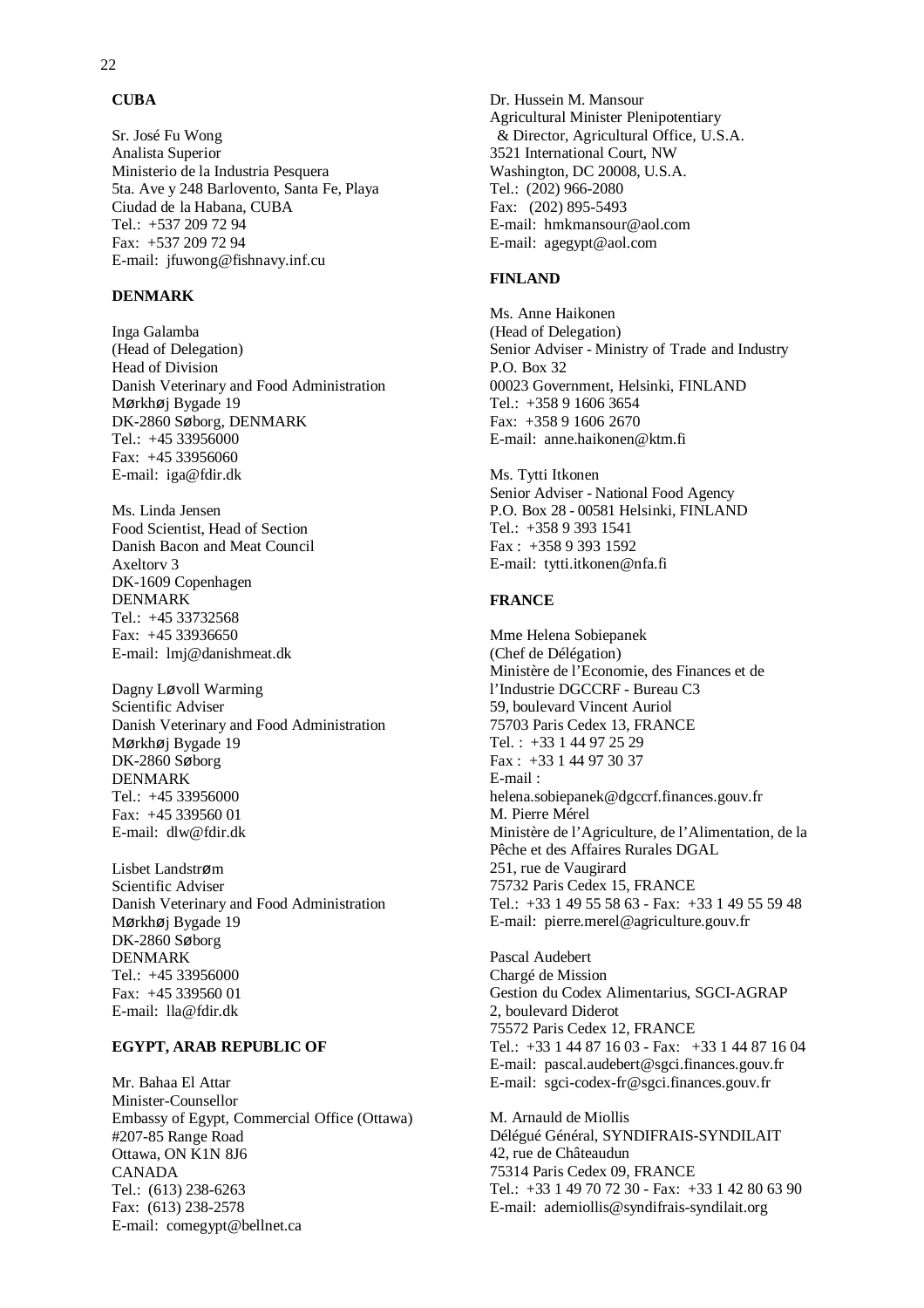**CUBA**

Sr. José Fu Wong
Analista Superior
Ministerio de la Industria Pesquera
5ta. Ave y 248 Barlovento, Santa Fe, Playa
Ciudad de la Habana, CUBA
Tel.: +537 209 72 94
Fax: +537 209 72 94
E-mail: jfuwong@fishnavy.inf.cu

**DENMARK**

Inga Galamba
(Head of Delegation)
Head of Division
Danish Veterinary and Food Administration
Mørkhøj Bygade 19
DK-2860 Søborg, DENMARK
Tel.: +45 33956000
Fax: +45 33956060
E-mail: iga@fdir.dk

Ms. Linda Jensen
Food Scientist, Head of Section
Danish Bacon and Meat Council
Axeltorv 3
DK-1609 Copenhagen
DENMARK
Tel.: +45 33732568
Fax: +45 33936650
E-mail: lmj@danishmeat.dk

Dagny Løvoll Warming
Scientific Adviser
Danish Veterinary and Food Administration
Mørkhøj Bygade 19
DK-2860 Søborg
DENMARK
Tel.: +45 33956000
Fax: +45 339560 01
E-mail: dlw@fdir.dk

Lisbet Landstrøm
Scientific Adviser
Danish Veterinary and Food Administration
Mørkhøj Bygade 19
DK-2860 Søborg
DENMARK
Tel.: +45 33956000
Fax: +45 339560 01
E-mail: lla@fdir.dk

**EGYPT, ARAB REPUBLIC OF**

Mr. Bahaa El Attar
Minister-Counsellor
Embassy of Egypt, Commercial Office (Ottawa)
#207-85 Range Road
Ottawa, ON K1N 8J6
CANADA
Tel.: (613) 238-6263
Fax: (613) 238-2578
E-mail: comegypt@bellnet.ca

Dr. Hussein M. Mansour
Agricultural Minister Plenipotentiary
& Director, Agricultural Office, U.S.A.
3521 International Court, NW
Washington, DC 20008, U.S.A.
Tel.: (202) 966-2080
Fax: (202) 895-5493
E-mail: hmkmansour@aol.com
E-mail: agegypt@aol.com

**FINLAND**

Ms. Anne Haikonen
(Head of Delegation)
Senior Adviser - Ministry of Trade and Industry
P.O. Box 32
00023 Government, Helsinki, FINLAND
Tel.: +358 9 1606 3654
Fax: +358 9 1606 2670
E-mail: anne.haikonen@ktm.fi

Ms. Tytti Itkonen
Senior Adviser - National Food Agency
P.O. Box 28 - 00581 Helsinki, FINLAND
Tel.: +358 9 393 1541
Fax : +358 9 393 1592
E-mail: tytti.itkonen@nfa.fi

**FRANCE**

Mme Helena Sobiepanek
(Chef de Délégation)
Ministère de l'Economie, des Finances et de l'Industrie DGCCRF - Bureau C3
59, boulevard Vincent Auriol
75703 Paris Cedex 13, FRANCE
Tel. : +33 1 44 97 25 29
Fax : +33 1 44 97 30 37
E-mail :
helena.sobiepanek@dgccrf.finances.gouv.fr

M. Pierre Mérel
Ministère de l'Agriculture, de l'Alimentation, de la Pêche et des Affaires Rurales DGAL
251, rue de Vaugirard
75732 Paris Cedex 15, FRANCE
Tel.: +33 1 49 55 58 63 - Fax: +33 1 49 55 59 48
E-mail: pierre.merel@agriculture.gouv.fr

Pascal Audebert
Chargé de Mission
Gestion du Codex Alimentarius, SGCI-AGRAP
2, boulevard Diderot
75572 Paris Cedex 12, FRANCE
Tel.: +33 1 44 87 16 03 - Fax: +33 1 44 87 16 04
E-mail: pascal.audebert@sgci.finances.gouv.fr
E-mail: sgci-codex-fr@sgci.finances.gouv.fr

M. Arnauld de Miollis
Délégué Général, SYNDIFRAIS-SYNDILAIT
42, rue de Châteaudun
75314 Paris Cedex 09, FRANCE
Tel.: +33 1 49 70 72 30 - Fax: +33 1 42 80 63 90
E-mail: ademiollis@syndifrais-syndilait.org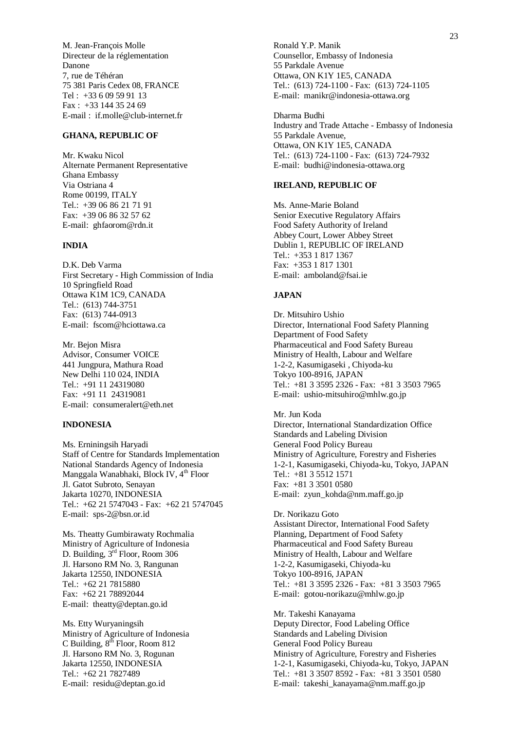M. Jean-François Molle
Directeur de la réglementation
Danone
7, rue de Téhéran
75 381 Paris Cedex 08, FRANCE
Tel : +33 6 09 59 91 13
Fax : +33 144 35 24 69
E-mail : if.molle@club-internet.fr

**GHANA, REPUBLIC OF**

Mr. Kwaku Nicol
Alternate Permanent Representative
Ghana Embassy
Via Ostriana 4
Rome 00199, ITALY
Tel.: +39 06 86 21 71 91
Fax: +39 06 86 32 57 62
E-mail: ghfaorom@rdn.it

**INDIA**

D.K. Deb Varma
First Secretary - High Commission of India
10 Springfield Road
Ottawa K1M 1C9, CANADA
Tel.: (613) 744-3751
Fax: (613) 744-0913
E-mail: fscom@hciottawa.ca

Mr. Bejon Misra
Advisor, Consumer VOICE
441 Jungpura, Mathura Road
New Delhi 110 024, INDIA
Tel.: +91 11 24319080
Fax: +91 11 24319081
E-mail: consumeralert@eth.net

**INDONESIA**

Ms. Erniningsih Haryadi
Staff of Centre for Standards Implementation
National Standards Agency of Indonesia
Manggala Wanabhaki, Block IV, 4th Floor
Jl. Gatot Subroto, Senayan
Jakarta 10270, INDONESIA
Tel.: +62 21 5747043 - Fax: +62 21 5747045
E-mail: sps-2@bsn.or.id

Ms. Theatty Gumbirawaty Rochmalia
Ministry of Agriculture of Indonesia
D. Building, 3rd Floor, Room 306
Jl. Harsono RM No. 3, Rangunan
Jakarta 12550, INDONESIA
Tel.: +62 21 7815880
Fax: +62 21 78892044
E-mail: theatty@deptan.go.id

Ms. Etty Wuryaningsih
Ministry of Agriculture of Indonesia
C Building, 8th Floor, Room 812
Jl. Harsono RM No. 3, Rogunan
Jakarta 12550, INDONESIA
Tel.: +62 21 7827489
E-mail: residu@deptan.go.id

Ronald Y.P. Manik
Counsellor, Embassy of Indonesia
55 Parkdale Avenue
Ottawa, ON K1Y 1E5, CANADA
Tel.: (613) 724-1100 - Fax: (613) 724-1105
E-mail: manikr@indonesia-ottawa.org

Dharma Budhi
Industry and Trade Attache - Embassy of Indonesia
55 Parkdale Avenue,
Ottawa, ON K1Y 1E5, CANADA
Tel.: (613) 724-1100 - Fax: (613) 724-7932
E-mail: budhi@indonesia-ottawa.org

**IRELAND, REPUBLIC OF**

Ms. Anne-Marie Boland
Senior Executive Regulatory Affairs
Food Safety Authority of Ireland
Abbey Court, Lower Abbey Street
Dublin 1, REPUBLIC OF IRELAND
Tel.: +353 1 817 1367
Fax: +353 1 817 1301
E-mail: amboland@fsai.ie

**JAPAN**

Dr. Mitsuhiro Ushio
Director, International Food Safety Planning
Department of Food Safety
Pharmaceutical and Food Safety Bureau
Ministry of Health, Labour and Welfare
1-2-2, Kasumigaseki , Chiyoda-ku
Tokyo 100-8916, JAPAN
Tel.: +81 3 3595 2326 - Fax: +81 3 3503 7965
E-mail: ushio-mitsuhiro@mhlw.go.jp

Mr. Jun Koda
Director, International Standardization Office
Standards and Labeling Division
General Food Policy Bureau
Ministry of Agriculture, Forestry and Fisheries
1-2-1, Kasumigaseki, Chiyoda-ku, Tokyo, JAPAN
Tel.: +81 3 5512 1571
Fax: +81 3 3501 0580
E-mail: zyun_kohda@nm.maff.go.jp

Dr. Norikazu Goto
Assistant Director, International Food Safety
Planning, Department of Food Safety
Pharmaceutical and Food Safety Bureau
Ministry of Health, Labour and Welfare
1-2-2, Kasumigaseki, Chiyoda-ku
Tokyo 100-8916, JAPAN
Tel.: +81 3 3595 2326 - Fax: +81 3 3503 7965
E-mail: gotou-norikazu@mhlw.go.jp

Mr. Takeshi Kanayama
Deputy Director, Food Labeling Office
Standards and Labeling Division
General Food Policy Bureau
Ministry of Agriculture, Forestry and Fisheries
1-2-1, Kasumigaseki, Chiyoda-ku, Tokyo, JAPAN
Tel.: +81 3 3507 8592 - Fax: +81 3 3501 0580
E-mail: takeshi_kanayama@nm.maff.go.jp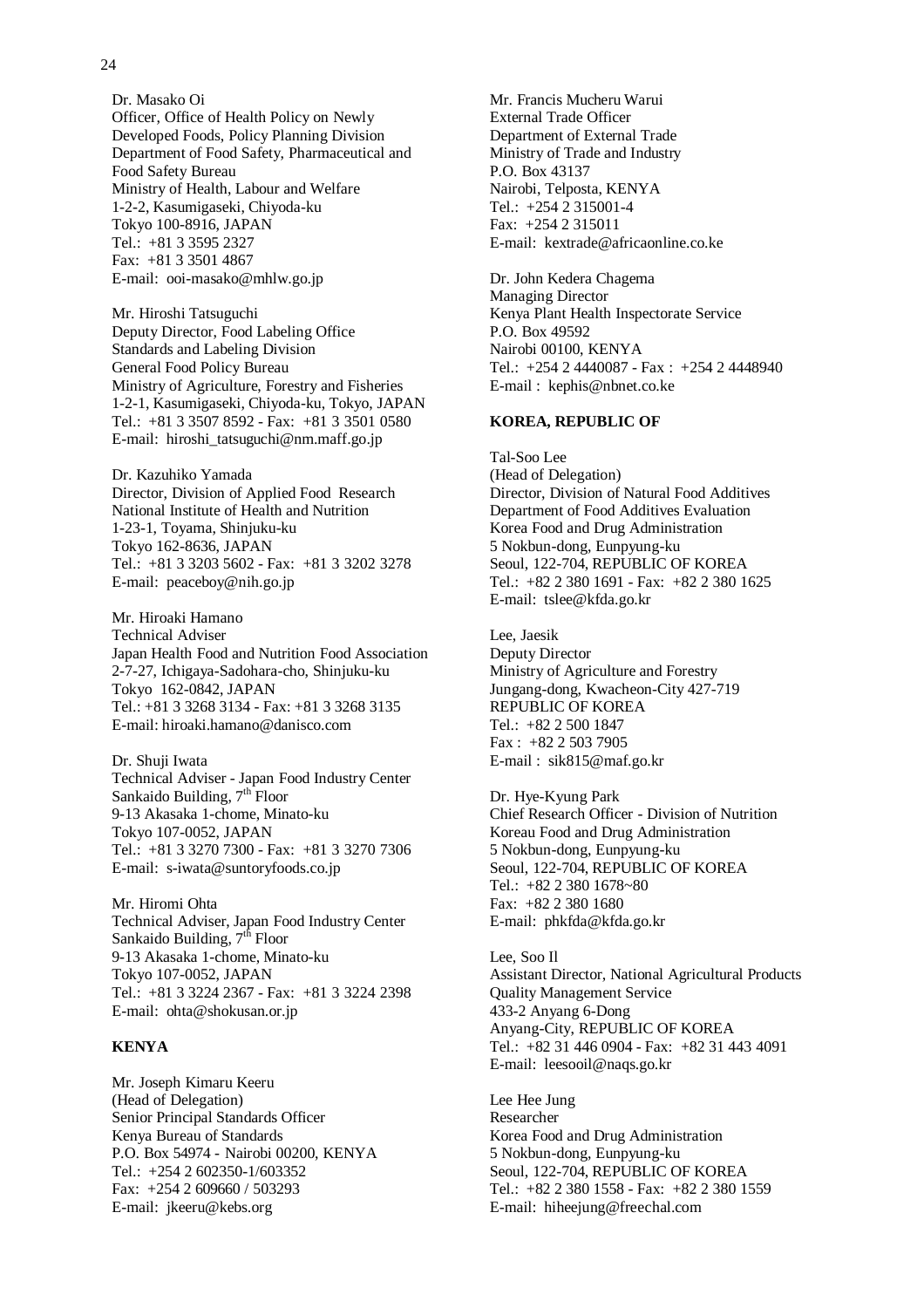Dr. Masako Oi
Officer, Office of Health Policy on Newly Developed Foods, Policy Planning Division
Department of Food Safety, Pharmaceutical and Food Safety Bureau
Ministry of Health, Labour and Welfare
1-2-2, Kasumigaseki, Chiyoda-ku
Tokyo 100-8916, JAPAN
Tel.: +81 3 3595 2327
Fax: +81 3 3501 4867
E-mail: ooi-masako@mhlw.go.jp

Mr. Hiroshi Tatsuguchi
Deputy Director, Food Labeling Office
Standards and Labeling Division
General Food Policy Bureau
Ministry of Agriculture, Forestry and Fisheries
1-2-1, Kasumigaseki, Chiyoda-ku, Tokyo, JAPAN
Tel.: +81 3 3507 8592 - Fax: +81 3 3501 0580
E-mail: hiroshi_tatsuguchi@nm.maff.go.jp

Dr. Kazuhiko Yamada
Director, Division of Applied Food Research
National Institute of Health and Nutrition
1-23-1, Toyama, Shinjuku-ku
Tokyo 162-8636, JAPAN
Tel.: +81 3 3203 5602 - Fax: +81 3 3202 3278
E-mail: peaceboy@nih.go.jp

Mr. Hiroaki Hamano
Technical Adviser
Japan Health Food and Nutrition Food Association
2-7-27, Ichigaya-Sadohara-cho, Shinjuku-ku
Tokyo 162-0842, JAPAN
Tel.: +81 3 3268 3134 - Fax: +81 3 3268 3135
E-mail: hiroaki.hamano@danisco.com

Dr. Shuji Iwata
Technical Adviser - Japan Food Industry Center
Sankaido Building, 7th Floor
9-13 Akasaka 1-chome, Minato-ku
Tokyo 107-0052, JAPAN
Tel.: +81 3 3270 7300 - Fax: +81 3 3270 7306
E-mail: s-iwata@suntoryfoods.co.jp

Mr. Hiromi Ohta
Technical Adviser, Japan Food Industry Center
Sankaido Building, 7th Floor
9-13 Akasaka 1-chome, Minato-ku
Tokyo 107-0052, JAPAN
Tel.: +81 3 3224 2367 - Fax: +81 3 3224 2398
E-mail: ohta@shokusan.or.jp

**KENYA**

Mr. Joseph Kimaru Keeru
(Head of Delegation)
Senior Principal Standards Officer
Kenya Bureau of Standards
P.O. Box 54974 - Nairobi 00200, KENYA
Tel.: +254 2 602350-1/603352
Fax: +254 2 609660 / 503293
E-mail: jkeeru@kebs.org

Mr. Francis Mucheru Warui
External Trade Officer
Department of External Trade
Ministry of Trade and Industry
P.O. Box 43137
Nairobi, Telposta, KENYA
Tel.: +254 2 315001-4
Fax: +254 2 315011
E-mail: kextrade@africaonline.co.ke

Dr. John Kedera Chagema
Managing Director
Kenya Plant Health Inspectorate Service
P.O. Box 49592
Nairobi 00100, KENYA
Tel.: +254 2 4440087 - Fax : +254 2 4448940
E-mail : kephis@nbnet.co.ke

**KOREA, REPUBLIC OF**

Tal-Soo Lee
(Head of Delegation)
Director, Division of Natural Food Additives
Department of Food Additives Evaluation
Korea Food and Drug Administration
5 Nokbun-dong, Eunpyung-ku
Seoul, 122-704, REPUBLIC OF KOREA
Tel.: +82 2 380 1691 - Fax: +82 2 380 1625
E-mail: tslee@kfda.go.kr

Lee, Jaesik
Deputy Director
Ministry of Agriculture and Forestry
Jungang-dong, Kwacheon-City 427-719
REPUBLIC OF KOREA
Tel.: +82 2 500 1847
Fax : +82 2 503 7905
E-mail : sik815@maf.go.kr

Dr. Hye-Kyung Park
Chief Research Officer - Division of Nutrition
Koreau Food and Drug Administration
5 Nokbun-dong, Eunpyung-ku
Seoul, 122-704, REPUBLIC OF KOREA
Tel.: +82 2 380 1678~80
Fax: +82 2 380 1680
E-mail: phkfda@kfda.go.kr

Lee, Soo Il
Assistant Director, National Agricultural Products Quality Management Service
433-2 Anyang 6-Dong
Anyang-City, REPUBLIC OF KOREA
Tel.: +82 31 446 0904 - Fax: +82 31 443 4091
E-mail: leesooil@naqs.go.kr

Lee Hee Jung
Researcher
Korea Food and Drug Administration
5 Nokbun-dong, Eunpyung-ku
Seoul, 122-704, REPUBLIC OF KOREA
Tel.: +82 2 380 1558 - Fax: +82 2 380 1559
E-mail: hiheejung@freechal.com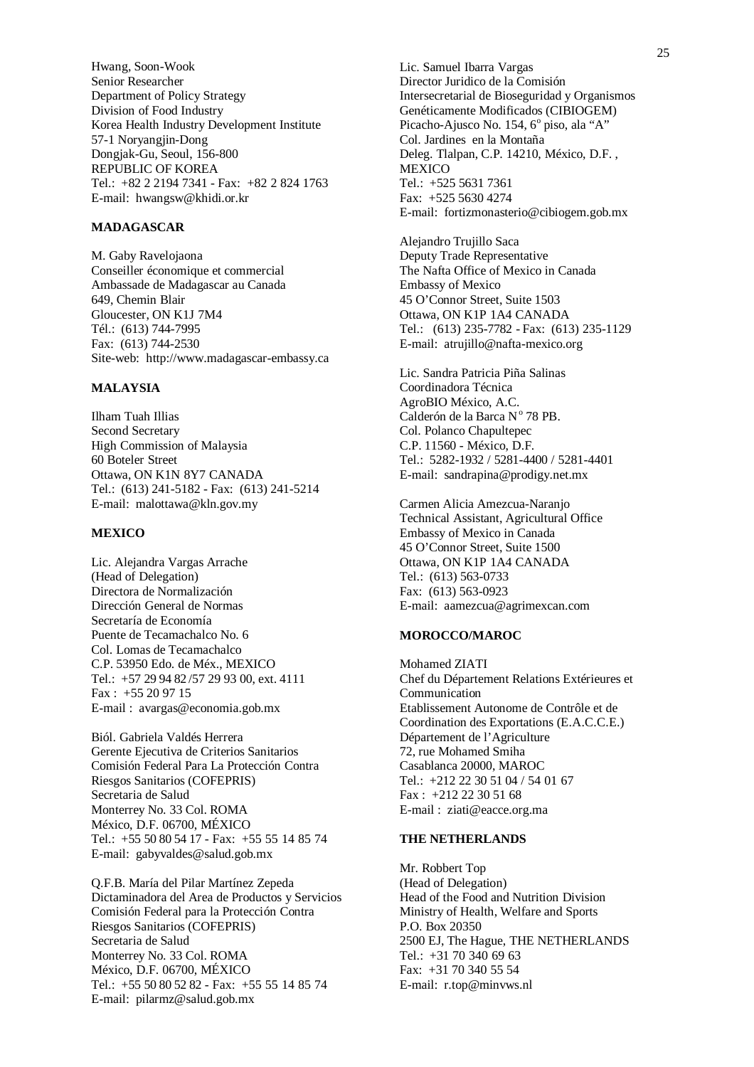Hwang, Soon-Wook
Senior Researcher
Department of Policy Strategy
Division of Food Industry
Korea Health Industry Development Institute
57-1 Noryangjin-Dong
Dongjak-Gu, Seoul, 156-800
REPUBLIC OF KOREA
Tel.: +82 2 2194 7341 - Fax: +82 2 824 1763
E-mail: hwangsw@khidi.or.kr

**MADAGASCAR**

M. Gaby Ravelojaona
Conseiller économique et commercial
Ambassade de Madagascar au Canada
649, Chemin Blair
Gloucester, ON K1J 7M4
Tél.: (613) 744-7995
Fax: (613) 744-2530
Site-web: http://www.madagascar-embassy.ca

**MALAYSIA**

Ilham Tuah Illias
Second Secretary
High Commission of Malaysia
60 Boteler Street
Ottawa, ON K1N 8Y7 CANADA
Tel.: (613) 241-5182 - Fax: (613) 241-5214
E-mail: malottawa@kln.gov.my

**MEXICO**

Lic. Alejandra Vargas Arrache
(Head of Delegation)
Directora de Normalización
Dirección General de Normas
Secretaría de Economía
Puente de Tecamachalco No. 6
Col. Lomas de Tecamachalco
C.P. 53950 Edo. de Méx., MEXICO
Tel.: +57 29 94 82 /57 29 93 00, ext. 4111
Fax : +55 20 97 15
E-mail : avargas@economia.gob.mx

Biól. Gabriela Valdés Herrera
Gerente Ejecutiva de Criterios Sanitarios
Comisión Federal Para La Protección Contra Riesgos Sanitarios (COFEPRIS)
Secretaria de Salud
Monterrey No. 33 Col. ROMA
México, D.F. 06700, MÉXICO
Tel.: +55 50 80 54 17 - Fax: +55 55 14 85 74
E-mail: gabyvaldes@salud.gob.mx

Q.F.B. María del Pilar Martínez Zepeda
Dictaminadora del Area de Productos y Servicios
Comisión Federal para la Protección Contra Riesgos Sanitarios (COFEPRIS)
Secretaria de Salud
Monterrey No. 33 Col. ROMA
México, D.F. 06700, MÉXICO
Tel.: +55 50 80 52 82 - Fax: +55 55 14 85 74
E-mail: pilarmz@salud.gob.mx

Lic. Samuel Ibarra Vargas
Director Juridico de la Comisión Intersecretarial de Bioseguridad y Organismos Genéticamente Modificados (CIBIOGEM)
Picacho-Ajusco No. 154, 6º piso, ala "A"
Col. Jardines en la Montaña
Deleg. Tlalpan, C.P. 14210, México, D.F. , MEXICO
Tel.: +525 5631 7361
Fax: +525 5630 4274
E-mail: fortizmonasterio@cibiogem.gob.mx

Alejandro Trujillo Saca
Deputy Trade Representative
The Nafta Office of Mexico in Canada
Embassy of Mexico
45 O'Connor Street, Suite 1503
Ottawa, ON K1P 1A4 CANADA
Tel.: (613) 235-7782 - Fax: (613) 235-1129
E-mail: atrujillo@nafta-mexico.org

Lic. Sandra Patricia Piña Salinas
Coordinadora Técnica
AgroBIO México, A.C.
Calderón de la Barca Nº 78 PB.
Col. Polanco Chapultepec
C.P. 11560 - México, D.F.
Tel.: 5282-1932 / 5281-4400 / 5281-4401
E-mail: sandrapina@prodigy.net.mx

Carmen Alicia Amezcua-Naranjo
Technical Assistant, Agricultural Office
Embassy of Mexico in Canada
45 O'Connor Street, Suite 1500
Ottawa, ON K1P 1A4 CANADA
Tel.: (613) 563-0733
Fax: (613) 563-0923
E-mail: aamezcua@agrimexcan.com

**MOROCCO/MAROC**

Mohamed ZIATI
Chef du Département Relations Extérieures et Communication
Etablissement Autonome de Contrôle et de Coordination des Exportations (E.A.C.C.E.)
Département de l'Agriculture
72, rue Mohamed Smiha
Casablanca 20000, MAROC
Tel.: +212 22 30 51 04 / 54 01 67
Fax : +212 22 30 51 68
E-mail : ziati@eacce.org.ma

**THE NETHERLANDS**

Mr. Robbert Top
(Head of Delegation)
Head of the Food and Nutrition Division
Ministry of Health, Welfare and Sports
P.O. Box 20350
2500 EJ, The Hague, THE NETHERLANDS
Tel.: +31 70 340 69 63
Fax: +31 70 340 55 54
E-mail: r.top@minvws.nl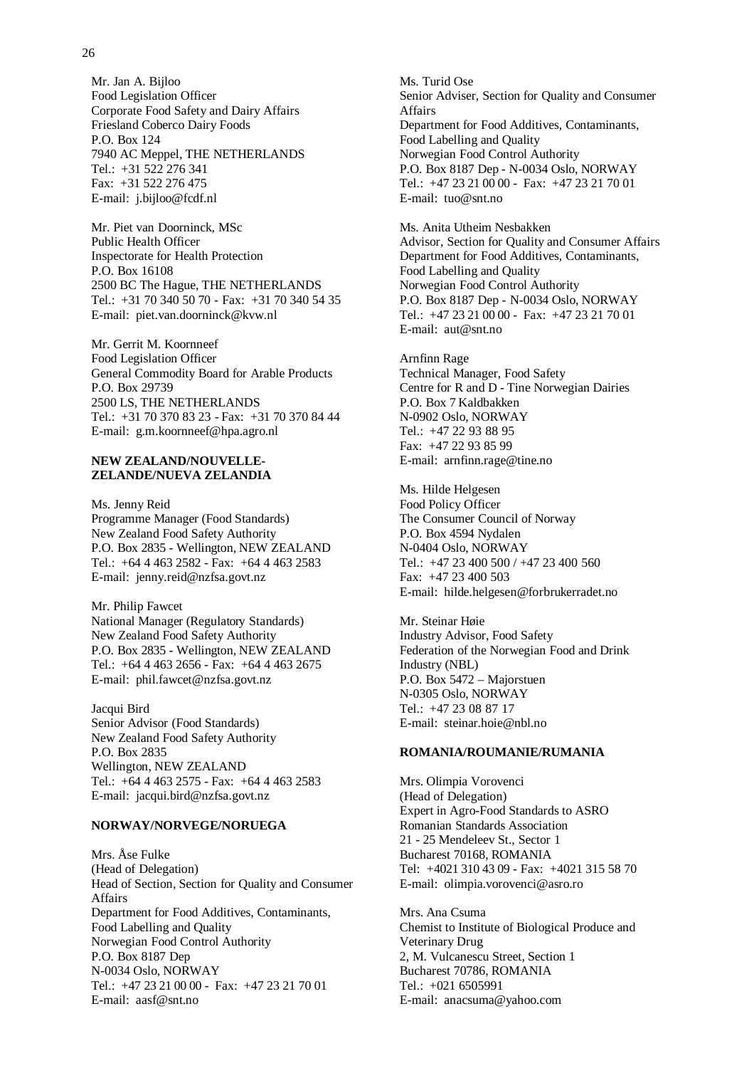Mr. Jan A. Bijloo
Food Legislation Officer
Corporate Food Safety and Dairy Affairs
Friesland Coberco Dairy Foods
P.O. Box 124
7940 AC Meppel, THE NETHERLANDS
Tel.: +31 522 276 341
Fax: +31 522 276 475
E-mail: j.bijloo@fcdf.nl

Mr. Piet van Doorninck, MSc
Public Health Officer
Inspectorate for Health Protection
P.O. Box 16108
2500 BC The Hague, THE NETHERLANDS
Tel.: +31 70 340 50 70 - Fax: +31 70 340 54 35
E-mail: piet.van.doorninck@kvw.nl

Mr. Gerrit M. Koornneef
Food Legislation Officer
General Commodity Board for Arable Products
P.O. Box 29739
2500 LS, THE NETHERLANDS
Tel.: +31 70 370 83 23 - Fax: +31 70 370 84 44
E-mail: g.m.koornneef@hpa.agro.nl

**NEW ZEALAND/NOUVELLE-ZELANDE/NUEVA ZELANDIA**

Ms. Jenny Reid
Programme Manager (Food Standards)
New Zealand Food Safety Authority
P.O. Box 2835 - Wellington, NEW ZEALAND
Tel.: +64 4 463 2582 - Fax: +64 4 463 2583
E-mail: jenny.reid@nzfsa.govt.nz

Mr. Philip Fawcet
National Manager (Regulatory Standards)
New Zealand Food Safety Authority
P.O. Box 2835 - Wellington, NEW ZEALAND
Tel.: +64 4 463 2656 - Fax: +64 4 463 2675
E-mail: phil.fawcet@nzfsa.govt.nz

Jacqui Bird
Senior Advisor (Food Standards)
New Zealand Food Safety Authority
P.O. Box 2835
Wellington, NEW ZEALAND
Tel.: +64 4 463 2575 - Fax: +64 4 463 2583
E-mail: jacqui.bird@nzfsa.govt.nz

**NORWAY/NORVEGE/NORUEGA**

Mrs. Åse Fulke
(Head of Delegation)
Head of Section, Section for Quality and Consumer Affairs
Department for Food Additives, Contaminants, Food Labelling and Quality
Norwegian Food Control Authority
P.O. Box 8187 Dep
N-0034 Oslo, NORWAY
Tel.: +47 23 21 00 00 - Fax: +47 23 21 70 01
E-mail: aasf@snt.no

Ms. Turid Ose
Senior Adviser, Section for Quality and Consumer Affairs
Department for Food Additives, Contaminants, Food Labelling and Quality
Norwegian Food Control Authority
P.O. Box 8187 Dep - N-0034 Oslo, NORWAY
Tel.: +47 23 21 00 00 - Fax: +47 23 21 70 01
E-mail: tuo@snt.no

Ms. Anita Utheim Nesbakken
Advisor, Section for Quality and Consumer Affairs
Department for Food Additives, Contaminants, Food Labelling and Quality
Norwegian Food Control Authority
P.O. Box 8187 Dep - N-0034 Oslo, NORWAY
Tel.: +47 23 21 00 00 - Fax: +47 23 21 70 01
E-mail: aut@snt.no

Arnfinn Rage
Technical Manager, Food Safety
Centre for R and D - Tine Norwegian Dairies
P.O. Box 7 Kaldbakken
N-0902 Oslo, NORWAY
Tel.: +47 22 93 88 95
Fax: +47 22 93 85 99
E-mail: arnfinn.rage@tine.no

Ms. Hilde Helgesen
Food Policy Officer
The Consumer Council of Norway
P.O. Box 4594 Nydalen
N-0404 Oslo, NORWAY
Tel.: +47 23 400 500 / +47 23 400 560
Fax: +47 23 400 503
E-mail: hilde.helgesen@forbrukerradet.no

Mr. Steinar Høie
Industry Advisor, Food Safety
Federation of the Norwegian Food and Drink Industry (NBL)
P.O. Box 5472 – Majorstuen
N-0305 Oslo, NORWAY
Tel.: +47 23 08 87 17
E-mail: steinar.hoie@nbl.no

**ROMANIA/ROUMANIE/RUMANIA**

Mrs. Olimpia Vorovenci
(Head of Delegation)
Expert in Agro-Food Standards to ASRO
Romanian Standards Association
21 - 25 Mendeleev St., Sector 1
Bucharest 70168, ROMANIA
Tel: +4021 310 43 09 - Fax: +4021 315 58 70
E-mail: olimpia.vorovenci@asro.ro

Mrs. Ana Csuma
Chemist to Institute of Biological Produce and Veterinary Drug
2, M. Vulcanescu Street, Section 1
Bucharest 70786, ROMANIA
Tel.: +021 6505991
E-mail: anacsuma@yahoo.com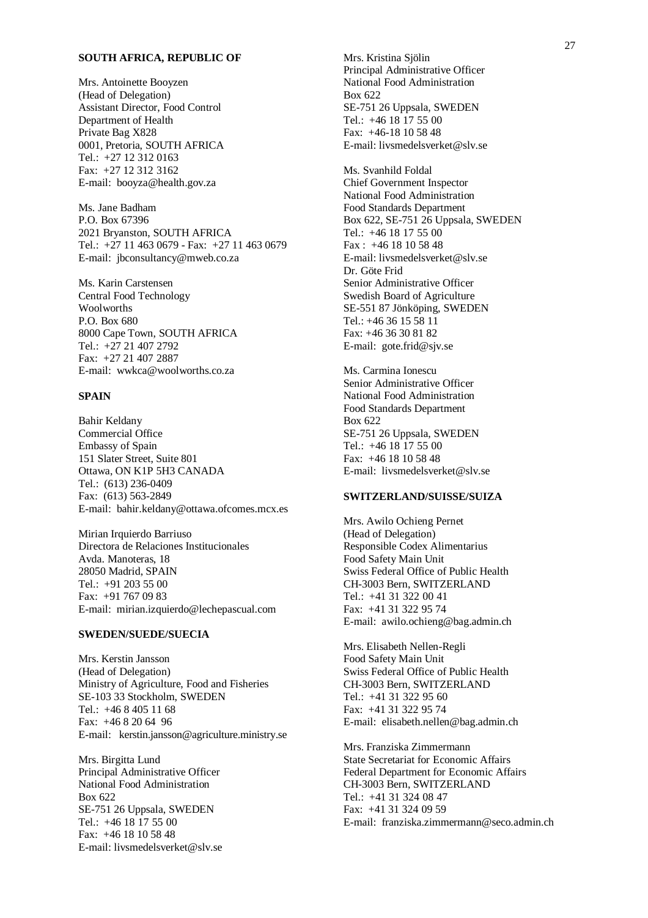**SOUTH AFRICA, REPUBLIC OF**

Mrs. Antoinette Booyzen
(Head of Delegation)
Assistant Director, Food Control
Department of Health
Private Bag X828
0001, Pretoria, SOUTH AFRICA
Tel.: +27 12 312 0163
Fax: +27 12 312 3162
E-mail: booyza@health.gov.za

Ms. Jane Badham
P.O. Box 67396
2021 Bryanston, SOUTH AFRICA
Tel.: +27 11 463 0679 - Fax: +27 11 463 0679
E-mail: jbconsultancy@mweb.co.za

Ms. Karin Carstensen
Central Food Technology
Woolworths
P.O. Box 680
8000 Cape Town, SOUTH AFRICA
Tel.: +27 21 407 2792
Fax: +27 21 407 2887
E-mail: wwkca@woolworths.co.za

**SPAIN**

Bahir Keldany
Commercial Office
Embassy of Spain
151 Slater Street, Suite 801
Ottawa, ON K1P 5H3 CANADA
Tel.: (613) 236-0409
Fax: (613) 563-2849
E-mail: bahir.keldany@ottawa.ofcomes.mcx.es

Mirian Irquierdo Barriuso
Directora de Relaciones Institucionales
Avda. Manoteras, 18
28050 Madrid, SPAIN
Tel.: +91 203 55 00
Fax: +91 767 09 83
E-mail: mirian.izquierdo@lechepascual.com

**SWEDEN/SUEDE/SUECIA**

Mrs. Kerstin Jansson
(Head of Delegation)
Ministry of Agriculture, Food and Fisheries
SE-103 33 Stockholm, SWEDEN
Tel.: +46 8 405 11 68
Fax: +46 8 20 64 96
E-mail: kerstin.jansson@agriculture.ministry.se

Mrs. Birgitta Lund
Principal Administrative Officer
National Food Administration
Box 622
SE-751 26 Uppsala, SWEDEN
Tel.: +46 18 17 55 00
Fax: +46 18 10 58 48
E-mail: livsmedelsverket@slv.se

Mrs. Kristina Sjölin
Principal Administrative Officer
National Food Administration
Box 622
SE-751 26 Uppsala, SWEDEN
Tel.: +46 18 17 55 00
Fax: +46-18 10 58 48
E-mail: livsmedelsverket@slv.se

Ms. Svanhild Foldal
Chief Government Inspector
National Food Administration
Food Standards Department
Box 622, SE-751 26 Uppsala, SWEDEN
Tel.: +46 18 17 55 00
Fax : +46 18 10 58 48
E-mail: livsmedelsverket@slv.se

Dr. Göte Frid
Senior Administrative Officer
Swedish Board of Agriculture
SE-551 87 Jönköping, SWEDEN
Tel.: +46 36 15 58 11
Fax: +46 36 30 81 82
E-mail: gote.frid@sjv.se

Ms. Carmina Ionescu
Senior Administrative Officer
National Food Administration
Food Standards Department
Box 622
SE-751 26 Uppsala, SWEDEN
Tel.: +46 18 17 55 00
Fax: +46 18 10 58 48
E-mail: livsmedelsverket@slv.se

**SWITZERLAND/SUISSE/SUIZA**

Mrs. Awilo Ochieng Pernet
(Head of Delegation)
Responsible Codex Alimentarius
Food Safety Main Unit
Swiss Federal Office of Public Health
CH-3003 Bern, SWITZERLAND
Tel.: +41 31 322 00 41
Fax: +41 31 322 95 74
E-mail: awilo.ochieng@bag.admin.ch

Mrs. Elisabeth Nellen-Regli
Food Safety Main Unit
Swiss Federal Office of Public Health
CH-3003 Bern, SWITZERLAND
Tel.: +41 31 322 95 60
Fax: +41 31 322 95 74
E-mail: elisabeth.nellen@bag.admin.ch

Mrs. Franziska Zimmermann
State Secretariat for Economic Affairs
Federal Department for Economic Affairs
CH-3003 Bern, SWITZERLAND
Tel.: +41 31 324 08 47
Fax: +41 31 324 09 59
E-mail: franziska.zimmermann@seco.admin.ch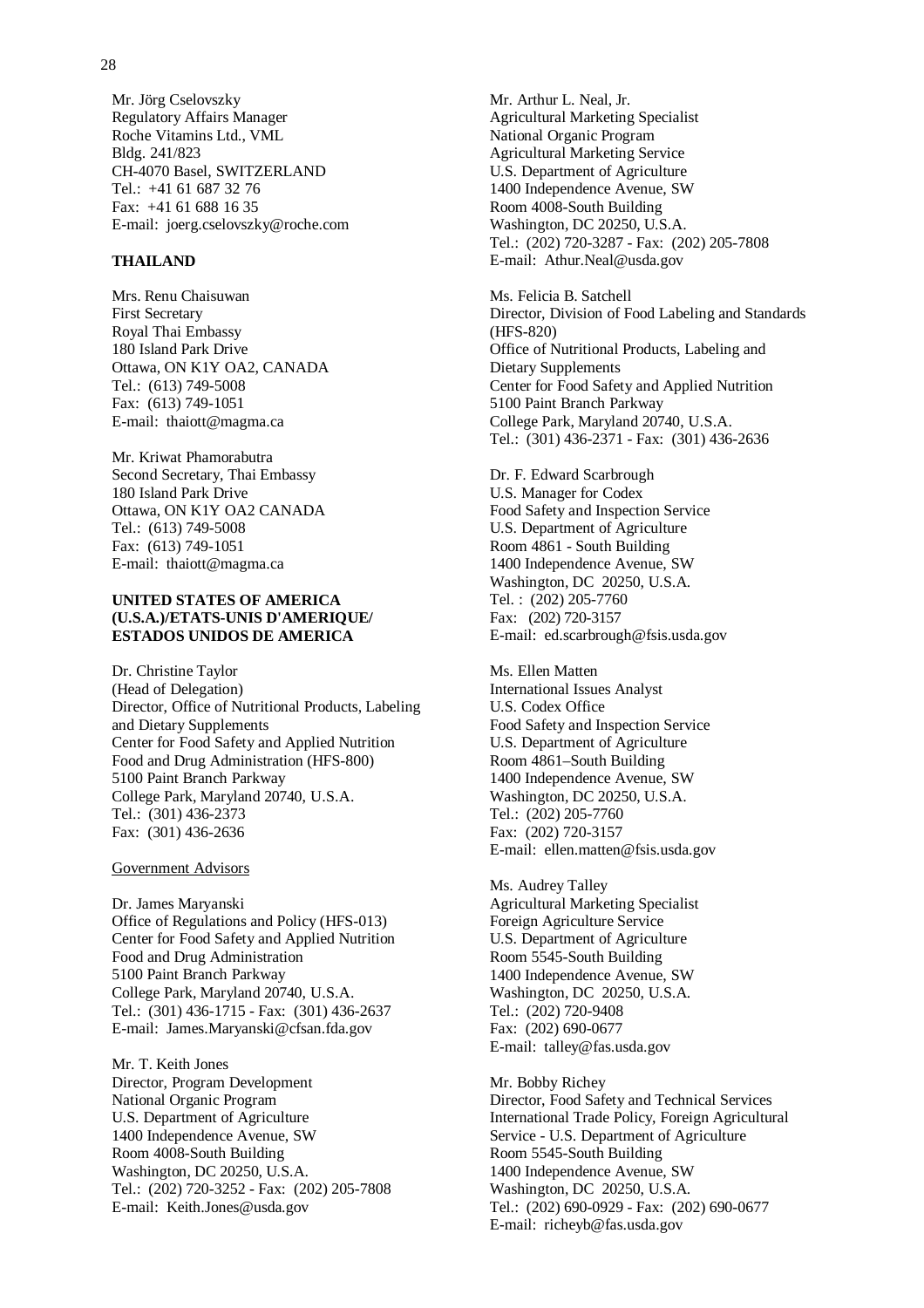Mr. Jörg Cselovszky
Regulatory Affairs Manager
Roche Vitamins Ltd., VML
Bldg. 241/823
CH-4070 Basel, SWITZERLAND
Tel.: +41 61 687 32 76
Fax: +41 61 688 16 35
E-mail: joerg.cselovszky@roche.com

**THAILAND**

Mrs. Renu Chaisuwan
First Secretary
Royal Thai Embassy
180 Island Park Drive
Ottawa, ON K1Y OA2, CANADA
Tel.: (613) 749-5008
Fax: (613) 749-1051
E-mail: thaiott@magma.ca

Mr. Kriwat Phamorabutra
Second Secretary, Thai Embassy
180 Island Park Drive
Ottawa, ON K1Y OA2 CANADA
Tel.: (613) 749-5008
Fax: (613) 749-1051
E-mail: thaiott@magma.ca

**UNITED STATES OF AMERICA (U.S.A.)/ETATS-UNIS D'AMERIQUE/ ESTADOS UNIDOS DE AMERICA**

Dr. Christine Taylor
(Head of Delegation)
Director, Office of Nutritional Products, Labeling and Dietary Supplements
Center for Food Safety and Applied Nutrition
Food and Drug Administration (HFS-800)
5100 Paint Branch Parkway
College Park, Maryland 20740, U.S.A.
Tel.: (301) 436-2373
Fax: (301) 436-2636

Government Advisors

Dr. James Maryanski
Office of Regulations and Policy (HFS-013)
Center for Food Safety and Applied Nutrition
Food and Drug Administration
5100 Paint Branch Parkway
College Park, Maryland 20740, U.S.A.
Tel.: (301) 436-1715 - Fax: (301) 436-2637
E-mail: James.Maryanski@cfsan.fda.gov

Mr. T. Keith Jones
Director, Program Development
National Organic Program
U.S. Department of Agriculture
1400 Independence Avenue, SW
Room 4008-South Building
Washington, DC 20250, U.S.A.
Tel.: (202) 720-3252 - Fax: (202) 205-7808
E-mail: Keith.Jones@usda.gov

Mr. Arthur L. Neal, Jr.
Agricultural Marketing Specialist
National Organic Program
Agricultural Marketing Service
U.S. Department of Agriculture
1400 Independence Avenue, SW
Room 4008-South Building
Washington, DC 20250, U.S.A.
Tel.: (202) 720-3287 - Fax: (202) 205-7808
E-mail: Athur.Neal@usda.gov

Ms. Felicia B. Satchell
Director, Division of Food Labeling and Standards (HFS-820)
Office of Nutritional Products, Labeling and Dietary Supplements
Center for Food Safety and Applied Nutrition
5100 Paint Branch Parkway
College Park, Maryland 20740, U.S.A.
Tel.: (301) 436-2371 - Fax: (301) 436-2636

Dr. F. Edward Scarbrough
U.S. Manager for Codex
Food Safety and Inspection Service
U.S. Department of Agriculture
Room 4861 - South Building
1400 Independence Avenue, SW
Washington, DC 20250, U.S.A.
Tel. : (202) 205-7760
Fax: (202) 720-3157
E-mail: ed.scarbrough@fsis.usda.gov

Ms. Ellen Matten
International Issues Analyst
U.S. Codex Office
Food Safety and Inspection Service
U.S. Department of Agriculture
Room 4861–South Building
1400 Independence Avenue, SW
Washington, DC 20250, U.S.A.
Tel.: (202) 205-7760
Fax: (202) 720-3157
E-mail: ellen.matten@fsis.usda.gov

Ms. Audrey Talley
Agricultural Marketing Specialist
Foreign Agriculture Service
U.S. Department of Agriculture
Room 5545-South Building
1400 Independence Avenue, SW
Washington, DC 20250, U.S.A.
Tel.: (202) 720-9408
Fax: (202) 690-0677
E-mail: talley@fas.usda.gov

Mr. Bobby Richey
Director, Food Safety and Technical Services
International Trade Policy, Foreign Agricultural Service - U.S. Department of Agriculture
Room 5545-South Building
1400 Independence Avenue, SW
Washington, DC 20250, U.S.A.
Tel.: (202) 690-0929 - Fax: (202) 690-0677
E-mail: richeyb@fas.usda.gov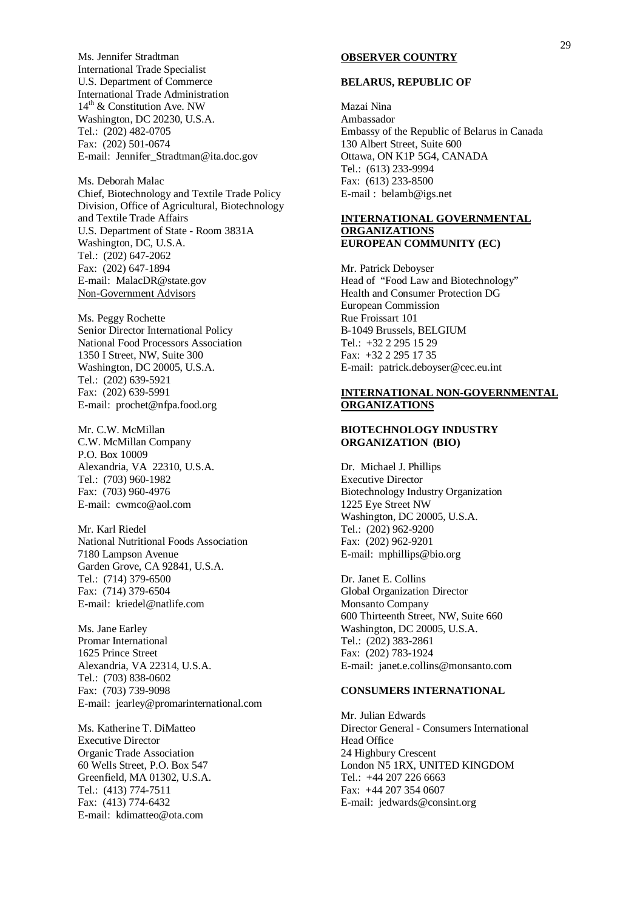Ms. Jennifer Stradtman
International Trade Specialist
U.S. Department of Commerce
International Trade Administration
14th & Constitution Ave. NW
Washington, DC 20230, U.S.A.
Tel.: (202) 482-0705
Fax: (202) 501-0674
E-mail: Jennifer_Stradtman@ita.doc.gov

Ms. Deborah Malac
Chief, Biotechnology and Textile Trade Policy Division, Office of Agricultural, Biotechnology and Textile Trade Affairs
U.S. Department of State - Room 3831A
Washington, DC, U.S.A.
Tel.: (202) 647-2062
Fax: (202) 647-1894
E-mail: MalacDR@state.gov

Non-Government Advisors

Ms. Peggy Rochette
Senior Director International Policy
National Food Processors Association
1350 I Street, NW, Suite 300
Washington, DC 20005, U.S.A.
Tel.: (202) 639-5921
Fax: (202) 639-5991
E-mail: prochet@nfpa.food.org

Mr. C.W. McMillan
C.W. McMillan Company
P.O. Box 10009
Alexandria, VA 22310, U.S.A.
Tel.: (703) 960-1982
Fax: (703) 960-4976
E-mail: cwmco@aol.com

Mr. Karl Riedel
National Nutritional Foods Association
7180 Lampson Avenue
Garden Grove, CA 92841, U.S.A.
Tel.: (714) 379-6500
Fax: (714) 379-6504
E-mail: kriedel@natlife.com

Ms. Jane Earley
Promar International
1625 Prince Street
Alexandria, VA 22314, U.S.A.
Tel.: (703) 838-0602
Fax: (703) 739-9098
E-mail: jearley@promarinternational.com

Ms. Katherine T. DiMatteo
Executive Director
Organic Trade Association
60 Wells Street, P.O. Box 547
Greenfield, MA 01302, U.S.A.
Tel.: (413) 774-7511
Fax: (413) 774-6432
E-mail: kdimatteo@ota.com

**OBSERVER COUNTRY**

**BELARUS, REPUBLIC OF**

Mazai Nina
Ambassador
Embassy of the Republic of Belarus in Canada
130 Albert Street, Suite 600
Ottawa, ON K1P 5G4, CANADA
Tel.: (613) 233-9994
Fax: (613) 233-8500
E-mail : belamb@igs.net

**INTERNATIONAL GOVERNMENTAL ORGANIZATIONS**

**EUROPEAN COMMUNITY (EC)**

Mr. Patrick Deboyser
Head of "Food Law and Biotechnology"
Health and Consumer Protection DG
European Commission
Rue Froissart 101
B-1049 Brussels, BELGIUM
Tel.: +32 2 295 15 29
Fax: +32 2 295 17 35
E-mail: patrick.deboyser@cec.eu.int

**INTERNATIONAL NON-GOVERNMENTAL ORGANIZATIONS**

**BIOTECHNOLOGY INDUSTRY ORGANIZATION (BIO)**

Dr. Michael J. Phillips
Executive Director
Biotechnology Industry Organization
1225 Eye Street NW
Washington, DC 20005, U.S.A.
Tel.: (202) 962-9200
Fax: (202) 962-9201
E-mail: mphillips@bio.org

Dr. Janet E. Collins
Global Organization Director
Monsanto Company
600 Thirteenth Street, NW, Suite 660
Washington, DC 20005, U.S.A.
Tel.: (202) 383-2861
Fax: (202) 783-1924
E-mail: janet.e.collins@monsanto.com

**CONSUMERS INTERNATIONAL**

Mr. Julian Edwards
Director General - Consumers International
Head Office
24 Highbury Crescent
London N5 1RX, UNITED KINGDOM
Tel.: +44 207 226 6663
Fax: +44 207 354 0607
E-mail: jedwards@consint.org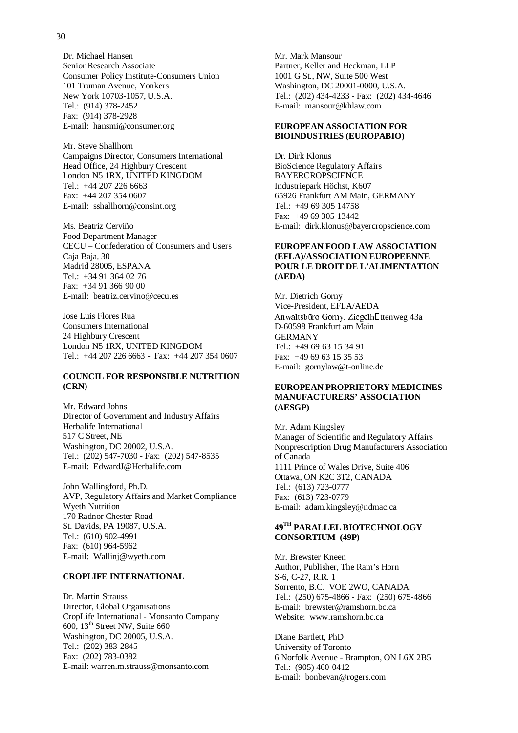Dr. Michael Hansen
Senior Research Associate
Consumer Policy Institute-Consumers Union
101 Truman Avenue, Yonkers
New York 10703-1057, U.S.A.
Tel.: (914) 378-2452
Fax: (914) 378-2928
E-mail: hansmi@consumer.org

Mr. Steve Shallhorn
Campaigns Director, Consumers International
Head Office, 24 Highbury Crescent
London N5 1RX, UNITED KINGDOM
Tel.: +44 207 226 6663
Fax: +44 207 354 0607
E-mail: sshallhorn@consint.org

Ms. Beatriz Cerviño
Food Department Manager
CECU – Confederation of Consumers and Users
Caja Baja, 30
Madrid 28005, ESPANA
Tel.: +34 91 364 02 76
Fax: +34 91 366 90 00
E-mail: beatriz.cervino@cecu.es

Jose Luis Flores Rua
Consumers International
24 Highbury Crescent
London N5 1RX, UNITED KINGDOM
Tel.: +44 207 226 6663 - Fax: +44 207 354 0607

**COUNCIL FOR RESPONSIBLE NUTRITION (CRN)**

Mr. Edward Johns
Director of Government and Industry Affairs
Herbalife International
517 C Street, NE
Washington, DC 20002, U.S.A.
Tel.: (202) 547-7030 - Fax: (202) 547-8535
E-mail: EdwardJ@Herbalife.com

John Wallingford, Ph.D.
AVP, Regulatory Affairs and Market Compliance
Wyeth Nutrition
170 Radnor Chester Road
St. Davids, PA 19087, U.S.A.
Tel.: (610) 902-4991
Fax: (610) 964-5962
E-mail: Wallinj@wyeth.com

**CROPLIFE INTERNATIONAL**

Dr. Martin Strauss
Director, Global Organisations
CropLife International - Monsanto Company
600, 13th Street NW, Suite 660
Washington, DC 20005, U.S.A.
Tel.: (202) 383-2845
Fax: (202) 783-0382
E-mail: warren.m.strauss@monsanto.com

Mr. Mark Mansour
Partner, Keller and Heckman, LLP
1001 G St., NW, Suite 500 West
Washington, DC 20001-0000, U.S.A.
Tel.: (202) 434-4233 - Fax: (202) 434-4646
E-mail: mansour@khlaw.com

**EUROPEAN ASSOCIATION FOR BIOINDUSTRIES (EUROPABIO)**

Dr. Dirk Klonus
BioScience Regulatory Affairs
BAYERCROPSCIENCE
Industriepark Höchst, K607
65926 Frankfurt AM Main, GERMANY
Tel.: +49 69 305 14758
Fax: +49 69 305 13442
E-mail: dirk.klonus@bayercropscience.com

**EUROPEAN FOOD LAW ASSOCIATION (EFLA)/ASSOCIATION EUROPEENNE POUR LE DROIT DE L'ALIMENTATION (AEDA)**

Mr. Dietrich Gorny
Vice-President, EFLA/AEDA
Anwaltsbüro Gorny, Ziegelhüttenweg 43a
D-60598 Frankfurt am Main
GERMANY
Tel.: +49 69 63 15 34 91
Fax: +49 69 63 15 35 53
E-mail: gornylaw@t-online.de

**EUROPEAN PROPRIETORY MEDICINES MANUFACTURERS' ASSOCIATION (AESGP)**

Mr. Adam Kingsley
Manager of Scientific and Regulatory Affairs
Nonprescription Drug Manufacturers Association of Canada
1111 Prince of Wales Drive, Suite 406
Ottawa, ON K2C 3T2, CANADA
Tel.: (613) 723-0777
Fax: (613) 723-0779
E-mail: adam.kingsley@ndmac.ca

**49TH PARALLEL BIOTECHNOLOGY CONSORTIUM (49P)**

Mr. Brewster Kneen
Author, Publisher, The Ram's Horn
S-6, C-27, R.R. 1
Sorrento, B.C. VOE 2WO, CANADA
Tel.: (250) 675-4866 - Fax: (250) 675-4866
E-mail: brewster@ramshorn.bc.ca
Website: www.ramshorn.bc.ca

Diane Bartlett, PhD
University of Toronto
6 Norfolk Avenue - Brampton, ON L6X 2B5
Tel.: (905) 460-0412
E-mail: bonbevan@rogers.com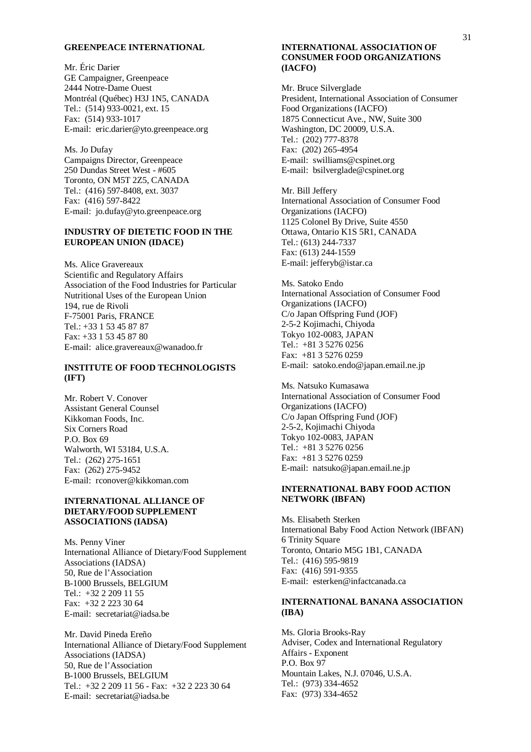**GREENPEACE INTERNATIONAL**

Mr. Éric Darier
GE Campaigner, Greenpeace
2444 Notre-Dame Ouest
Montréal (Québec) H3J 1N5, CANADA
Tel.: (514) 933-0021, ext. 15
Fax: (514) 933-1017
E-mail: eric.darier@yto.greenpeace.org

Ms. Jo Dufay
Campaigns Director, Greenpeace
250 Dundas Street West - #605
Toronto, ON M5T 2Z5, CANADA
Tel.: (416) 597-8408, ext. 3037
Fax: (416) 597-8422
E-mail: jo.dufay@yto.greenpeace.org

**INDUSTRY OF DIETETIC FOOD IN THE EUROPEAN UNION (IDACE)**

Ms. Alice Gravereaux
Scientific and Regulatory Affairs
Association of the Food Industries for Particular Nutritional Uses of the European Union
194, rue de Rivoli
F-75001 Paris, FRANCE
Tel.: +33 1 53 45 87 87
Fax: +33 1 53 45 87 80
E-mail: alice.gravereaux@wanadoo.fr

**INSTITUTE OF FOOD TECHNOLOGISTS (IFT)**

Mr. Robert V. Conover
Assistant General Counsel
Kikkoman Foods, Inc.
Six Corners Road
P.O. Box 69
Walworth, WI 53184, U.S.A.
Tel.: (262) 275-1651
Fax: (262) 275-9452
E-mail: rconover@kikkoman.com

**INTERNATIONAL ALLIANCE OF DIETARY/FOOD SUPPLEMENT ASSOCIATIONS (IADSA)**

Ms. Penny Viner
International Alliance of Dietary/Food Supplement Associations (IADSA)
50, Rue de l'Association
B-1000 Brussels, BELGIUM
Tel.: +32 2 209 11 55
Fax: +32 2 223 30 64
E-mail: secretariat@iadsa.be

Mr. David Pineda Ereño
International Alliance of Dietary/Food Supplement Associations (IADSA)
50, Rue de l'Association
B-1000 Brussels, BELGIUM
Tel.: +32 2 209 11 56 - Fax: +32 2 223 30 64
E-mail: secretariat@iadsa.be

**INTERNATIONAL ASSOCIATION OF CONSUMER FOOD ORGANIZATIONS (IACFO)**

Mr. Bruce Silverglade
President, International Association of Consumer Food Organizations (IACFO)
1875 Connecticut Ave., NW, Suite 300
Washington, DC 20009, U.S.A.
Tel.: (202) 777-8378
Fax: (202) 265-4954
E-mail: swilliams@cspinet.org
E-mail: bsilverglade@cspinet.org

Mr. Bill Jeffery
International Association of Consumer Food Organizations (IACFO)
1125 Colonel By Drive, Suite 4550
Ottawa, Ontario K1S 5R1, CANADA
Tel.: (613) 244-7337
Fax: (613) 244-1559
E-mail: jefferyb@istar.ca

Ms. Satoko Endo
International Association of Consumer Food Organizations (IACFO)
C/o Japan Offspring Fund (JOF)
2-5-2 Kojimachi, Chiyoda
Tokyo 102-0083, JAPAN
Tel.: +81 3 5276 0256
Fax: +81 3 5276 0259
E-mail: satoko.endo@japan.email.ne.jp

Ms. Natsuko Kumasawa
International Association of Consumer Food Organizations (IACFO)
C/o Japan Offspring Fund (JOF)
2-5-2, Kojimachi Chiyoda
Tokyo 102-0083, JAPAN
Tel.: +81 3 5276 0256
Fax: +81 3 5276 0259
E-mail: natsuko@japan.email.ne.jp

**INTERNATIONAL BABY FOOD ACTION NETWORK (IBFAN)**

Ms. Elisabeth Sterken
International Baby Food Action Network (IBFAN)
6 Trinity Square
Toronto, Ontario M5G 1B1, CANADA
Tel.: (416) 595-9819
Fax: (416) 591-9355
E-mail: esterken@infactcanada.ca

**INTERNATIONAL BANANA ASSOCIATION (IBA)**

Ms. Gloria Brooks-Ray
Adviser, Codex and International Regulatory Affairs - Exponent
P.O. Box 97
Mountain Lakes, N.J. 07046, U.S.A.
Tel.: (973) 334-4652
Fax: (973) 334-4652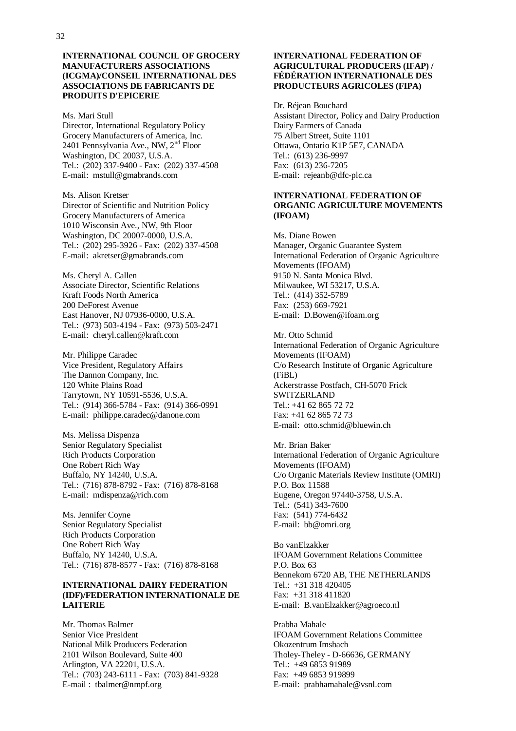**INTERNATIONAL COUNCIL OF GROCERY MANUFACTURERS ASSOCIATIONS (ICGMA)/CONSEIL INTERNATIONAL DES ASSOCIATIONS DE FABRICANTS DE PRODUITS D'EPICERIE**

Ms. Mari Stull
Director, International Regulatory Policy
Grocery Manufacturers of America, Inc.
2401 Pennsylvania Ave., NW, 2nd Floor
Washington, DC 20037, U.S.A.
Tel.: (202) 337-9400 - Fax: (202) 337-4508
E-mail: mstull@gmabrands.com

Ms. Alison Kretser
Director of Scientific and Nutrition Policy
Grocery Manufacturers of America
1010 Wisconsin Ave., NW, 9th Floor
Washington, DC 20007-0000, U.S.A.
Tel.: (202) 295-3926 - Fax: (202) 337-4508
E-mail: akretser@gmabrands.com

Ms. Cheryl A. Callen
Associate Director, Scientific Relations
Kraft Foods North America
200 DeForest Avenue
East Hanover, NJ 07936-0000, U.S.A.
Tel.: (973) 503-4194 - Fax: (973) 503-2471
E-mail: cheryl.callen@kraft.com

Mr. Philippe Caradec
Vice President, Regulatory Affairs
The Dannon Company, Inc.
120 White Plains Road
Tarrytown, NY 10591-5536, U.S.A.
Tel.: (914) 366-5784 - Fax: (914) 366-0991
E-mail: philippe.caradec@danone.com

Ms. Melissa Dispenza
Senior Regulatory Specialist
Rich Products Corporation
One Robert Rich Way
Buffalo, NY 14240, U.S.A.
Tel.: (716) 878-8792 - Fax: (716) 878-8168
E-mail: mdispenza@rich.com

Ms. Jennifer Coyne
Senior Regulatory Specialist
Rich Products Corporation
One Robert Rich Way
Buffalo, NY 14240, U.S.A.
Tel.: (716) 878-8577 - Fax: (716) 878-8168

**INTERNATIONAL DAIRY FEDERATION (IDF)/FEDERATION INTERNATIONALE DE LAITERIE**

Mr. Thomas Balmer
Senior Vice President
National Milk Producers Federation
2101 Wilson Boulevard, Suite 400
Arlington, VA 22201, U.S.A.
Tel.: (703) 243-6111 - Fax: (703) 841-9328
E-mail : tbalmer@nmpf.org

**INTERNATIONAL FEDERATION OF AGRICULTURAL PRODUCERS (IFAP) / FÉDÉRATION INTERNATIONALE DES PRODUCTEURS AGRICOLES (FIPA)**

Dr. Réjean Bouchard
Assistant Director, Policy and Dairy Production
Dairy Farmers of Canada
75 Albert Street, Suite 1101
Ottawa, Ontario K1P 5E7, CANADA
Tel.: (613) 236-9997
Fax: (613) 236-7205
E-mail: rejeanb@dfc-plc.ca

**INTERNATIONAL FEDERATION OF ORGANIC AGRICULTURE MOVEMENTS (IFOAM)**

Ms. Diane Bowen
Manager, Organic Guarantee System
International Federation of Organic Agriculture Movements (IFOAM)
9150 N. Santa Monica Blvd.
Milwaukee, WI 53217, U.S.A.
Tel.: (414) 352-5789
Fax: (253) 669-7921
E-mail: D.Bowen@ifoam.org

Mr. Otto Schmid
International Federation of Organic Agriculture Movements (IFOAM)
C/o Research Institute of Organic Agriculture (FiBL)
Ackerstrasse Postfach, CH-5070 Frick
SWITZERLAND
Tel.: +41 62 865 72 72
Fax: +41 62 865 72 73
E-mail: otto.schmid@bluewin.ch

Mr. Brian Baker
International Federation of Organic Agriculture Movements (IFOAM)
C/o Organic Materials Review Institute (OMRI)
P.O. Box 11588
Eugene, Oregon 97440-3758, U.S.A.
Tel.: (541) 343-7600
Fax: (541) 774-6432
E-mail: bb@omri.org

Bo vanElzakker
IFOAM Government Relations Committee
P.O. Box 63
Bennekom 6720 AB, THE NETHERLANDS
Tel.: +31 318 420405
Fax: +31 318 411820
E-mail: B.vanElzakker@agroeco.nl

Prabha Mahale
IFOAM Government Relations Committee
Okozentrum Imsbach
Tholey-Theley - D-66636, GERMANY
Tel.: +49 6853 91989
Fax: +49 6853 919899
E-mail: prabhamahale@vsnl.com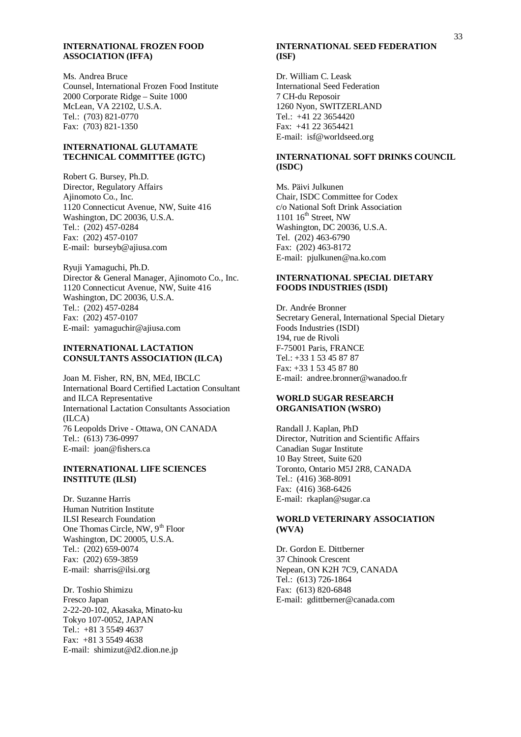**INTERNATIONAL FROZEN FOOD ASSOCIATION (IFFA)**

Ms. Andrea Bruce
Counsel, International Frozen Food Institute
2000 Corporate Ridge – Suite 1000
McLean, VA 22102, U.S.A.
Tel.: (703) 821-0770
Fax: (703) 821-1350

**INTERNATIONAL GLUTAMATE TECHNICAL COMMITTEE (IGTC)**

Robert G. Bursey, Ph.D.
Director, Regulatory Affairs
Ajinomoto Co., Inc.
1120 Connecticut Avenue, NW, Suite 416
Washington, DC 20036, U.S.A.
Tel.: (202) 457-0284
Fax: (202) 457-0107
E-mail: burseyb@ajiusa.com

Ryuji Yamaguchi, Ph.D.
Director & General Manager, Ajinomoto Co., Inc.
1120 Connecticut Avenue, NW, Suite 416
Washington, DC 20036, U.S.A.
Tel.: (202) 457-0284
Fax: (202) 457-0107
E-mail: yamaguchir@ajiusa.com

**INTERNATIONAL LACTATION CONSULTANTS ASSOCIATION (ILCA)**

Joan M. Fisher, RN, BN, MEd, IBCLC
International Board Certified Lactation Consultant and ILCA Representative
International Lactation Consultants Association (ILCA)
76 Leopolds Drive - Ottawa, ON CANADA
Tel.: (613) 736-0997
E-mail: joan@fishers.ca

**INTERNATIONAL LIFE SCIENCES INSTITUTE (ILSI)**

Dr. Suzanne Harris
Human Nutrition Institute
ILSI Research Foundation
One Thomas Circle, NW, 9th Floor
Washington, DC 20005, U.S.A.
Tel.: (202) 659-0074
Fax: (202) 659-3859
E-mail: sharris@ilsi.org

Dr. Toshio Shimizu
Fresco Japan
2-22-20-102, Akasaka, Minato-ku
Tokyo 107-0052, JAPAN
Tel.: +81 3 5549 4637
Fax: +81 3 5549 4638
E-mail: shimizut@d2.dion.ne.jp

**INTERNATIONAL SEED FEDERATION (ISF)**

Dr. William C. Leask
International Seed Federation
7 CH-du Reposoir
1260 Nyon, SWITZERLAND
Tel.: +41 22 3654420
Fax: +41 22 3654421
E-mail: isf@worldseed.org

**INTERNATIONAL SOFT DRINKS COUNCIL (ISDC)**

Ms. Päivi Julkunen
Chair, ISDC Committee for Codex
c/o National Soft Drink Association
1101 16th Street, NW
Washington, DC 20036, U.S.A.
Tel. (202) 463-6790
Fax: (202) 463-8172
E-mail: pjulkunen@na.ko.com

**INTERNATIONAL SPECIAL DIETARY FOODS INDUSTRIES (ISDI)**

Dr. Andrée Bronner
Secretary General, International Special Dietary Foods Industries (ISDI)
194, rue de Rivoli
F-75001 Paris, FRANCE
Tel.: +33 1 53 45 87 87
Fax: +33 1 53 45 87 80
E-mail: andree.bronner@wanadoo.fr

**WORLD SUGAR RESEARCH ORGANISATION (WSRO)**

Randall J. Kaplan, PhD
Director, Nutrition and Scientific Affairs
Canadian Sugar Institute
10 Bay Street, Suite 620
Toronto, Ontario M5J 2R8, CANADA
Tel.: (416) 368-8091
Fax: (416) 368-6426
E-mail: rkaplan@sugar.ca

**WORLD VETERINARY ASSOCIATION (WVA)**

Dr. Gordon E. Dittberner
37 Chinook Crescent
Nepean, ON K2H 7C9, CANADA
Tel.: (613) 726-1864
Fax: (613) 820-6848
E-mail: gdittberner@canada.com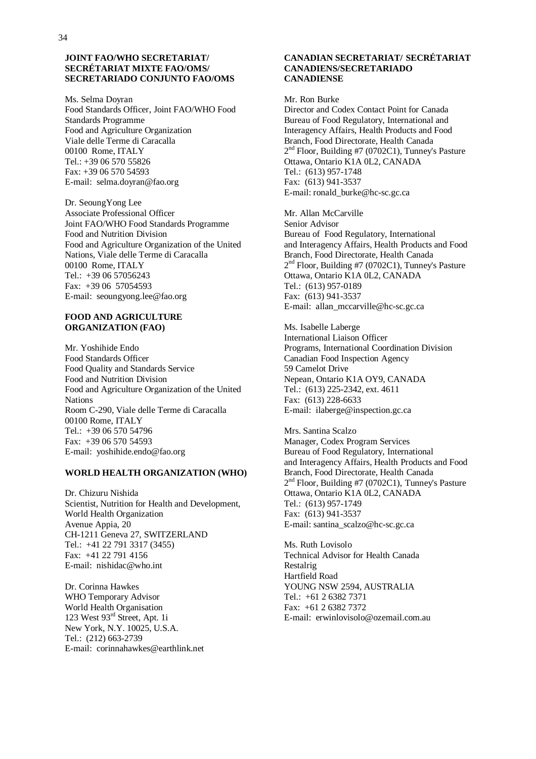**JOINT FAO/WHO SECRETARIAT/ SECRÉTARIAT MIXTE FAO/OMS/ SECRETARIADO CONJUNTO FAO/OMS**

Ms. Selma Doyran
Food Standards Officer, Joint FAO/WHO Food Standards Programme
Food and Agriculture Organization
Viale delle Terme di Caracalla
00100 Rome, ITALY
Tel.: +39 06 570 55826
Fax: +39 06 570 54593
E-mail: selma.doyran@fao.org

Dr. SeoungYong Lee
Associate Professional Officer
Joint FAO/WHO Food Standards Programme
Food and Nutrition Division
Food and Agriculture Organization of the United Nations, Viale delle Terme di Caracalla
00100 Rome, ITALY
Tel.: +39 06 57056243
Fax: +39 06 57054593
E-mail: seoungyong.lee@fao.org

**FOOD AND AGRICULTURE ORGANIZATION (FAO)**

Mr. Yoshihide Endo
Food Standards Officer
Food Quality and Standards Service
Food and Nutrition Division
Food and Agriculture Organization of the United Nations
Room C-290, Viale delle Terme di Caracalla
00100 Rome, ITALY
Tel.: +39 06 570 54796
Fax: +39 06 570 54593
E-mail: yoshihide.endo@fao.org

**WORLD HEALTH ORGANIZATION (WHO)**

Dr. Chizuru Nishida
Scientist, Nutrition for Health and Development, World Health Organization
Avenue Appia, 20
CH-1211 Geneva 27, SWITZERLAND
Tel.: +41 22 791 3317 (3455)
Fax: +41 22 791 4156
E-mail: nishidac@who.int

Dr. Corinna Hawkes
WHO Temporary Advisor
World Health Organisation
123 West 93rd Street, Apt. 1i
New York, N.Y. 10025, U.S.A.
Tel.: (212) 663-2739
E-mail: corinnahawkes@earthlink.net

**CANADIAN SECRETARIAT/ SECRÉTARIAT CANADIENS/SECRETARIADO CANADIENSE**

Mr. Ron Burke
Director and Codex Contact Point for Canada
Bureau of Food Regulatory, International and Interagency Affairs, Health Products and Food Branch, Food Directorate, Health Canada
2nd Floor, Building #7 (0702C1), Tunney's Pasture
Ottawa, Ontario K1A 0L2, CANADA
Tel.: (613) 957-1748
Fax: (613) 941-3537
E-mail: ronald_burke@hc-sc.gc.ca

Mr. Allan McCarville
Senior Advisor
Bureau of Food Regulatory, International and Interagency Affairs, Health Products and Food Branch, Food Directorate, Health Canada
2nd Floor, Building #7 (0702C1), Tunney's Pasture
Ottawa, Ontario K1A 0L2, CANADA
Tel.: (613) 957-0189
Fax: (613) 941-3537
E-mail: allan_mccarville@hc-sc.gc.ca

Ms. Isabelle Laberge
International Liaison Officer
Programs, International Coordination Division
Canadian Food Inspection Agency
59 Camelot Drive
Nepean, Ontario K1A OY9, CANADA
Tel.: (613) 225-2342, ext. 4611
Fax: (613) 228-6633
E-mail: ilaberge@inspection.gc.ca

Mrs. Santina Scalzo
Manager, Codex Program Services
Bureau of Food Regulatory, International and Interagency Affairs, Health Products and Food Branch, Food Directorate, Health Canada
2nd Floor, Building #7 (0702C1), Tunney's Pasture
Ottawa, Ontario K1A 0L2, CANADA
Tel.: (613) 957-1749
Fax: (613) 941-3537
E-mail: santina_scalzo@hc-sc.gc.ca

Ms. Ruth Lovisolo
Technical Advisor for Health Canada
Restalrig
Hartfield Road
YOUNG NSW 2594, AUSTRALIA
Tel.: +61 2 6382 7371
Fax: +61 2 6382 7372
E-mail: erwinlovisolo@ozemail.com.au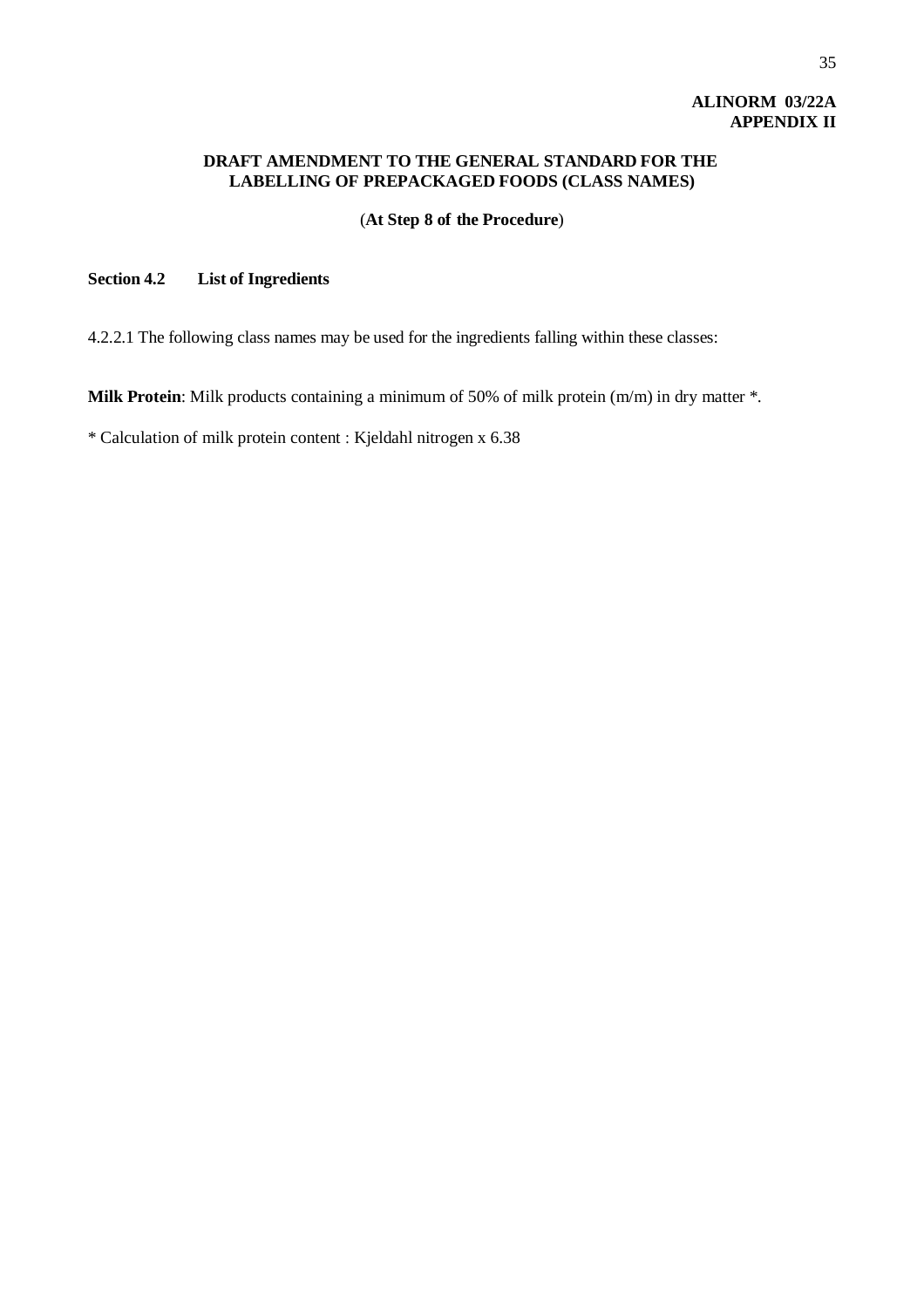**ALINORM 03/22A**
**APPENDIX II**

## DRAFT AMENDMENT TO THE GENERAL STANDARD FOR THE LABELLING OF PREPACKAGED FOODS (CLASS NAMES)

(**At Step 8 of the Procedure**)

### Section 4.2 List of Ingredients

4.2.2.1 The following class names may be used for the ingredients falling within these classes:

**Milk Protein**: Milk products containing a minimum of 50% of milk protein (m/m) in dry matter *.

* Calculation of milk protein content : Kjeldahl nitrogen x 6.38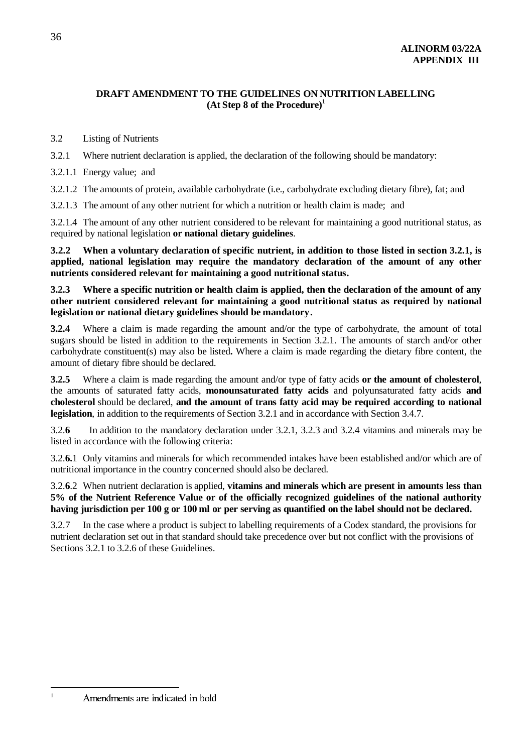**ALINORM 03/22A**
**APPENDIX III**

## DRAFT AMENDMENT TO THE GUIDELINES ON NUTRITION LABELLING (At Step 8 of the Procedure)[1]

3.2 Listing of Nutrients

3.2.1 Where nutrient declaration is applied, the declaration of the following should be mandatory:

3.2.1.1 Energy value; and

3.2.1.2 The amounts of protein, available carbohydrate (i.e., carbohydrate excluding dietary fibre), fat; and

3.2.1.3 The amount of any other nutrient for which a nutrition or health claim is made; and

3.2.1.4 The amount of any other nutrient considered to be relevant for maintaining a good nutritional status, as required by national legislation **or national dietary guidelines**.

**3.2.2 When a voluntary declaration of specific nutrient, in addition to those listed in section 3.2.1, is applied, national legislation may require the mandatory declaration of the amount of any other nutrients considered relevant for maintaining a good nutritional status.**

**3.2.3 Where a specific nutrition or health claim is applied, then the declaration of the amount of any other nutrient considered relevant for maintaining a good nutritional status as required by national legislation or national dietary guidelines should be mandatory.**

**3.2.4** Where a claim is made regarding the amount and/or the type of carbohydrate, the amount of total sugars should be listed in addition to the requirements in Section 3.2.1. The amounts of starch and/or other carbohydrate constituent(s) may also be listed**.** Where a claim is made regarding the dietary fibre content, the amount of dietary fibre should be declared.

**3.2.5** Where a claim is made regarding the amount and/or type of fatty acids **or the amount of cholesterol**, the amounts of saturated fatty acids, **monounsaturated fatty acids** and polyunsaturated fatty acids **and cholesterol** should be declared, **and the amount of trans fatty acid may be required according to national legislation**, in addition to the requirements of Section 3.2.1 and in accordance with Section 3.4.7.

3.2.**6** In addition to the mandatory declaration under 3.2.1, 3.2.3 and 3.2.4 vitamins and minerals may be listed in accordance with the following criteria:

3.2.**6.**1 Only vitamins and minerals for which recommended intakes have been established and/or which are of nutritional importance in the country concerned should also be declared.

3.2.**6**.2 When nutrient declaration is applied, **vitamins and minerals which are present in amounts less than 5% of the Nutrient Reference Value or of the officially recognized guidelines of the national authority having jurisdiction per 100 g or 100 ml or per serving as quantified on the label should not be declared.**

3.2.7 In the case where a product is subject to labelling requirements of a Codex standard, the provisions for nutrient declaration set out in that standard should take precedence over but not conflict with the provisions of Sections 3.2.1 to 3.2.6 of these Guidelines.

---

[1] Amendments are indicated in bold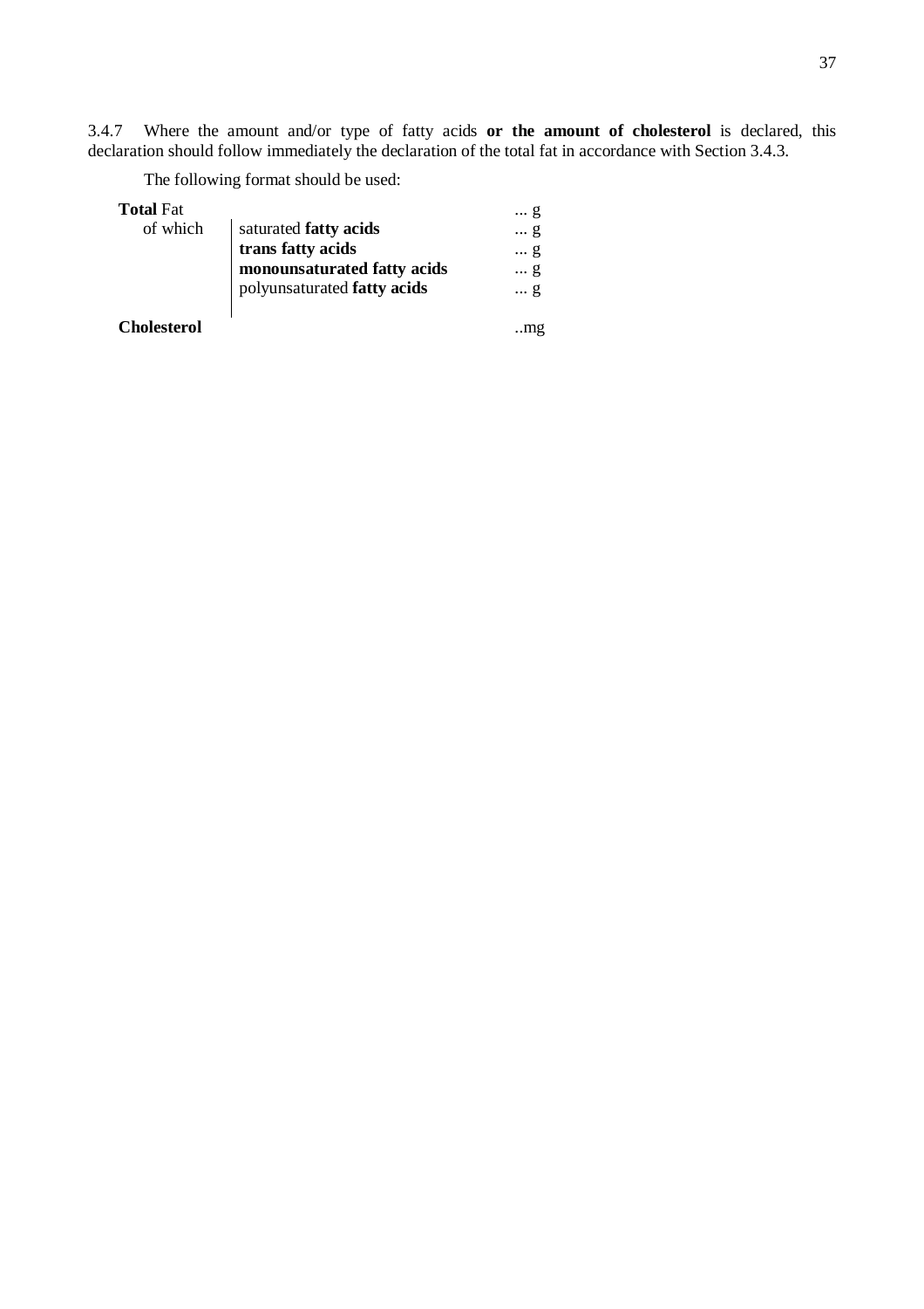3.4.7 Where the amount and/or type of fatty acids **or the amount of cholesterol** is declared, this declaration should follow immediately the declaration of the total fat in accordance with Section 3.4.3.

The following format should be used:

| | | |
|---|---|---|
| **Total** Fat | | ... g |
| of which | saturated **fatty acids** | ... g |
| | **trans fatty acids** | ... g |
| | **monounsaturated fatty acids** | ... g |
| | polyunsaturated **fatty acids** | ... g |
| **Cholesterol** | | ..mg |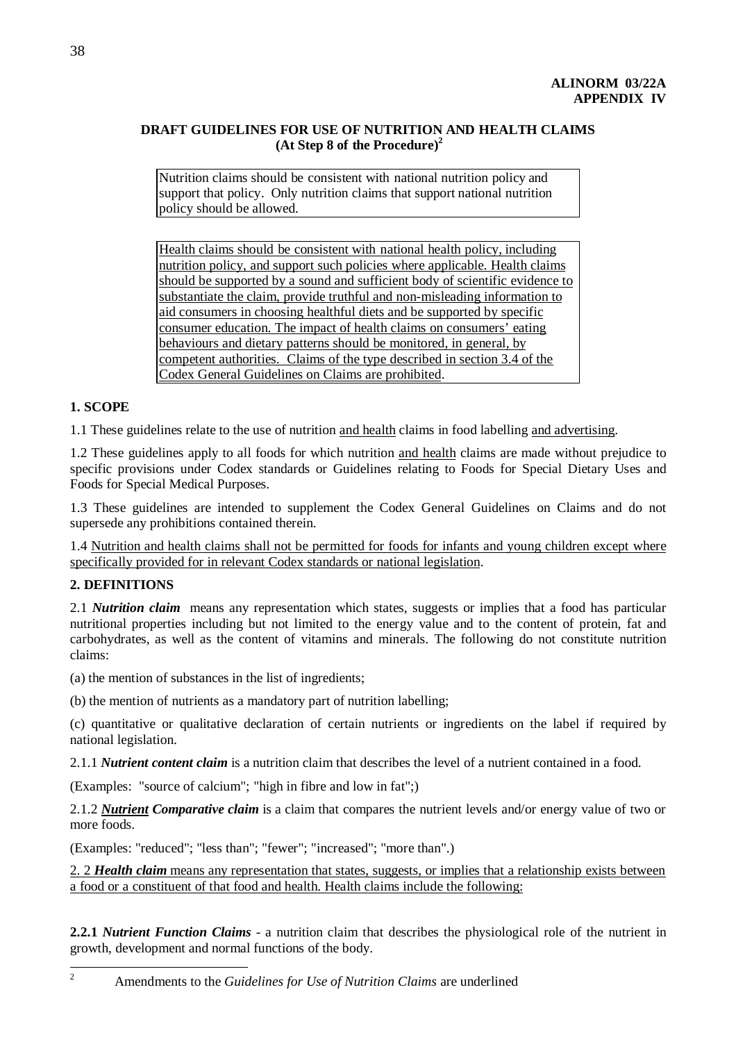**ALINORM 03/22A**
**APPENDIX IV**

**DRAFT GUIDELINES FOR USE OF NUTRITION AND HEALTH CLAIMS**
**(At Step 8 of the Procedure)[2]**

> Nutrition claims should be consistent with national nutrition policy and support that policy. Only nutrition claims that support national nutrition policy should be allowed.

> Health claims should be consistent with national health policy, including nutrition policy, and support such policies where applicable. Health claims should be supported by a sound and sufficient body of scientific evidence to substantiate the claim, provide truthful and non-misleading information to aid consumers in choosing healthful diets and be supported by specific consumer education. The impact of health claims on consumers' eating behaviours and dietary patterns should be monitored, in general, by competent authorities. Claims of the type described in section 3.4 of the Codex General Guidelines on Claims are prohibited.

## 1. SCOPE

1.1 These guidelines relate to the use of nutrition and health claims in food labelling and advertising.

1.2 These guidelines apply to all foods for which nutrition and health claims are made without prejudice to specific provisions under Codex standards or Guidelines relating to Foods for Special Dietary Uses and Foods for Special Medical Purposes.

1.3 These guidelines are intended to supplement the Codex General Guidelines on Claims and do not supersede any prohibitions contained therein.

1.4 Nutrition and health claims shall not be permitted for foods for infants and young children except where specifically provided for in relevant Codex standards or national legislation.

## 2. DEFINITIONS

2.1 ***Nutrition claim*** means any representation which states, suggests or implies that a food has particular nutritional properties including but not limited to the energy value and to the content of protein, fat and carbohydrates, as well as the content of vitamins and minerals. The following do not constitute nutrition claims:

(a) the mention of substances in the list of ingredients;

(b) the mention of nutrients as a mandatory part of nutrition labelling;

(c) quantitative or qualitative declaration of certain nutrients or ingredients on the label if required by national legislation.

2.1.1 ***Nutrient content claim*** is a nutrition claim that describes the level of a nutrient contained in a food.

(Examples: "source of calcium"; "high in fibre and low in fat";)

2.1.2 ***Nutrient Comparative claim*** is a claim that compares the nutrient levels and/or energy value of two or more foods.

(Examples: "reduced"; "less than"; "fewer"; "increased"; "more than".)

2.2 ***Health claim*** means any representation that states, suggests, or implies that a relationship exists between a food or a constituent of that food and health. Health claims include the following:

**2.2.1** ***Nutrient Function Claims*** - a nutrition claim that describes the physiological role of the nutrient in growth, development and normal functions of the body.

---

[2] Amendments to the *Guidelines for Use of Nutrition Claims* are underlined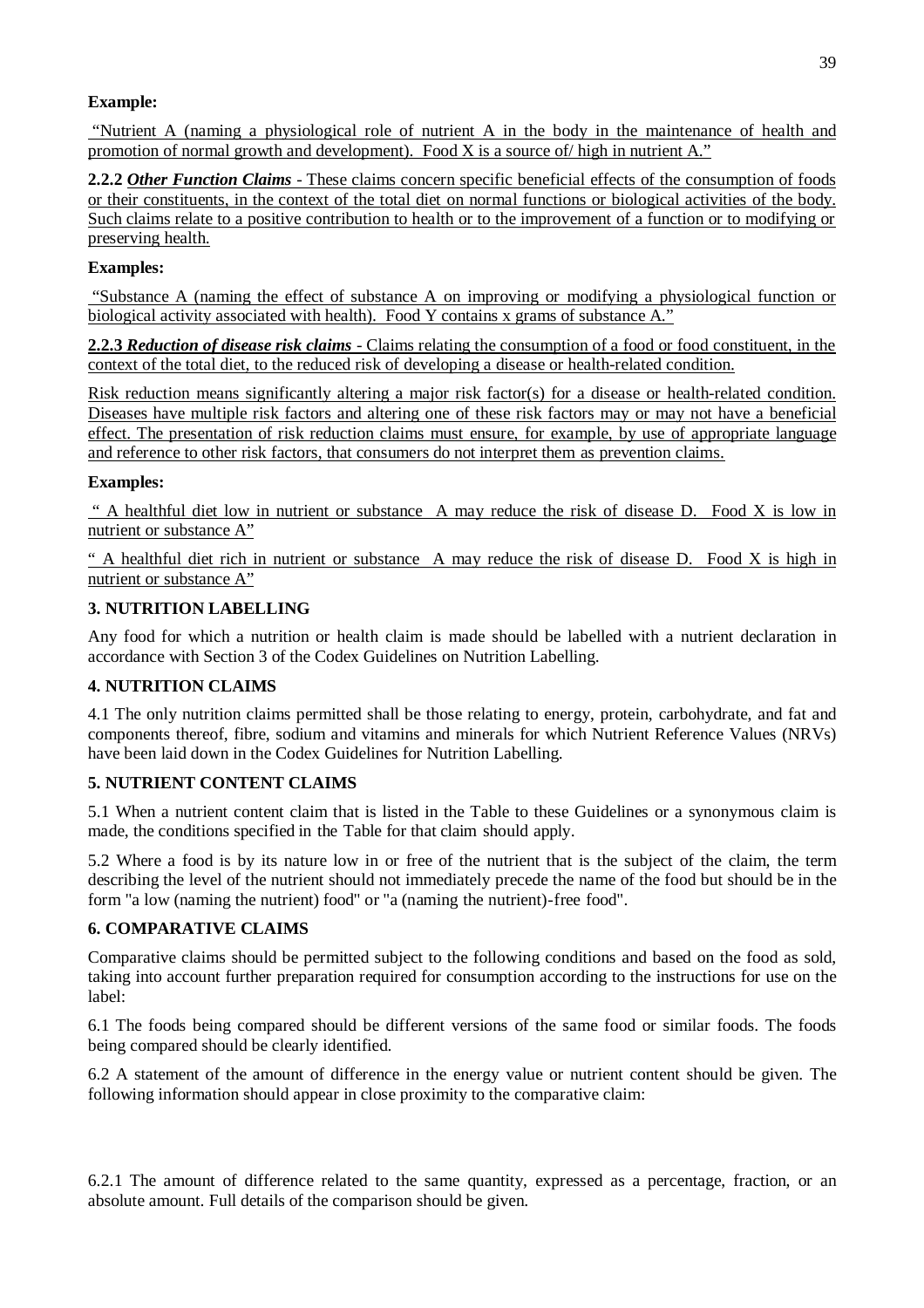**Example:**

"Nutrient A (naming a physiological role of nutrient A in the body in the maintenance of health and promotion of normal growth and development). Food X is a source of/ high in nutrient A."

**2.2.2** ***Other Function Claims*** - These claims concern specific beneficial effects of the consumption of foods or their constituents, in the context of the total diet on normal functions or biological activities of the body. Such claims relate to a positive contribution to health or to the improvement of a function or to modifying or preserving health.

**Examples:**

"Substance A (naming the effect of substance A on improving or modifying a physiological function or biological activity associated with health). Food Y contains x grams of substance A."

**2.2.3** ***Reduction of disease risk claims*** - Claims relating the consumption of a food or food constituent, in the context of the total diet, to the reduced risk of developing a disease or health-related condition.

Risk reduction means significantly altering a major risk factor(s) for a disease or health-related condition. Diseases have multiple risk factors and altering one of these risk factors may or may not have a beneficial effect. The presentation of risk reduction claims must ensure, for example, by use of appropriate language and reference to other risk factors, that consumers do not interpret them as prevention claims.

**Examples:**

" A healthful diet low in nutrient or substance A may reduce the risk of disease D. Food X is low in nutrient or substance A"

" A healthful diet rich in nutrient or substance A may reduce the risk of disease D. Food X is high in nutrient or substance A"

## 3. NUTRITION LABELLING

Any food for which a nutrition or health claim is made should be labelled with a nutrient declaration in accordance with Section 3 of the Codex Guidelines on Nutrition Labelling.

## 4. NUTRITION CLAIMS

4.1 The only nutrition claims permitted shall be those relating to energy, protein, carbohydrate, and fat and components thereof, fibre, sodium and vitamins and minerals for which Nutrient Reference Values (NRVs) have been laid down in the Codex Guidelines for Nutrition Labelling.

## 5. NUTRIENT CONTENT CLAIMS

5.1 When a nutrient content claim that is listed in the Table to these Guidelines or a synonymous claim is made, the conditions specified in the Table for that claim should apply.

5.2 Where a food is by its nature low in or free of the nutrient that is the subject of the claim, the term describing the level of the nutrient should not immediately precede the name of the food but should be in the form "a low (naming the nutrient) food" or "a (naming the nutrient)-free food".

## 6. COMPARATIVE CLAIMS

Comparative claims should be permitted subject to the following conditions and based on the food as sold, taking into account further preparation required for consumption according to the instructions for use on the label:

6.1 The foods being compared should be different versions of the same food or similar foods. The foods being compared should be clearly identified.

6.2 A statement of the amount of difference in the energy value or nutrient content should be given. The following information should appear in close proximity to the comparative claim:

6.2.1 The amount of difference related to the same quantity, expressed as a percentage, fraction, or an absolute amount. Full details of the comparison should be given.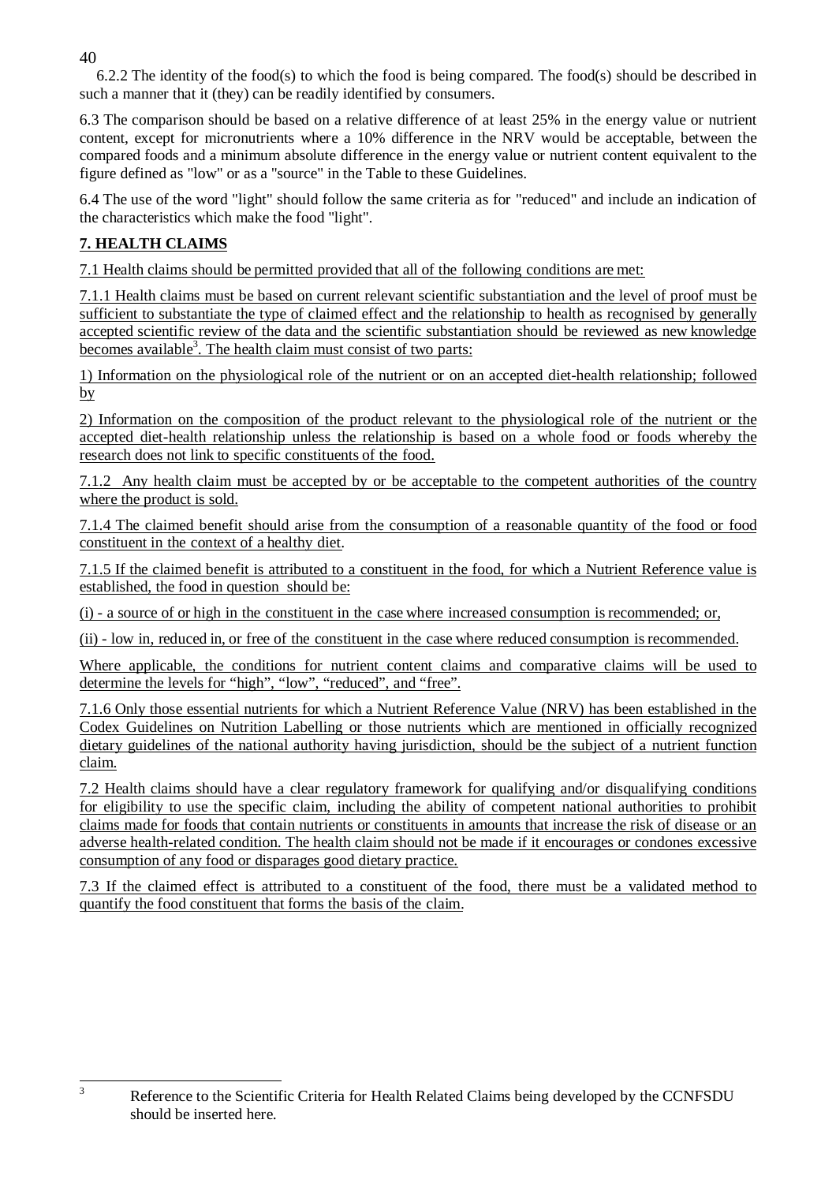6.2.2 The identity of the food(s) to which the food is being compared. The food(s) should be described in such a manner that it (they) can be readily identified by consumers.

6.3 The comparison should be based on a relative difference of at least 25% in the energy value or nutrient content, except for micronutrients where a 10% difference in the NRV would be acceptable, between the compared foods and a minimum absolute difference in the energy value or nutrient content equivalent to the figure defined as "low" or as a "source" in the Table to these Guidelines.

6.4 The use of the word "light" should follow the same criteria as for "reduced" and include an indication of the characteristics which make the food "light".

## 7. HEALTH CLAIMS

7.1 Health claims should be permitted provided that all of the following conditions are met:

7.1.1 Health claims must be based on current relevant scientific substantiation and the level of proof must be sufficient to substantiate the type of claimed effect and the relationship to health as recognised by generally accepted scientific review of the data and the scientific substantiation should be reviewed as new knowledge becomes available[3]. The health claim must consist of two parts:

1) Information on the physiological role of the nutrient or on an accepted diet-health relationship; followed by

2) Information on the composition of the product relevant to the physiological role of the nutrient or the accepted diet-health relationship unless the relationship is based on a whole food or foods whereby the research does not link to specific constituents of the food.

7.1.2 Any health claim must be accepted by or be acceptable to the competent authorities of the country where the product is sold.

7.1.4 The claimed benefit should arise from the consumption of a reasonable quantity of the food or food constituent in the context of a healthy diet.

7.1.5 If the claimed benefit is attributed to a constituent in the food, for which a Nutrient Reference value is established, the food in question should be:

(i) - a source of or high in the constituent in the case where increased consumption is recommended; or,

(ii) - low in, reduced in, or free of the constituent in the case where reduced consumption is recommended.

Where applicable, the conditions for nutrient content claims and comparative claims will be used to determine the levels for "high", "low", "reduced", and "free".

7.1.6 Only those essential nutrients for which a Nutrient Reference Value (NRV) has been established in the Codex Guidelines on Nutrition Labelling or those nutrients which are mentioned in officially recognized dietary guidelines of the national authority having jurisdiction, should be the subject of a nutrient function claim.

7.2 Health claims should have a clear regulatory framework for qualifying and/or disqualifying conditions for eligibility to use the specific claim, including the ability of competent national authorities to prohibit claims made for foods that contain nutrients or constituents in amounts that increase the risk of disease or an adverse health-related condition. The health claim should not be made if it encourages or condones excessive consumption of any food or disparages good dietary practice.

7.3 If the claimed effect is attributed to a constituent of the food, there must be a validated method to quantify the food constituent that forms the basis of the claim.

---

[3] Reference to the Scientific Criteria for Health Related Claims being developed by the CCNFSDU should be inserted here.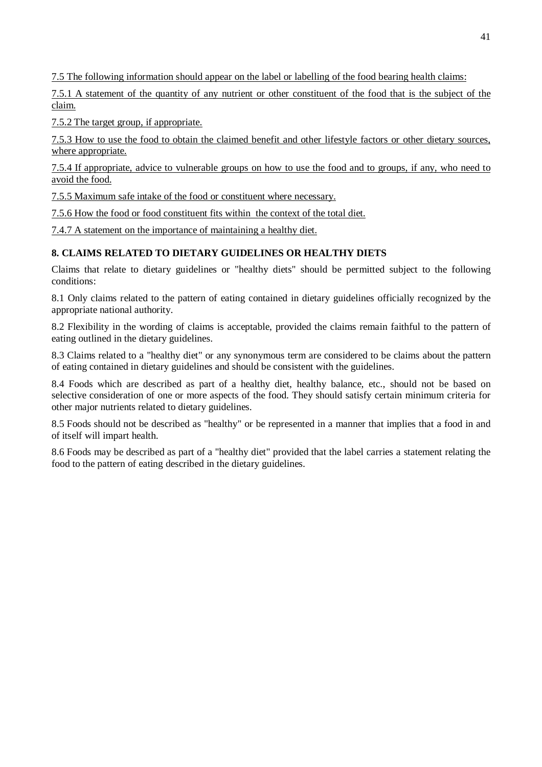7.5 The following information should appear on the label or labelling of the food bearing health claims:

7.5.1 A statement of the quantity of any nutrient or other constituent of the food that is the subject of the claim.

7.5.2 The target group, if appropriate.

7.5.3 How to use the food to obtain the claimed benefit and other lifestyle factors or other dietary sources, where appropriate.

7.5.4 If appropriate, advice to vulnerable groups on how to use the food and to groups, if any, who need to avoid the food.

7.5.5 Maximum safe intake of the food or constituent where necessary.

7.5.6 How the food or food constituent fits within the context of the total diet.

7.4.7 A statement on the importance of maintaining a healthy diet.

## 8. CLAIMS RELATED TO DIETARY GUIDELINES OR HEALTHY DIETS

Claims that relate to dietary guidelines or "healthy diets" should be permitted subject to the following conditions:

8.1 Only claims related to the pattern of eating contained in dietary guidelines officially recognized by the appropriate national authority.

8.2 Flexibility in the wording of claims is acceptable, provided the claims remain faithful to the pattern of eating outlined in the dietary guidelines.

8.3 Claims related to a "healthy diet" or any synonymous term are considered to be claims about the pattern of eating contained in dietary guidelines and should be consistent with the guidelines.

8.4 Foods which are described as part of a healthy diet, healthy balance, etc., should not be based on selective consideration of one or more aspects of the food. They should satisfy certain minimum criteria for other major nutrients related to dietary guidelines.

8.5 Foods should not be described as "healthy" or be represented in a manner that implies that a food in and of itself will impart health.

8.6 Foods may be described as part of a "healthy diet" provided that the label carries a statement relating the food to the pattern of eating described in the dietary guidelines.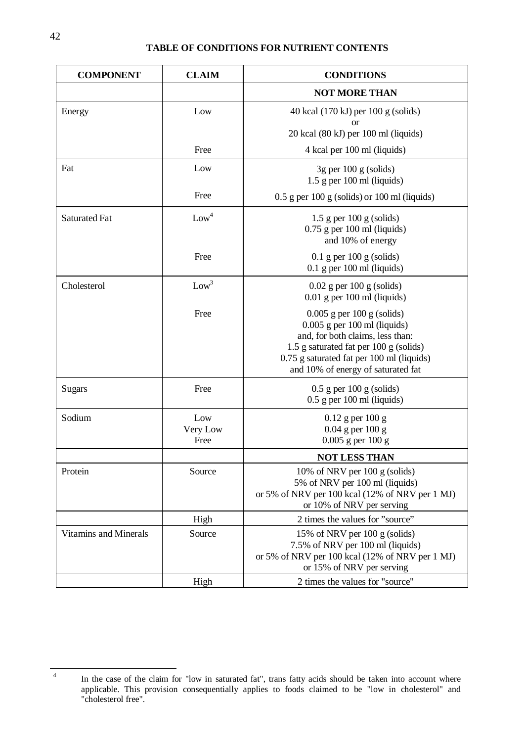**TABLE OF CONDITIONS FOR NUTRIENT CONTENTS**

| COMPONENT | CLAIM | CONDITIONS |
|---|---|---|
| | | **NOT MORE THAN** |
| Energy | Low | 40 kcal (170 kJ) per 100 g (solids)<br>or<br>20 kcal (80 kJ) per 100 ml (liquids) |
| | Free | 4 kcal per 100 ml (liquids) |
| Fat | Low | 3g per 100 g (solids)<br>1.5 g per 100 ml (liquids) |
| | Free | 0.5 g per 100 g (solids) or 100 ml (liquids) |
| Saturated Fat | Low[4] | 1.5 g per 100 g (solids)<br>0.75 g per 100 ml (liquids)<br>and 10% of energy |
| | Free | 0.1 g per 100 g (solids)<br>0.1 g per 100 ml (liquids) |
| Cholesterol | Low[3] | 0.02 g per 100 g (solids)<br>0.01 g per 100 ml (liquids) |
| | Free | 0.005 g per 100 g (solids)<br>0.005 g per 100 ml (liquids)<br>and, for both claims, less than:<br>1.5 g saturated fat per 100 g (solids)<br>0.75 g saturated fat per 100 ml (liquids)<br>and 10% of energy of saturated fat |
| Sugars | Free | 0.5 g per 100 g (solids)<br>0.5 g per 100 ml (liquids) |
| Sodium | Low<br>Very Low<br>Free | 0.12 g per 100 g<br>0.04 g per 100 g<br>0.005 g per 100 g |
| | | **NOT LESS THAN** |
| Protein | Source | 10% of NRV per 100 g (solids)<br>5% of NRV per 100 ml (liquids)<br>or 5% of NRV per 100 kcal (12% of NRV per 1 MJ)<br>or 10% of NRV per serving |
| | High | 2 times the values for "source" |
| Vitamins and Minerals | Source | 15% of NRV per 100 g (solids)<br>7.5% of NRV per 100 ml (liquids)<br>or 5% of NRV per 100 kcal (12% of NRV per 1 MJ)<br>or 15% of NRV per serving |
| | High | 2 times the values for "source" |

[4] In the case of the claim for "low in saturated fat", trans fatty acids should be taken into account where applicable. This provision consequentially applies to foods claimed to be "low in cholesterol" and "cholesterol free".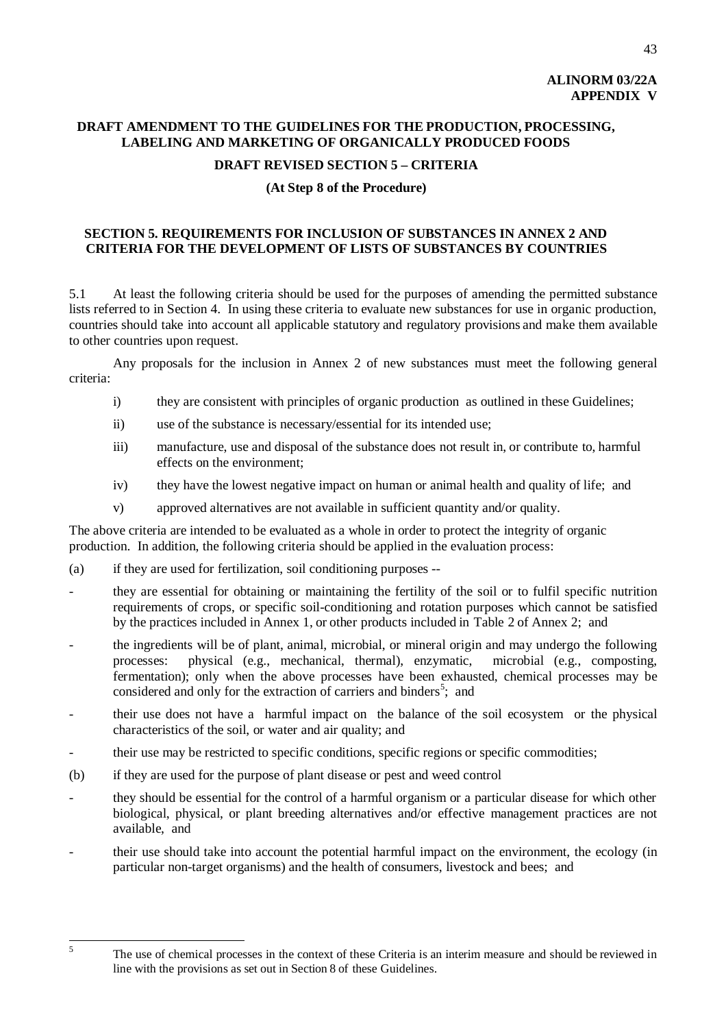**ALINORM 03/22A**
**APPENDIX V**

## DRAFT AMENDMENT TO THE GUIDELINES FOR THE PRODUCTION, PROCESSING, LABELING AND MARKETING OF ORGANICALLY PRODUCED FOODS

### DRAFT REVISED SECTION 5 – CRITERIA

**(At Step 8 of the Procedure)**

### SECTION 5. REQUIREMENTS FOR INCLUSION OF SUBSTANCES IN ANNEX 2 AND CRITERIA FOR THE DEVELOPMENT OF LISTS OF SUBSTANCES BY COUNTRIES

5.1 At least the following criteria should be used for the purposes of amending the permitted substance lists referred to in Section 4. In using these criteria to evaluate new substances for use in organic production, countries should take into account all applicable statutory and regulatory provisions and make them available to other countries upon request.

Any proposals for the inclusion in Annex 2 of new substances must meet the following general criteria:

i) they are consistent with principles of organic production as outlined in these Guidelines;

ii) use of the substance is necessary/essential for its intended use;

iii) manufacture, use and disposal of the substance does not result in, or contribute to, harmful effects on the environment;

iv) they have the lowest negative impact on human or animal health and quality of life; and

v) approved alternatives are not available in sufficient quantity and/or quality.

The above criteria are intended to be evaluated as a whole in order to protect the integrity of organic production. In addition, the following criteria should be applied in the evaluation process:

(a) if they are used for fertilization, soil conditioning purposes --

- they are essential for obtaining or maintaining the fertility of the soil or to fulfil specific nutrition requirements of crops, or specific soil-conditioning and rotation purposes which cannot be satisfied by the practices included in Annex 1, or other products included in Table 2 of Annex 2; and
- the ingredients will be of plant, animal, microbial, or mineral origin and may undergo the following processes: physical (e.g., mechanical, thermal), enzymatic, microbial (e.g., composting, fermentation); only when the above processes have been exhausted, chemical processes may be considered and only for the extraction of carriers and binders[5]; and
- their use does not have a harmful impact on the balance of the soil ecosystem or the physical characteristics of the soil, or water and air quality; and
- their use may be restricted to specific conditions, specific regions or specific commodities;

(b) if they are used for the purpose of plant disease or pest and weed control

- they should be essential for the control of a harmful organism or a particular disease for which other biological, physical, or plant breeding alternatives and/or effective management practices are not available, and
- their use should take into account the potential harmful impact on the environment, the ecology (in particular non-target organisms) and the health of consumers, livestock and bees; and

---

[5] The use of chemical processes in the context of these Criteria is an interim measure and should be reviewed in line with the provisions as set out in Section 8 of these Guidelines.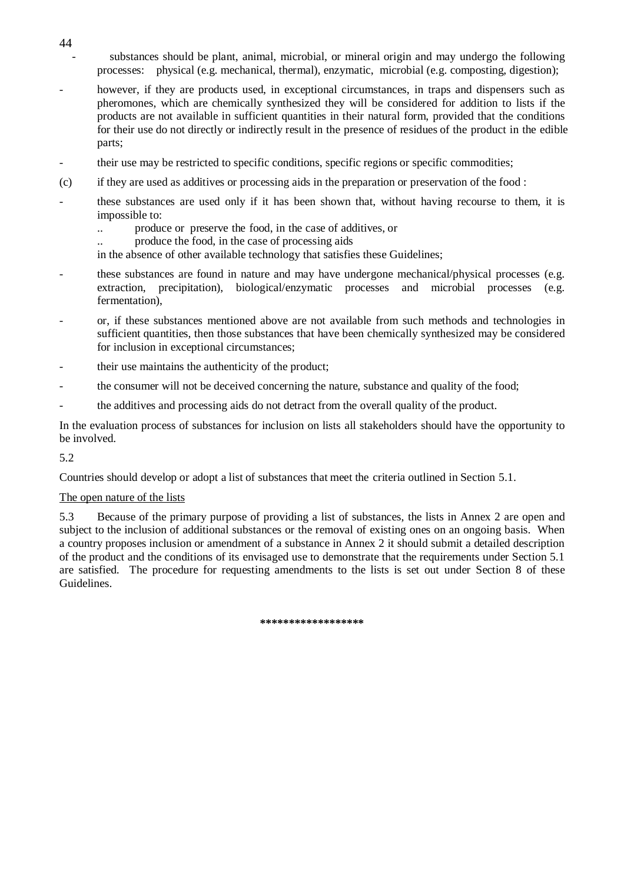- substances should be plant, animal, microbial, or mineral origin and may undergo the following processes: physical (e.g. mechanical, thermal), enzymatic, microbial (e.g. composting, digestion);
- however, if they are products used, in exceptional circumstances, in traps and dispensers such as pheromones, which are chemically synthesized they will be considered for addition to lists if the products are not available in sufficient quantities in their natural form, provided that the conditions for their use do not directly or indirectly result in the presence of residues of the product in the edible parts;
- their use may be restricted to specific conditions, specific regions or specific commodities;

(c) if they are used as additives or processing aids in the preparation or preservation of the food :

- these substances are used only if it has been shown that, without having recourse to them, it is impossible to:
  - .. produce or preserve the food, in the case of additives, or
  - .. produce the food, in the case of processing aids

  in the absence of other available technology that satisfies these Guidelines;
- these substances are found in nature and may have undergone mechanical/physical processes (e.g. extraction, precipitation), biological/enzymatic processes and microbial processes (e.g. fermentation),
- or, if these substances mentioned above are not available from such methods and technologies in sufficient quantities, then those substances that have been chemically synthesized may be considered for inclusion in exceptional circumstances;
- their use maintains the authenticity of the product;
- the consumer will not be deceived concerning the nature, substance and quality of the food;
- the additives and processing aids do not detract from the overall quality of the product.

In the evaluation process of substances for inclusion on lists all stakeholders should have the opportunity to be involved.

5.2

Countries should develop or adopt a list of substances that meet the criteria outlined in Section 5.1.

The open nature of the lists

5.3 Because of the primary purpose of providing a list of substances, the lists in Annex 2 are open and subject to the inclusion of additional substances or the removal of existing ones on an ongoing basis. When a country proposes inclusion or amendment of a substance in Annex 2 it should submit a detailed description of the product and the conditions of its envisaged use to demonstrate that the requirements under Section 5.1 are satisfied. The procedure for requesting amendments to the lists is set out under Section 8 of these Guidelines.

*****************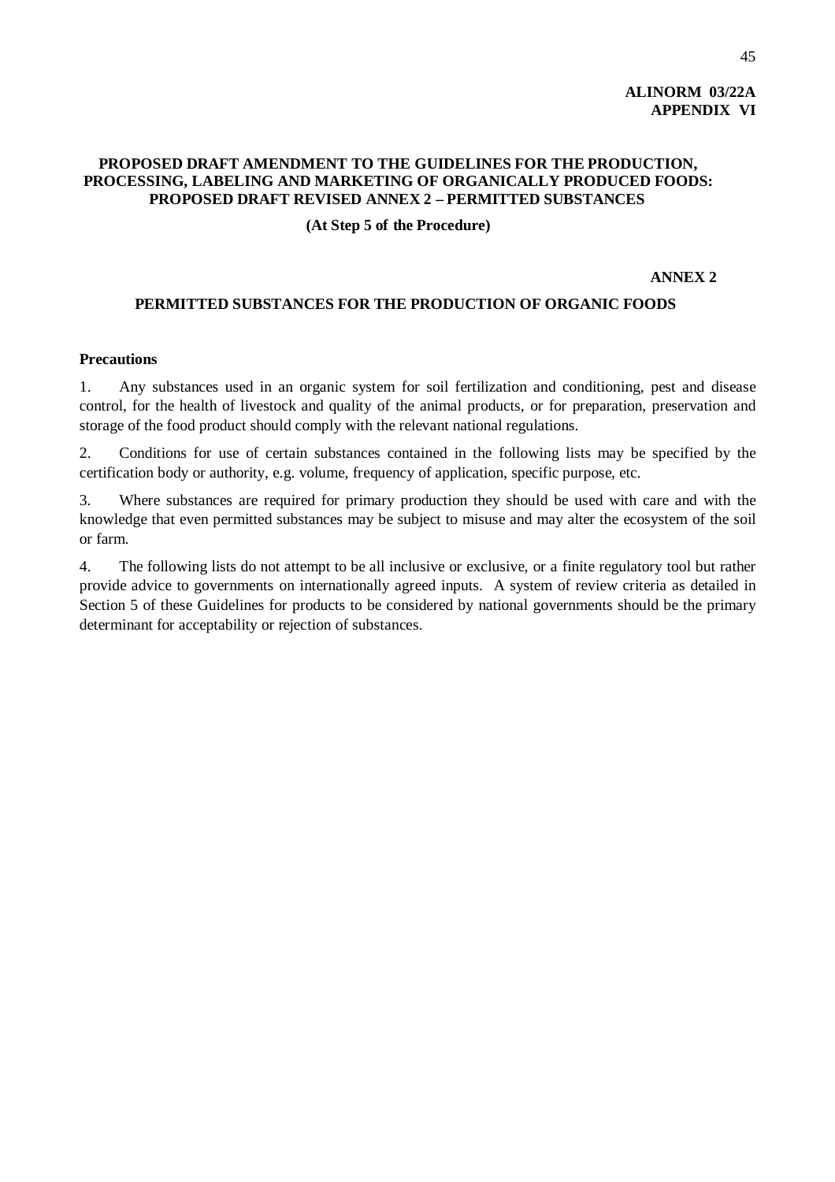**ALINORM 03/22A**
**APPENDIX VI**

## PROPOSED DRAFT AMENDMENT TO THE GUIDELINES FOR THE PRODUCTION, PROCESSING, LABELING AND MARKETING OF ORGANICALLY PRODUCED FOODS: PROPOSED DRAFT REVISED ANNEX 2 – PERMITTED SUBSTANCES

**(At Step 5 of the Procedure)**

**ANNEX 2**

## PERMITTED SUBSTANCES FOR THE PRODUCTION OF ORGANIC FOODS

### Precautions

1. Any substances used in an organic system for soil fertilization and conditioning, pest and disease control, for the health of livestock and quality of the animal products, or for preparation, preservation and storage of the food product should comply with the relevant national regulations.

2. Conditions for use of certain substances contained in the following lists may be specified by the certification body or authority, e.g. volume, frequency of application, specific purpose, etc.

3. Where substances are required for primary production they should be used with care and with the knowledge that even permitted substances may be subject to misuse and may alter the ecosystem of the soil or farm.

4. The following lists do not attempt to be all inclusive or exclusive, or a finite regulatory tool but rather provide advice to governments on internationally agreed inputs. A system of review criteria as detailed in Section 5 of these Guidelines for products to be considered by national governments should be the primary determinant for acceptability or rejection of substances.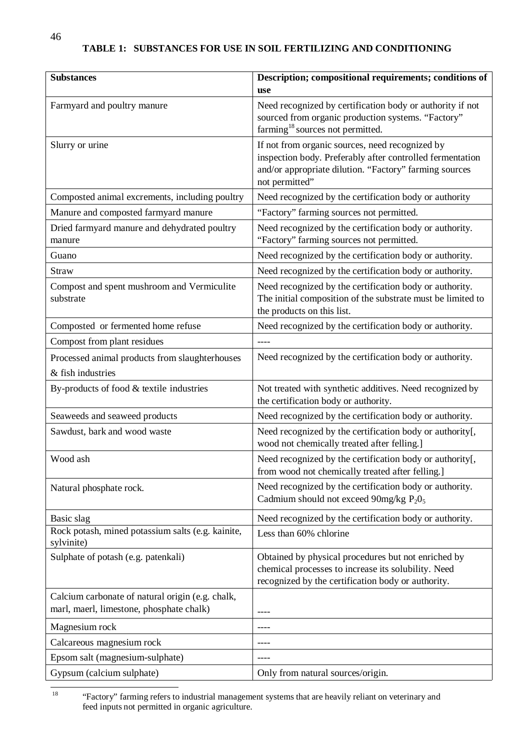## TABLE 1: SUBSTANCES FOR USE IN SOIL FERTILIZING AND CONDITIONING

| Substances | Description; compositional requirements; conditions of use |
| --- | --- |
| Farmyard and poultry manure | Need recognized by certification body or authority if not sourced from organic production systems. "Factory" farming[18] sources not permitted. |
| Slurry or urine | If not from organic sources, need recognized by inspection body. Preferably after controlled fermentation and/or appropriate dilution. "Factory" farming sources not permitted" |
| Composted animal excrements, including poultry | Need recognized by the certification body or authority |
| Manure and composted farmyard manure | "Factory" farming sources not permitted. |
| Dried farmyard manure and dehydrated poultry manure | Need recognized by the certification body or authority. "Factory" farming sources not permitted. |
| Guano | Need recognized by the certification body or authority. |
| Straw | Need recognized by the certification body or authority. |
| Compost and spent mushroom and Vermiculite substrate | Need recognized by the certification body or authority. The initial composition of the substrate must be limited to the products on this list. |
| Composted or fermented home refuse | Need recognized by the certification body or authority. |
| Compost from plant residues | ---- |
| Processed animal products from slaughterhouses & fish industries | Need recognized by the certification body or authority. |
| By-products of food & textile industries | Not treated with synthetic additives. Need recognized by the certification body or authority. |
| Seaweeds and seaweed products | Need recognized by the certification body or authority. |
| Sawdust, bark and wood waste | Need recognized by the certification body or authority[, wood not chemically treated after felling.] |
| Wood ash | Need recognized by the certification body or authority[, from wood not chemically treated after felling.] |
| Natural phosphate rock. | Need recognized by the certification body or authority. Cadmium should not exceed 90mg/kg $P_2O_5$ |
| Basic slag | Need recognized by the certification body or authority. |
| Rock potash, mined potassium salts (e.g. kainite, sylvinite) | Less than 60% chlorine |
| Sulphate of potash (e.g. patenkali) | Obtained by physical procedures but not enriched by chemical processes to increase its solubility. Need recognized by the certification body or authority. |
| Calcium carbonate of natural origin (e.g. chalk, marl, maerl, limestone, phosphate chalk) | ---- |
| Magnesium rock | ---- |
| Calcareous magnesium rock | ---- |
| Epsom salt (magnesium-sulphate) | ---- |
| Gypsum (calcium sulphate) | Only from natural sources/origin. |

[18] "Factory" farming refers to industrial management systems that are heavily reliant on veterinary and feed inputs not permitted in organic agriculture.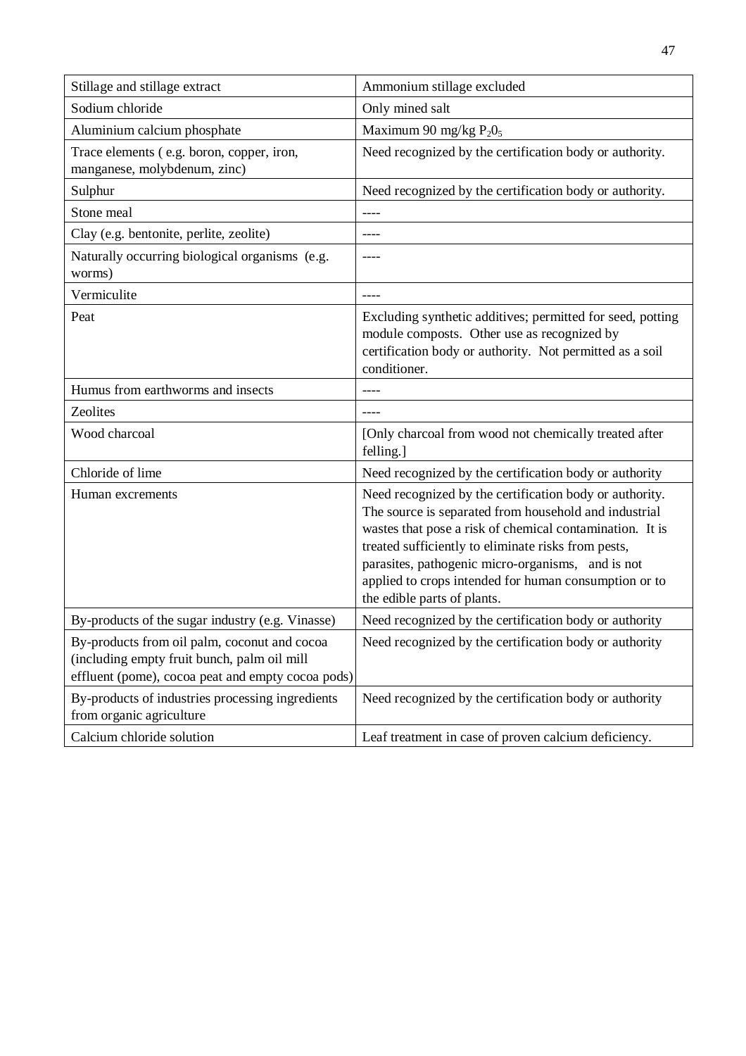| Stillage and stillage extract | Ammonium stillage excluded |
|---|---|
| Sodium chloride | Only mined salt |
| Aluminium calcium phosphate | Maximum 90 mg/kg $P_2O_5$ |
| Trace elements ( e.g. boron, copper, iron, manganese, molybdenum, zinc) | Need recognized by the certification body or authority. |
| Sulphur | Need recognized by the certification body or authority. |
| Stone meal | ---- |
| Clay (e.g. bentonite, perlite, zeolite) | ---- |
| Naturally occurring biological organisms (e.g. worms) | ---- |
| Vermiculite | ---- |
| Peat | Excluding synthetic additives; permitted for seed, potting module composts. Other use as recognized by certification body or authority. Not permitted as a soil conditioner. |
| Humus from earthworms and insects | ---- |
| Zeolites | ---- |
| Wood charcoal | [Only charcoal from wood not chemically treated after felling.] |
| Chloride of lime | Need recognized by the certification body or authority |
| Human excrements | Need recognized by the certification body or authority. The source is separated from household and industrial wastes that pose a risk of chemical contamination. It is treated sufficiently to eliminate risks from pests, parasites, pathogenic micro-organisms, and is not applied to crops intended for human consumption or to the edible parts of plants. |
| By-products of the sugar industry (e.g. Vinasse) | Need recognized by the certification body or authority |
| By-products from oil palm, coconut and cocoa (including empty fruit bunch, palm oil mill effluent (pome), cocoa peat and empty cocoa pods) | Need recognized by the certification body or authority |
| By-products of industries processing ingredients from organic agriculture | Need recognized by the certification body or authority |
| Calcium chloride solution | Leaf treatment in case of proven calcium deficiency. |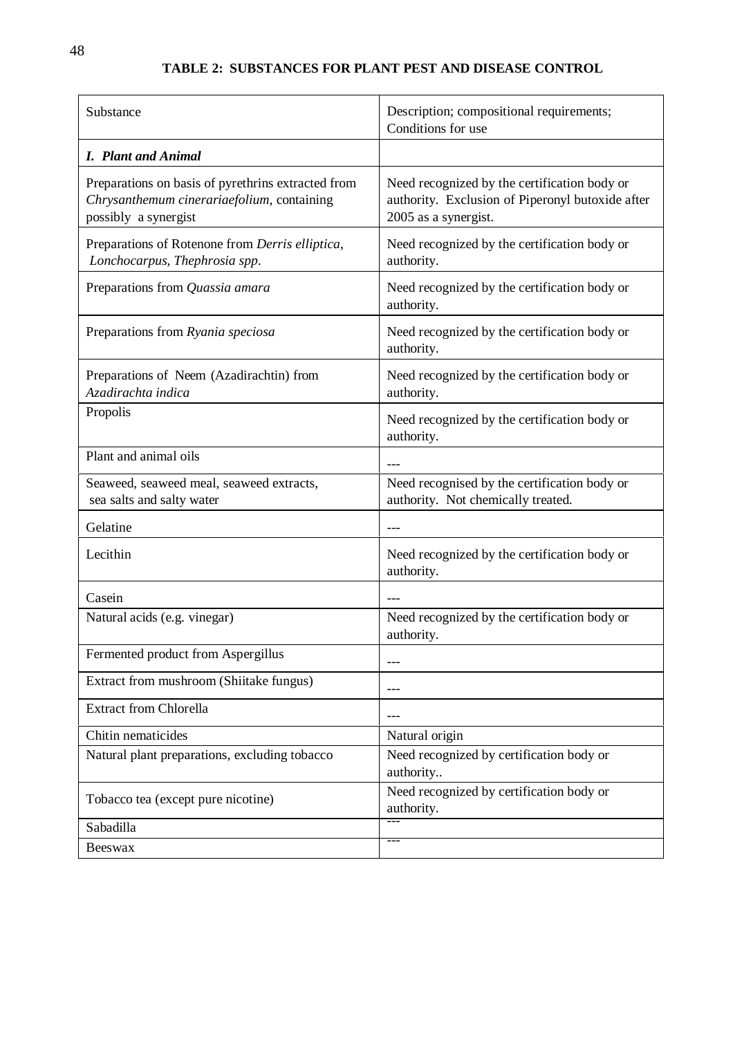**TABLE 2: SUBSTANCES FOR PLANT PEST AND DISEASE CONTROL**

| Substance | Description; compositional requirements; Conditions for use |
|---|---|
| ***I. Plant and Animal*** | |
| Preparations on basis of pyrethrins extracted from *Chrysanthemum cinerariaefolium*, containing possibly a synergist | Need recognized by the certification body or authority. Exclusion of Piperonyl butoxide after 2005 as a synergist. |
| Preparations of Rotenone from *Derris elliptica*, *Lonchocarpus, Thephrosia spp*. | Need recognized by the certification body or authority. |
| Preparations from *Quassia amara* | Need recognized by the certification body or authority. |
| Preparations from *Ryania speciosa* | Need recognized by the certification body or authority. |
| Preparations of Neem (Azadirachtin) from *Azadirachta indica* | Need recognized by the certification body or authority. |
| Propolis | Need recognized by the certification body or authority. |
| Plant and animal oils | --- |
| Seaweed, seaweed meal, seaweed extracts, sea salts and salty water | Need recognised by the certification body or authority. Not chemically treated. |
| Gelatine | --- |
| Lecithin | Need recognized by the certification body or authority. |
| Casein | --- |
| Natural acids (e.g. vinegar) | Need recognized by the certification body or authority. |
| Fermented product from Aspergillus | --- |
| Extract from mushroom (Shiitake fungus) | --- |
| Extract from Chlorella | --- |
| Chitin nematicides | Natural origin |
| Natural plant preparations, excluding tobacco | Need recognized by certification body or authority.. |
| Tobacco tea (except pure nicotine) | Need recognized by certification body or authority. |
| Sabadilla | --- |
| Beeswax | --- |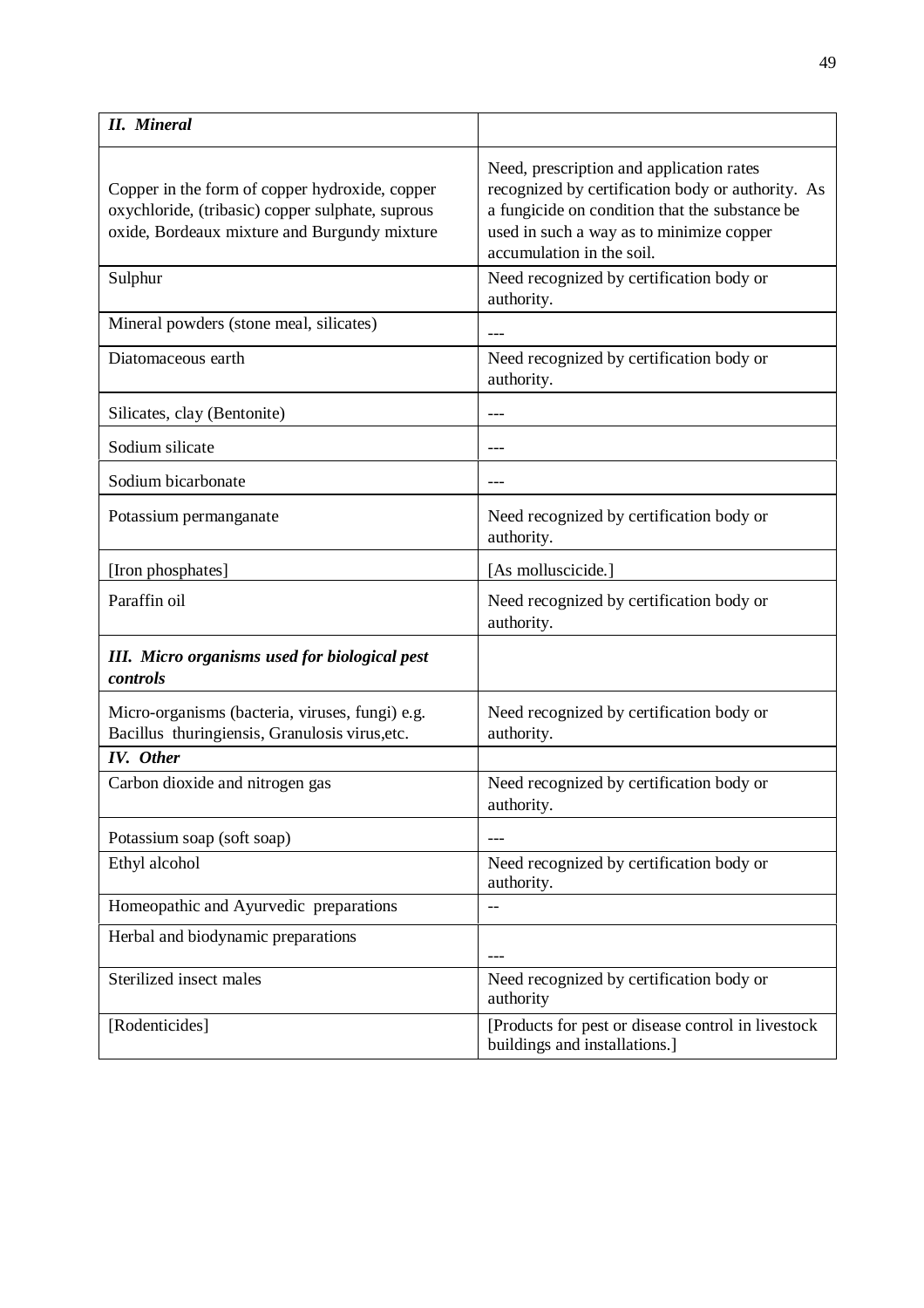| ***II. Mineral*** | |
|---|---|
| Copper in the form of copper hydroxide, copper oxychloride, (tribasic) copper sulphate, suprous oxide, Bordeaux mixture and Burgundy mixture | Need, prescription and application rates recognized by certification body or authority. As a fungicide on condition that the substance be used in such a way as to minimize copper accumulation in the soil. |
| Sulphur | Need recognized by certification body or authority. |
| Mineral powders (stone meal, silicates) | --- |
| Diatomaceous earth | Need recognized by certification body or authority. |
| Silicates, clay (Bentonite) | --- |
| Sodium silicate | --- |
| Sodium bicarbonate | --- |
| Potassium permanganate | Need recognized by certification body or authority. |
| [Iron phosphates] | [As molluscicide.] |
| Paraffin oil | Need recognized by certification body or authority. |
| ***III. Micro organisms used for biological pest controls*** | |
| Micro-organisms (bacteria, viruses, fungi) e.g. Bacillus thuringiensis, Granulosis virus,etc. | Need recognized by certification body or authority. |
| ***IV. Other*** | |
| Carbon dioxide and nitrogen gas | Need recognized by certification body or authority. |
| Potassium soap (soft soap) | --- |
| Ethyl alcohol | Need recognized by certification body or authority. |
| Homeopathic and Ayurvedic preparations | -- |
| Herbal and biodynamic preparations | --- |
| Sterilized insect males | Need recognized by certification body or authority |
| [Rodenticides] | [Products for pest or disease control in livestock buildings and installations.] |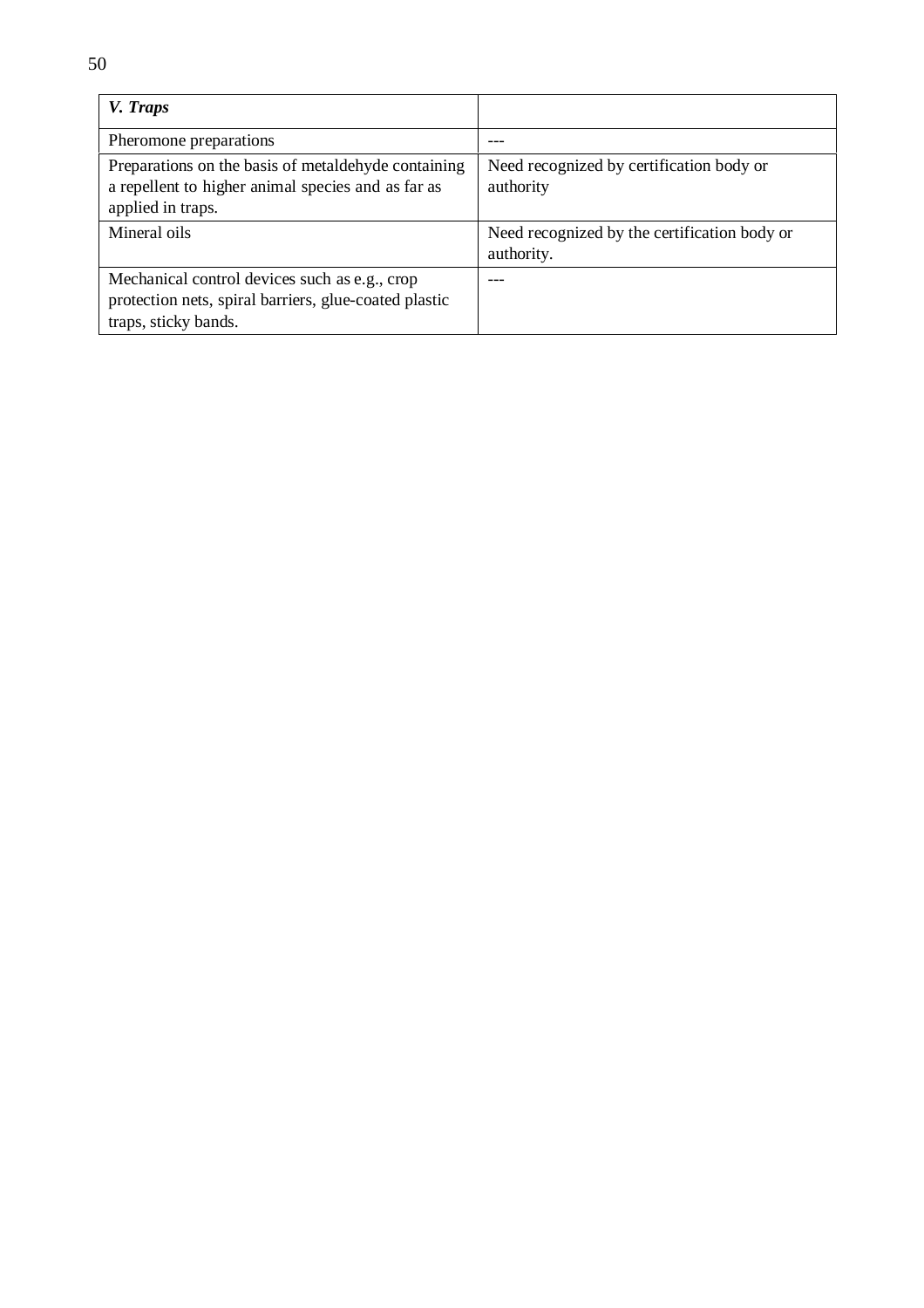| *V. Traps* | |
|---|---|
| Pheromone preparations | --- |
| Preparations on the basis of metaldehyde containing a repellent to higher animal species and as far as applied in traps. | Need recognized by certification body or authority |
| Mineral oils | Need recognized by the certification body or authority. |
| Mechanical control devices such as e.g., crop protection nets, spiral barriers, glue-coated plastic traps, sticky bands. | --- |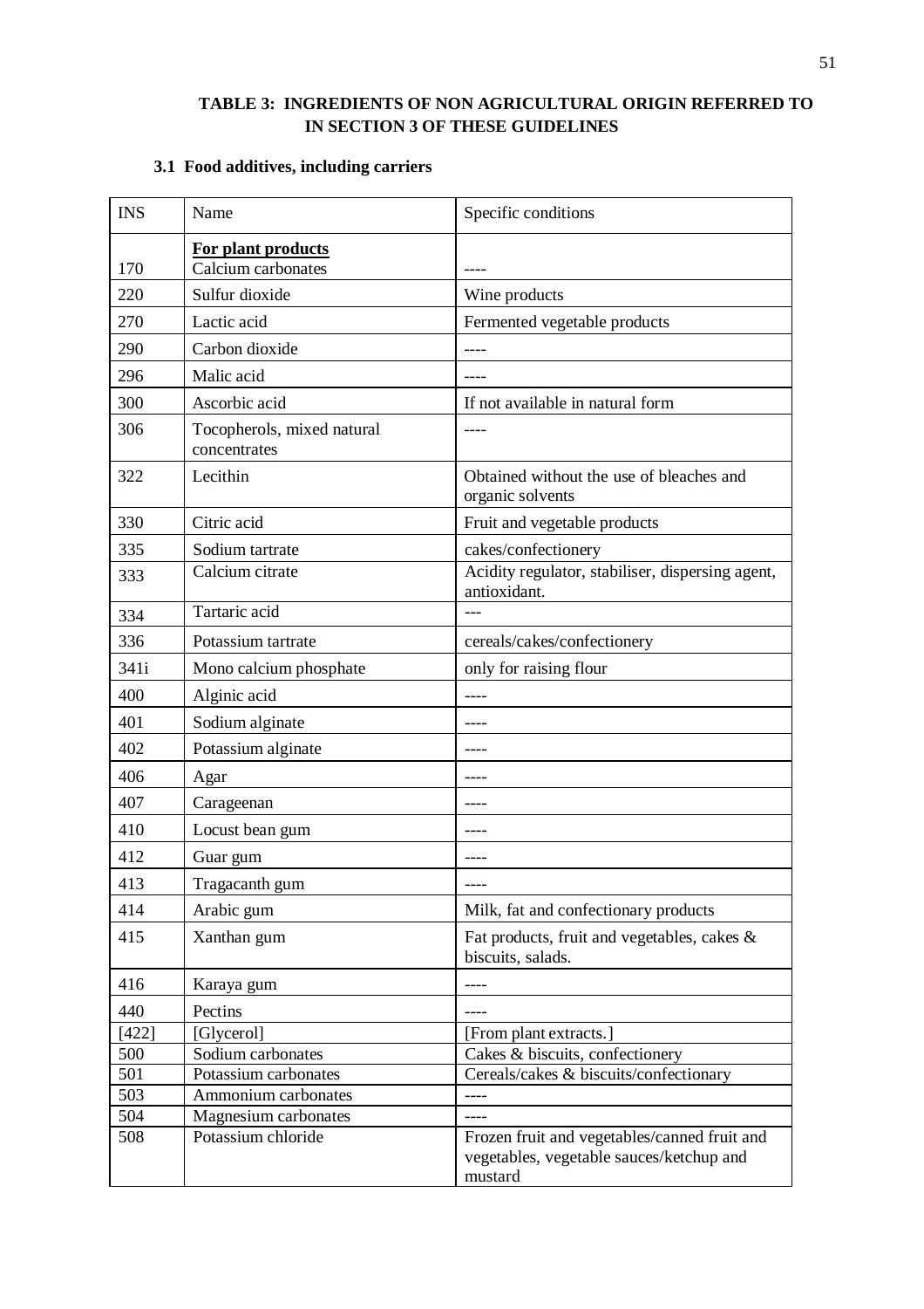**TABLE 3: INGREDIENTS OF NON AGRICULTURAL ORIGIN REFERRED TO IN SECTION 3 OF THESE GUIDELINES**

**3.1 Food additives, including carriers**

| INS | Name | Specific conditions |
|---|---|---|
| | **For plant products** | |
| 170 | Calcium carbonates | ---- |
| 220 | Sulfur dioxide | Wine products |
| 270 | Lactic acid | Fermented vegetable products |
| 290 | Carbon dioxide | ---- |
| 296 | Malic acid | ---- |
| 300 | Ascorbic acid | If not available in natural form |
| 306 | Tocopherols, mixed natural concentrates | ---- |
| 322 | Lecithin | Obtained without the use of bleaches and organic solvents |
| 330 | Citric acid | Fruit and vegetable products |
| 335 | Sodium tartrate | cakes/confectionery |
| 333 | Calcium citrate | Acidity regulator, stabiliser, dispersing agent, antioxidant. |
| 334 | Tartaric acid | --- |
| 336 | Potassium tartrate | cereals/cakes/confectionery |
| 341i | Mono calcium phosphate | only for raising flour |
| 400 | Alginic acid | ---- |
| 401 | Sodium alginate | ---- |
| 402 | Potassium alginate | ---- |
| 406 | Agar | ---- |
| 407 | Carageenan | ---- |
| 410 | Locust bean gum | ---- |
| 412 | Guar gum | ---- |
| 413 | Tragacanth gum | ---- |
| 414 | Arabic gum | Milk, fat and confectionary products |
| 415 | Xanthan gum | Fat products, fruit and vegetables, cakes & biscuits, salads. |
| 416 | Karaya gum | ---- |
| 440 | Pectins | ---- |
| [422] | [Glycerol] | [From plant extracts.] |
| 500 | Sodium carbonates | Cakes & biscuits, confectionery |
| 501 | Potassium carbonates | Cereals/cakes & biscuits/confectionary |
| 503 | Ammonium carbonates | ---- |
| 504 | Magnesium carbonates | ---- |
| 508 | Potassium chloride | Frozen fruit and vegetables/canned fruit and vegetables, vegetable sauces/ketchup and mustard |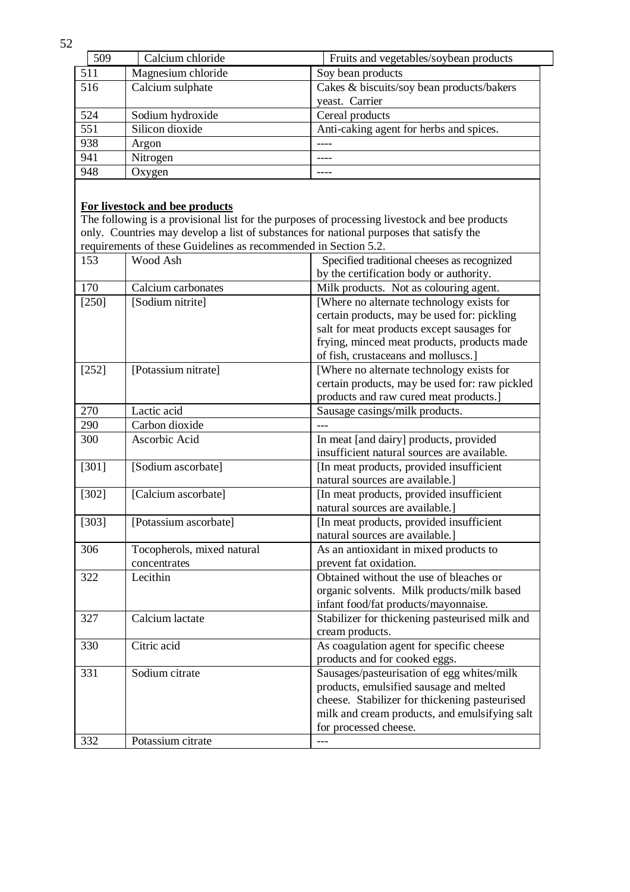| 509 | Calcium chloride | Fruits and vegetables/soybean products |
|---|---|---|
| 511 | Magnesium chloride | Soy bean products |
| 516 | Calcium sulphate | Cakes & biscuits/soy bean products/bakers yeast. Carrier |
| 524 | Sodium hydroxide | Cereal products |
| 551 | Silicon dioxide | Anti-caking agent for herbs and spices. |
| 938 | Argon | ---- |
| 941 | Nitrogen | ---- |
| 948 | Oxygen | ---- |

**For livestock and bee products**

The following is a provisional list for the purposes of processing livestock and bee products only. Countries may develop a list of substances for national purposes that satisfy the requirements of these Guidelines as recommended in Section 5.2.

| 153 | Wood Ash | Specified traditional cheeses as recognized by the certification body or authority. |
|---|---|---|
| 170 | Calcium carbonates | Milk products. Not as colouring agent. |
| [250] | [Sodium nitrite] | [Where no alternate technology exists for certain products, may be used for: pickling salt for meat products except sausages for frying, minced meat products, products made of fish, crustaceans and molluscs.] |
| [252] | [Potassium nitrate] | [Where no alternate technology exists for certain products, may be used for: raw pickled products and raw cured meat products.] |
| 270 | Lactic acid | Sausage casings/milk products. |
| 290 | Carbon dioxide | --- |
| 300 | Ascorbic Acid | In meat [and dairy] products, provided insufficient natural sources are available. |
| [301] | [Sodium ascorbate] | [In meat products, provided insufficient natural sources are available.] |
| [302] | [Calcium ascorbate] | [In meat products, provided insufficient natural sources are available.] |
| [303] | [Potassium ascorbate] | [In meat products, provided insufficient natural sources are available.] |
| 306 | Tocopherols, mixed natural concentrates | As an antioxidant in mixed products to prevent fat oxidation. |
| 322 | Lecithin | Obtained without the use of bleaches or organic solvents. Milk products/milk based infant food/fat products/mayonnaise. |
| 327 | Calcium lactate | Stabilizer for thickening pasteurised milk and cream products. |
| 330 | Citric acid | As coagulation agent for specific cheese products and for cooked eggs. |
| 331 | Sodium citrate | Sausages/pasteurisation of egg whites/milk products, emulsified sausage and melted cheese. Stabilizer for thickening pasteurised milk and cream products, and emulsifying salt for processed cheese. |
| 332 | Potassium citrate | --- |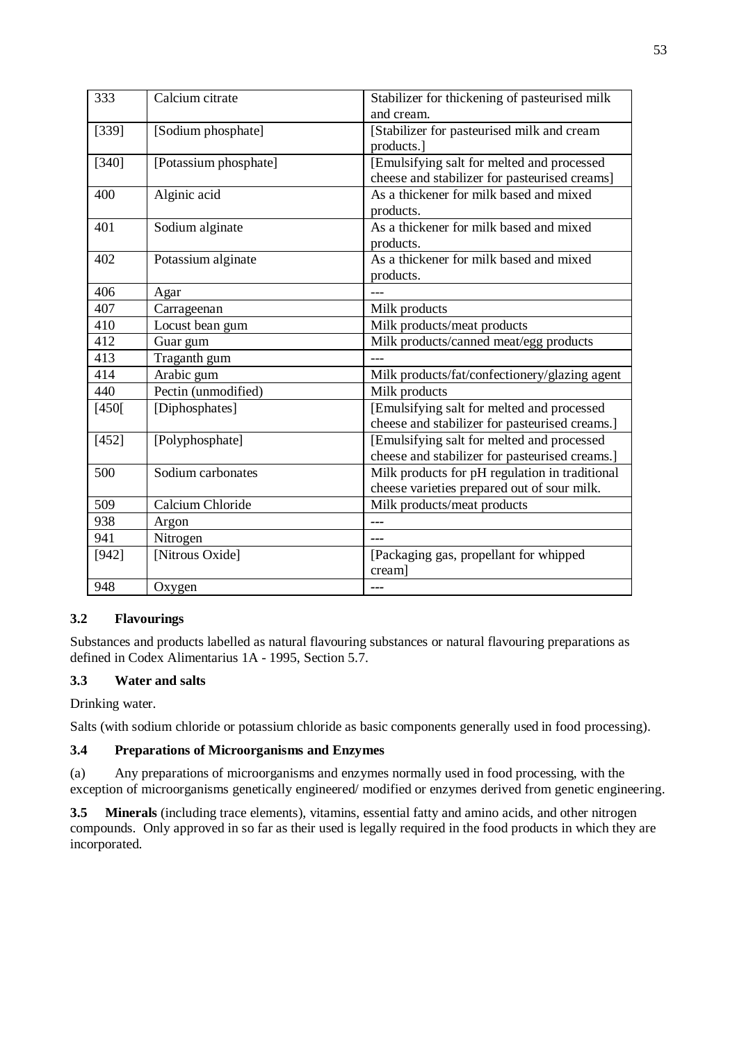| 333 | Calcium citrate | Stabilizer for thickening of pasteurised milk and cream. |
| --- | --- | --- |
| [339] | [Sodium phosphate] | [Stabilizer for pasteurised milk and cream products.] |
| [340] | [Potassium phosphate] | [Emulsifying salt for melted and processed cheese and stabilizer for pasteurised creams] |
| 400 | Alginic acid | As a thickener for milk based and mixed products. |
| 401 | Sodium alginate | As a thickener for milk based and mixed products. |
| 402 | Potassium alginate | As a thickener for milk based and mixed products. |
| 406 | Agar | --- |
| 407 | Carrageenan | Milk products |
| 410 | Locust bean gum | Milk products/meat products |
| 412 | Guar gum | Milk products/canned meat/egg products |
| 413 | Traganth gum | --- |
| 414 | Arabic gum | Milk products/fat/confectionery/glazing agent |
| 440 | Pectin (unmodified) | Milk products |
| [450[ | [Diphosphates] | [Emulsifying salt for melted and processed cheese and stabilizer for pasteurised creams.] |
| [452] | [Polyphosphate] | [Emulsifying salt for melted and processed cheese and stabilizer for pasteurised creams.] |
| 500 | Sodium carbonates | Milk products for pH regulation in traditional cheese varieties prepared out of sour milk. |
| 509 | Calcium Chloride | Milk products/meat products |
| 938 | Argon | --- |
| 941 | Nitrogen | --- |
| [942] | [Nitrous Oxide] | [Packaging gas, propellant for whipped cream] |
| 948 | Oxygen | --- |

### 3.2 Flavourings

Substances and products labelled as natural flavouring substances or natural flavouring preparations as defined in Codex Alimentarius 1A - 1995, Section 5.7.

### 3.3 Water and salts

Drinking water.

Salts (with sodium chloride or potassium chloride as basic components generally used in food processing).

### 3.4 Preparations of Microorganisms and Enzymes

(a) Any preparations of microorganisms and enzymes normally used in food processing, with the exception of microorganisms genetically engineered/ modified or enzymes derived from genetic engineering.

**3.5 Minerals** (including trace elements), vitamins, essential fatty and amino acids, and other nitrogen compounds. Only approved in so far as their used is legally required in the food products in which they are incorporated.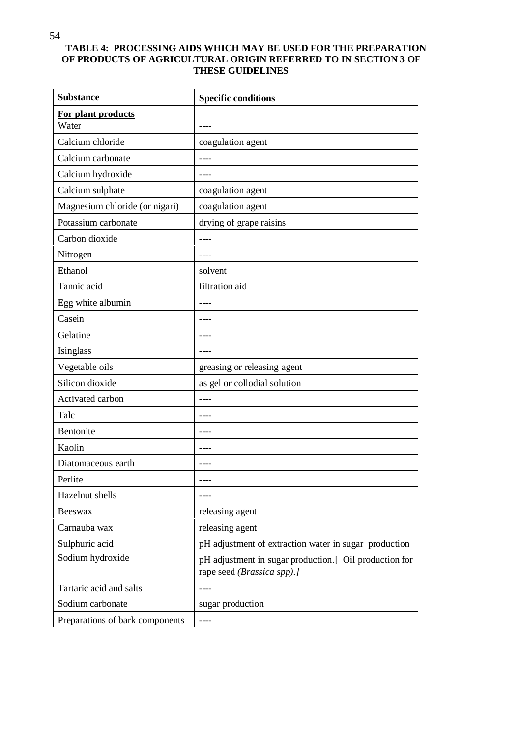**TABLE 4: PROCESSING AIDS WHICH MAY BE USED FOR THE PREPARATION OF PRODUCTS OF AGRICULTURAL ORIGIN REFERRED TO IN SECTION 3 OF THESE GUIDELINES**

| Substance | Specific conditions |
|---|---|
| **For plant products** Water | ---- |
| Calcium chloride | coagulation agent |
| Calcium carbonate | ---- |
| Calcium hydroxide | ---- |
| Calcium sulphate | coagulation agent |
| Magnesium chloride (or nigari) | coagulation agent |
| Potassium carbonate | drying of grape raisins |
| Carbon dioxide | ---- |
| Nitrogen | ---- |
| Ethanol | solvent |
| Tannic acid | filtration aid |
| Egg white albumin | ---- |
| Casein | ---- |
| Gelatine | ---- |
| Isinglass | ---- |
| Vegetable oils | greasing or releasing agent |
| Silicon dioxide | as gel or collodial solution |
| Activated carbon | ---- |
| Talc | ---- |
| Bentonite | ---- |
| Kaolin | ---- |
| Diatomaceous earth | ---- |
| Perlite | ---- |
| Hazelnut shells | ---- |
| Beeswax | releasing agent |
| Carnauba wax | releasing agent |
| Sulphuric acid | pH adjustment of extraction water in sugar production |
| Sodium hydroxide | pH adjustment in sugar production.[ Oil production for rape seed *(Brassica spp).]* |
| Tartaric acid and salts | ---- |
| Sodium carbonate | sugar production |
| Preparations of bark components | ---- |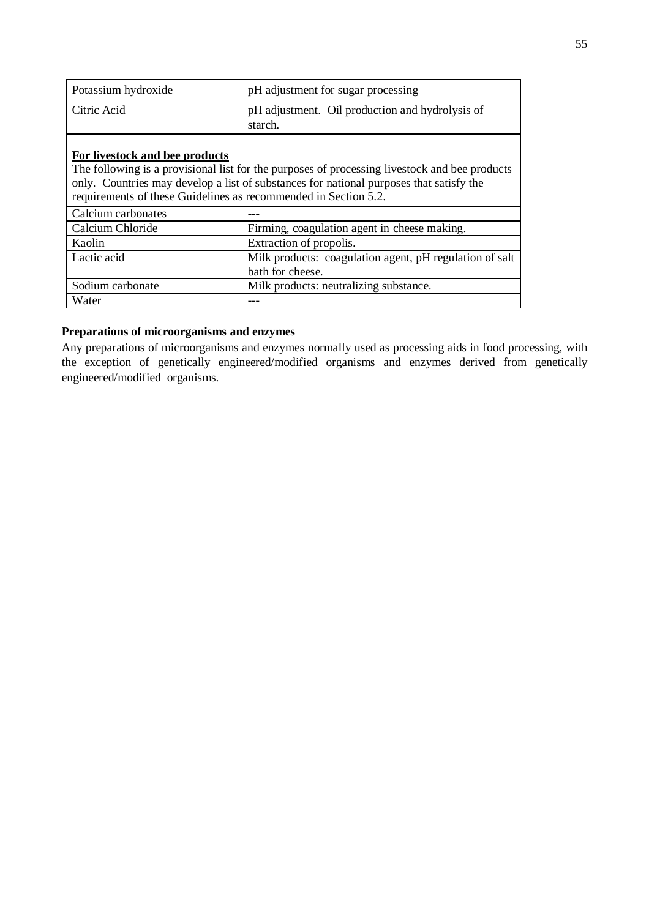| Potassium hydroxide | pH adjustment for sugar processing |
|---|---|
| Citric Acid | pH adjustment. Oil production and hydrolysis of starch. |

**For livestock and bee products**

The following is a provisional list for the purposes of processing livestock and bee products only. Countries may develop a list of substances for national purposes that satisfy the requirements of these Guidelines as recommended in Section 5.2.

| Calcium carbonates | --- |
|---|---|
| Calcium Chloride | Firming, coagulation agent in cheese making. |
| Kaolin | Extraction of propolis. |
| Lactic acid | Milk products: coagulation agent, pH regulation of salt bath for cheese. |
| Sodium carbonate | Milk products: neutralizing substance. |
| Water | --- |

**Preparations of microorganisms and enzymes**

Any preparations of microorganisms and enzymes normally used as processing aids in food processing, with the exception of genetically engineered/modified organisms and enzymes derived from genetically engineered/modified organisms.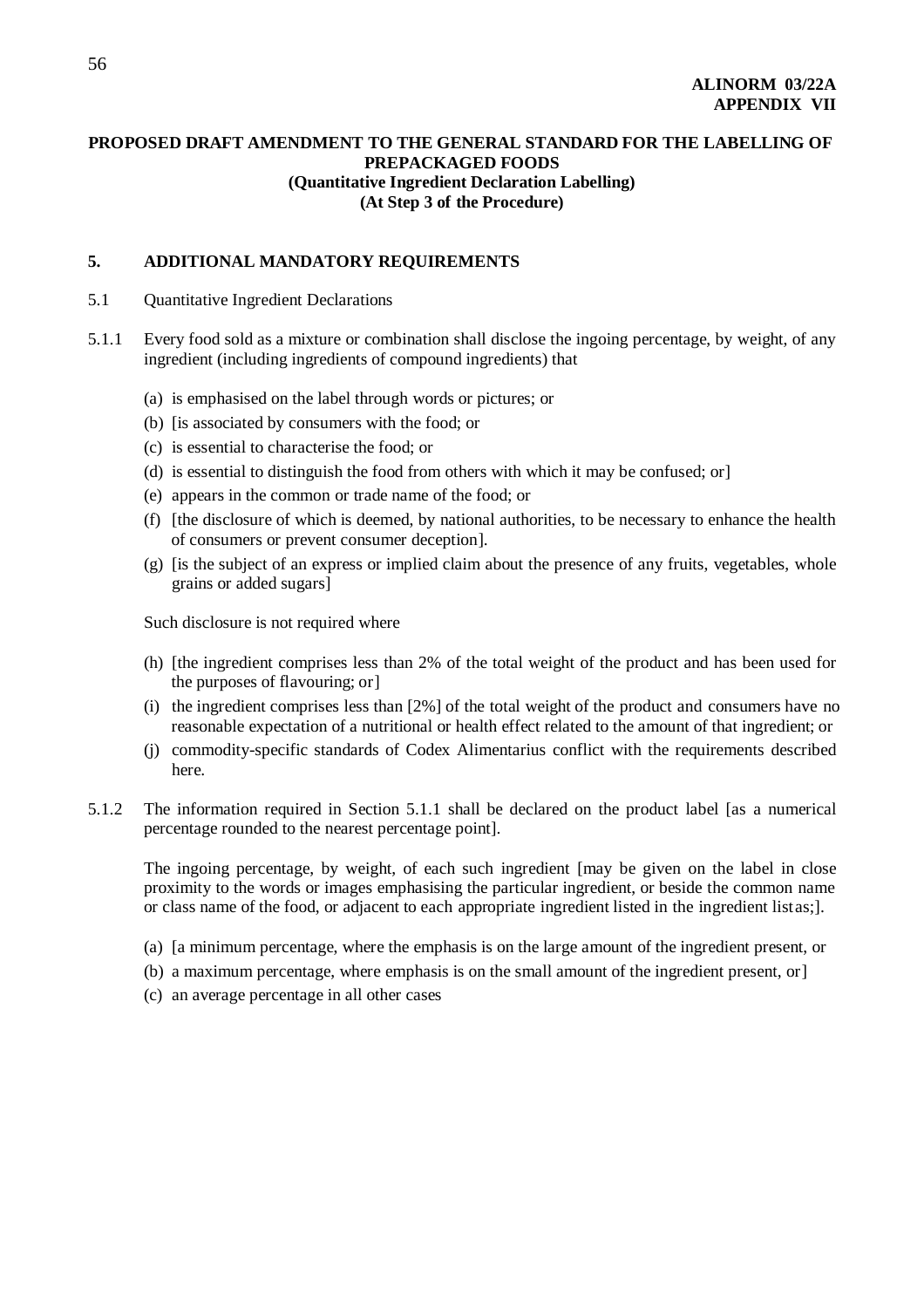**ALINORM 03/22A**
**APPENDIX VII**

## PROPOSED DRAFT AMENDMENT TO THE GENERAL STANDARD FOR THE LABELLING OF PREPACKAGED FOODS
### (Quantitative Ingredient Declaration Labelling)
### (At Step 3 of the Procedure)

### 5. ADDITIONAL MANDATORY REQUIREMENTS

5.1 Quantitative Ingredient Declarations

5.1.1 Every food sold as a mixture or combination shall disclose the ingoing percentage, by weight, of any ingredient (including ingredients of compound ingredients) that

(a) is emphasised on the label through words or pictures; or

(b) [is associated by consumers with the food; or

(c) is essential to characterise the food; or

(d) is essential to distinguish the food from others with which it may be confused; or]

(e) appears in the common or trade name of the food; or

(f) [the disclosure of which is deemed, by national authorities, to be necessary to enhance the health of consumers or prevent consumer deception].

(g) [is the subject of an express or implied claim about the presence of any fruits, vegetables, whole grains or added sugars]

Such disclosure is not required where

(h) [the ingredient comprises less than 2% of the total weight of the product and has been used for the purposes of flavouring; or]

(i) the ingredient comprises less than [2%] of the total weight of the product and consumers have no reasonable expectation of a nutritional or health effect related to the amount of that ingredient; or

(j) commodity-specific standards of Codex Alimentarius conflict with the requirements described here.

5.1.2 The information required in Section 5.1.1 shall be declared on the product label [as a numerical percentage rounded to the nearest percentage point].

The ingoing percentage, by weight, of each such ingredient [may be given on the label in close proximity to the words or images emphasising the particular ingredient, or beside the common name or class name of the food, or adjacent to each appropriate ingredient listed in the ingredient listas;].

(a) [a minimum percentage, where the emphasis is on the large amount of the ingredient present, or

(b) a maximum percentage, where emphasis is on the small amount of the ingredient present, or]

(c) an average percentage in all other cases